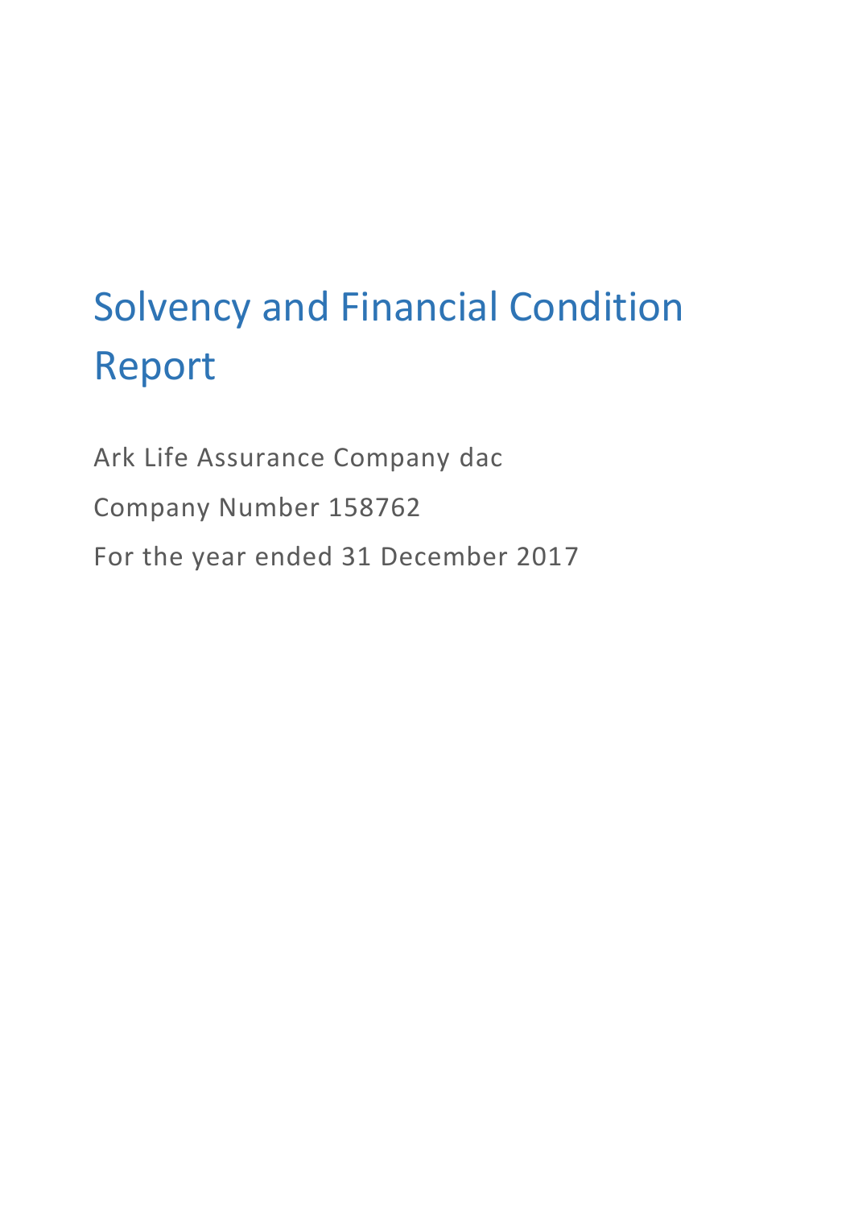# Solvency and Financial Condition Report

Ark Life Assurance Company dac

Company Number 158762

For the year ended 31 December 2017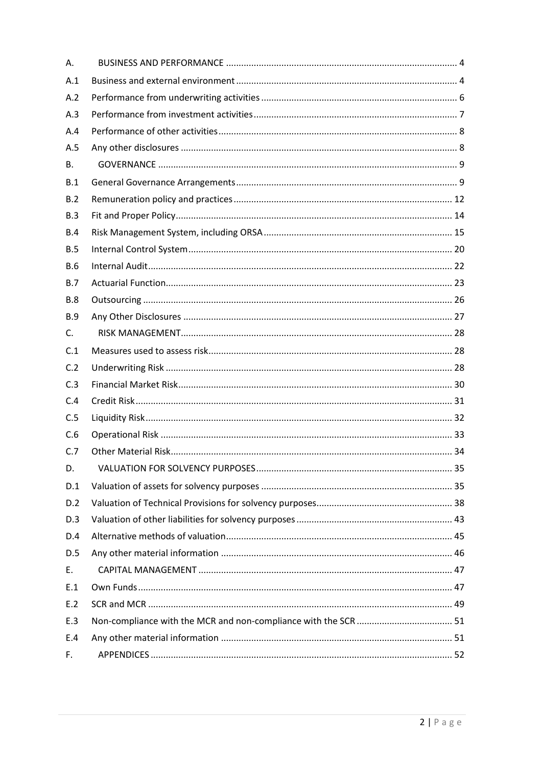| | | |
|---|---|---|
| A. | BUSINESS AND PERFORMANCE | 4 |
| A.1 | Business and external environment | 4 |
| A.2 | Performance from underwriting activities | 6 |
| A.3 | Performance from investment activities | 7 |
| A.4 | Performance of other activities | 8 |
| A.5 | Any other disclosures | 8 |
| B. | GOVERNANCE | 9 |
| B.1 | General Governance Arrangements | 9 |
| B.2 | Remuneration policy and practices | 12 |
| B.3 | Fit and Proper Policy | 14 |
| B.4 | Risk Management System, including ORSA | 15 |
| B.5 | Internal Control System | 20 |
| B.6 | Internal Audit | 22 |
| B.7 | Actuarial Function | 23 |
| B.8 | Outsourcing | 26 |
| B.9 | Any Other Disclosures | 27 |
| C. | RISK MANAGEMENT | 28 |
| C.1 | Measures used to assess risk | 28 |
| C.2 | Underwriting Risk | 28 |
| C.3 | Financial Market Risk | 30 |
| C.4 | Credit Risk | 31 |
| C.5 | Liquidity Risk | 32 |
| C.6 | Operational Risk | 33 |
| C.7 | Other Material Risk | 34 |
| D. | VALUATION FOR SOLVENCY PURPOSES | 35 |
| D.1 | Valuation of assets for solvency purposes | 35 |
| D.2 | Valuation of Technical Provisions for solvency purposes | 38 |
| D.3 | Valuation of other liabilities for solvency purposes | 43 |
| D.4 | Alternative methods of valuation | 45 |
| D.5 | Any other material information | 46 |
| E. | CAPITAL MANAGEMENT | 47 |
| E.1 | Own Funds | 47 |
| E.2 | SCR and MCR | 49 |
| E.3 | Non-compliance with the MCR and non-compliance with the SCR | 51 |
| E.4 | Any other material information | 51 |
| F. | APPENDICES | 52 |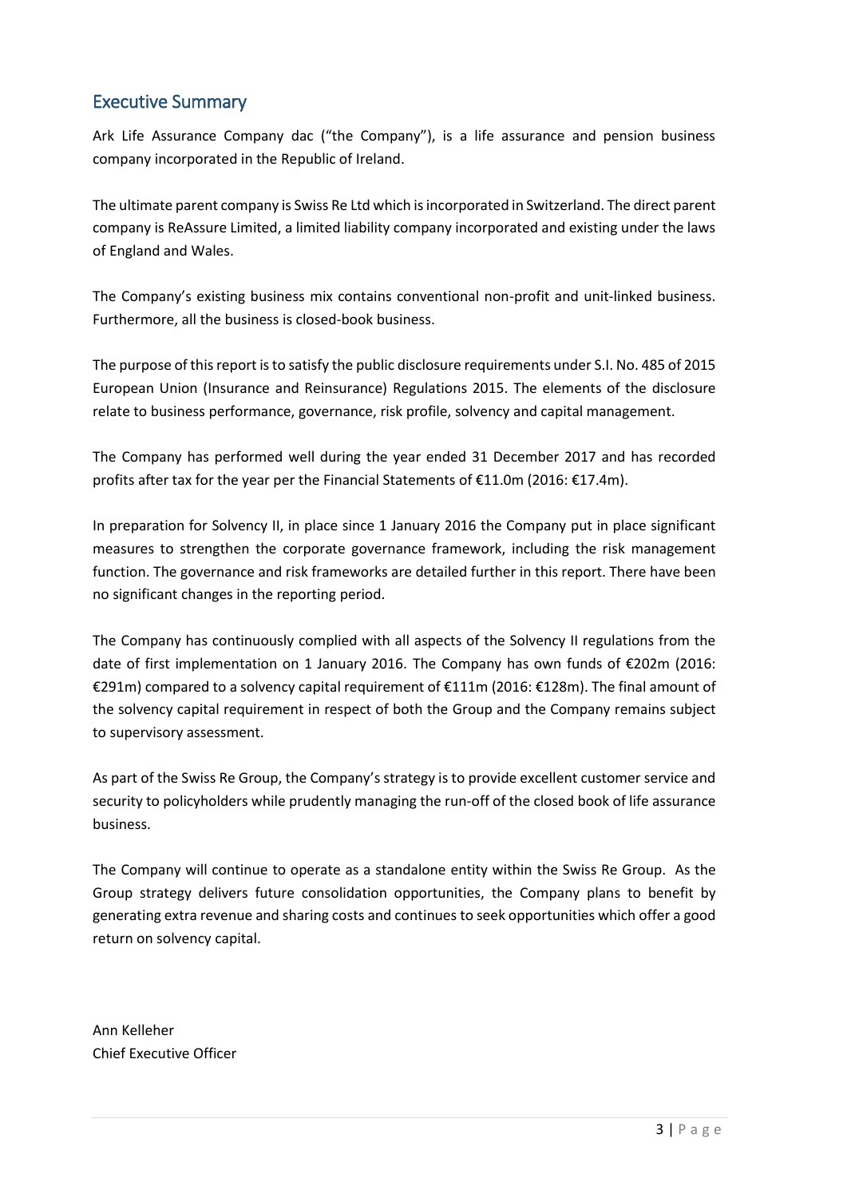## Executive Summary

Ark Life Assurance Company dac ("the Company"), is a life assurance and pension business company incorporated in the Republic of Ireland.

The ultimate parent company is Swiss Re Ltd which is incorporated in Switzerland. The direct parent company is ReAssure Limited, a limited liability company incorporated and existing under the laws of England and Wales.

The Company's existing business mix contains conventional non-profit and unit-linked business. Furthermore, all the business is closed-book business.

The purpose of this report is to satisfy the public disclosure requirements under S.I. No. 485 of 2015 European Union (Insurance and Reinsurance) Regulations 2015. The elements of the disclosure relate to business performance, governance, risk profile, solvency and capital management.

The Company has performed well during the year ended 31 December 2017 and has recorded profits after tax for the year per the Financial Statements of €11.0m (2016: €17.4m).

In preparation for Solvency II, in place since 1 January 2016 the Company put in place significant measures to strengthen the corporate governance framework, including the risk management function. The governance and risk frameworks are detailed further in this report. There have been no significant changes in the reporting period.

The Company has continuously complied with all aspects of the Solvency II regulations from the date of first implementation on 1 January 2016. The Company has own funds of €202m (2016: €291m) compared to a solvency capital requirement of €111m (2016: €128m). The final amount of the solvency capital requirement in respect of both the Group and the Company remains subject to supervisory assessment.

As part of the Swiss Re Group, the Company's strategy is to provide excellent customer service and security to policyholders while prudently managing the run-off of the closed book of life assurance business.

The Company will continue to operate as a standalone entity within the Swiss Re Group. As the Group strategy delivers future consolidation opportunities, the Company plans to benefit by generating extra revenue and sharing costs and continues to seek opportunities which offer a good return on solvency capital.

Ann Kelleher
Chief Executive Officer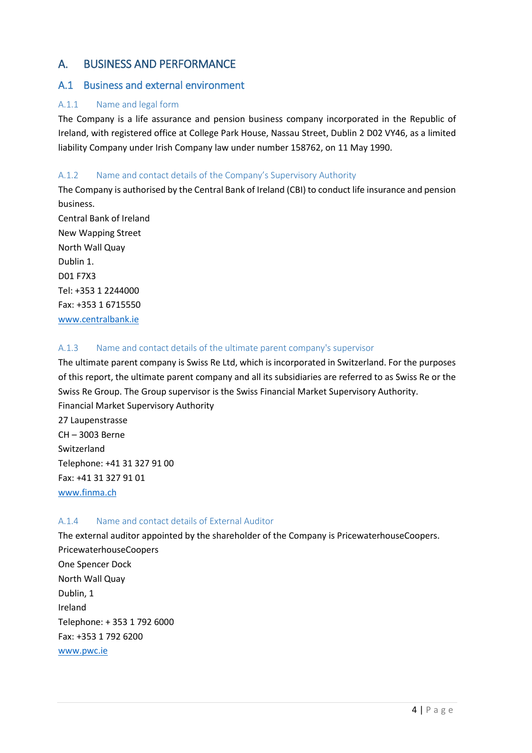# A. BUSINESS AND PERFORMANCE

## A.1 Business and external environment

### A.1.1 Name and legal form

The Company is a life assurance and pension business company incorporated in the Republic of Ireland, with registered office at College Park House, Nassau Street, Dublin 2 D02 VY46, as a limited liability Company under Irish Company law under number 158762, on 11 May 1990.

### A.1.2 Name and contact details of the Company's Supervisory Authority

The Company is authorised by the Central Bank of Ireland (CBI) to conduct life insurance and pension business.

Central Bank of Ireland
New Wapping Street
North Wall Quay
Dublin 1.
D01 F7X3
Tel: +353 1 2244000
Fax: +353 1 6715550
www.centralbank.ie

### A.1.3 Name and contact details of the ultimate parent company's supervisor

The ultimate parent company is Swiss Re Ltd, which is incorporated in Switzerland. For the purposes of this report, the ultimate parent company and all its subsidiaries are referred to as Swiss Re or the Swiss Re Group. The Group supervisor is the Swiss Financial Market Supervisory Authority.

Financial Market Supervisory Authority
27 Laupenstrasse
CH – 3003 Berne
Switzerland
Telephone: +41 31 327 91 00
Fax: +41 31 327 91 01
www.finma.ch

### A.1.4 Name and contact details of External Auditor

The external auditor appointed by the shareholder of the Company is PricewaterhouseCoopers.

PricewaterhouseCoopers
One Spencer Dock
North Wall Quay
Dublin, 1
Ireland
Telephone: + 353 1 792 6000
Fax: +353 1 792 6200
www.pwc.ie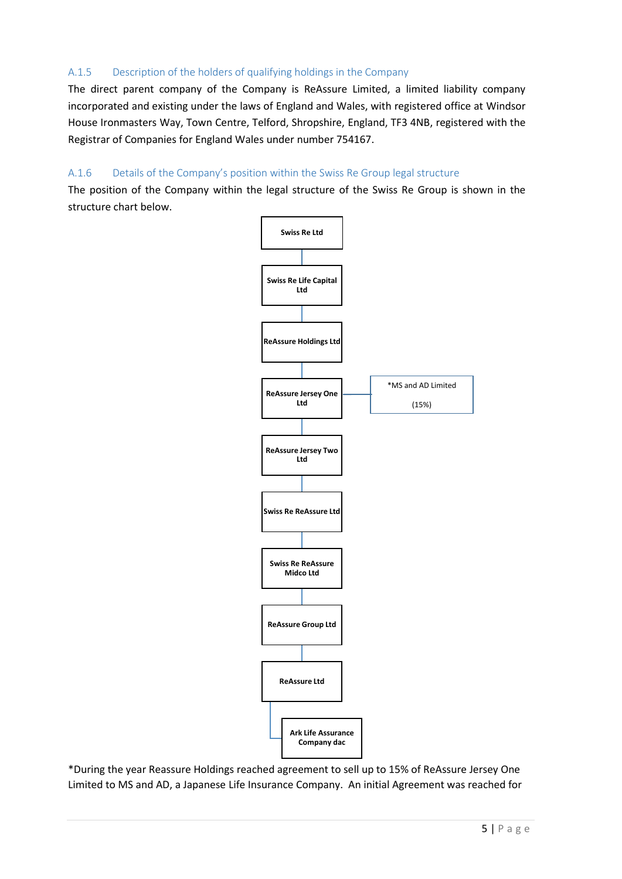### A.1.5 Description of the holders of qualifying holdings in the Company

The direct parent company of the Company is ReAssure Limited, a limited liability company incorporated and existing under the laws of England and Wales, with registered office at Windsor House Ironmasters Way, Town Centre, Telford, Shropshire, England, TF3 4NB, registered with the Registrar of Companies for England Wales under number 754167.

### A.1.6 Details of the Company's position within the Swiss Re Group legal structure

The position of the Company within the legal structure of the Swiss Re Group is shown in the structure chart below.

- Swiss Re Ltd
  - Swiss Re Life Capital Ltd
    - ReAssure Holdings Ltd
      - ReAssure Jersey One Ltd — *MS and AD Limited (15%)
        - ReAssure Jersey Two Ltd
          - Swiss Re ReAssure Ltd
            - Swiss Re ReAssure Midco Ltd
              - ReAssure Group Ltd
                - ReAssure Ltd
                  - Ark Life Assurance Company dac

*During the year Reassure Holdings reached agreement to sell up to 15% of ReAssure Jersey One Limited to MS and AD, a Japanese Life Insurance Company. An initial Agreement was reached for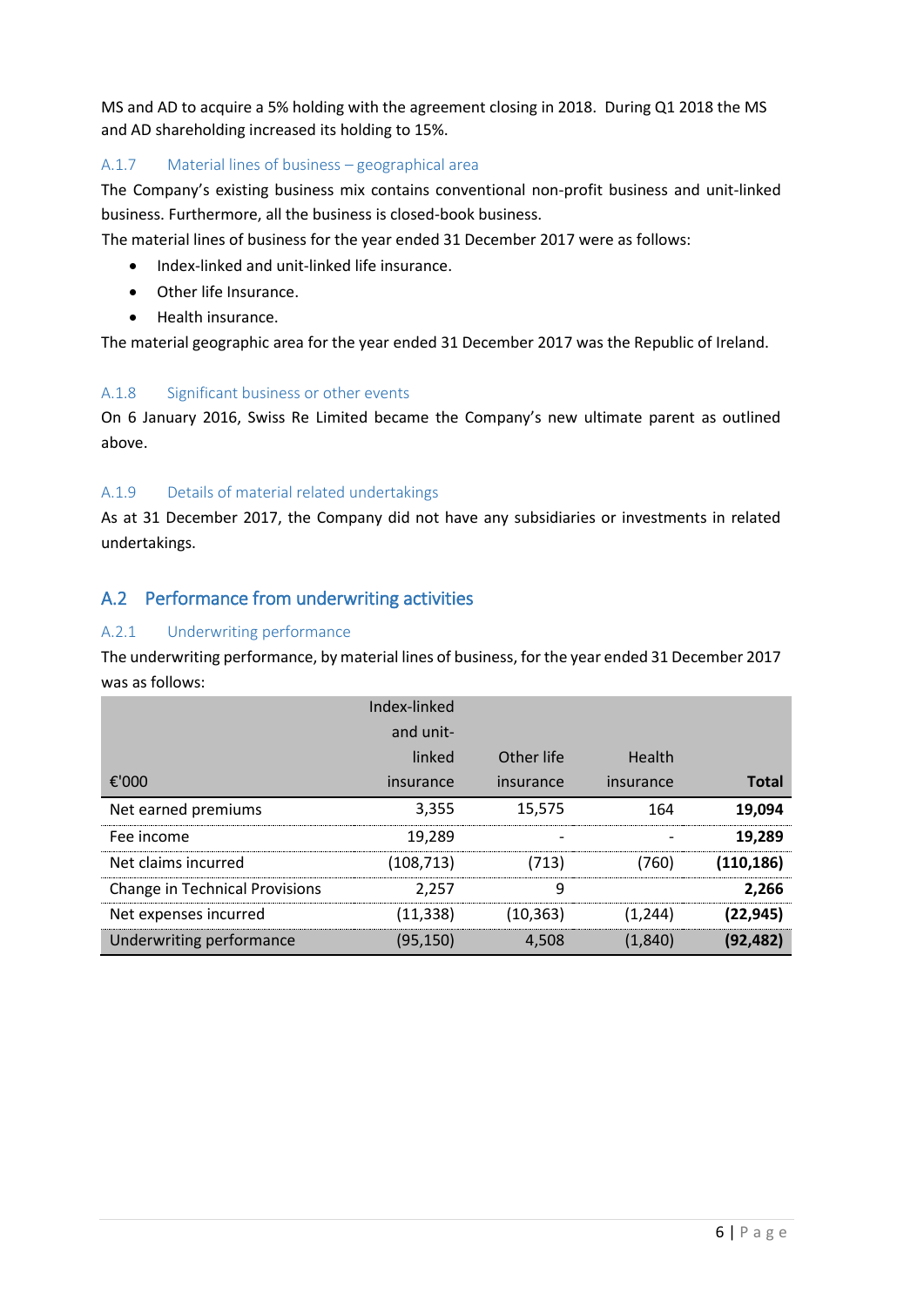MS and AD to acquire a 5% holding with the agreement closing in 2018. During Q1 2018 the MS and AD shareholding increased its holding to 15%.

### A.1.7 Material lines of business – geographical area

The Company's existing business mix contains conventional non-profit business and unit-linked business. Furthermore, all the business is closed-book business.

The material lines of business for the year ended 31 December 2017 were as follows:

- Index-linked and unit-linked life insurance.
- Other life Insurance.
- Health insurance.

The material geographic area for the year ended 31 December 2017 was the Republic of Ireland.

### A.1.8 Significant business or other events

On 6 January 2016, Swiss Re Limited became the Company's new ultimate parent as outlined above.

### A.1.9 Details of material related undertakings

As at 31 December 2017, the Company did not have any subsidiaries or investments in related undertakings.

## A.2 Performance from underwriting activities

### A.2.1 Underwriting performance

The underwriting performance, by material lines of business, for the year ended 31 December 2017 was as follows:

| €'000 | Index-linked and unit-linked insurance | Other life insurance | Health insurance | **Total** |
|---|---|---|---|---|
| Net earned premiums | 3,355 | 15,575 | 164 | **19,094** |
| Fee income | 19,289 | - | - | **19,289** |
| Net claims incurred | (108,713) | (713) | (760) | **(110,186)** |
| Change in Technical Provisions | 2,257 | 9 | | **2,266** |
| Net expenses incurred | (11,338) | (10,363) | (1,244) | **(22,945)** |
| Underwriting performance | (95,150) | 4,508 | (1,840) | **(92,482)** |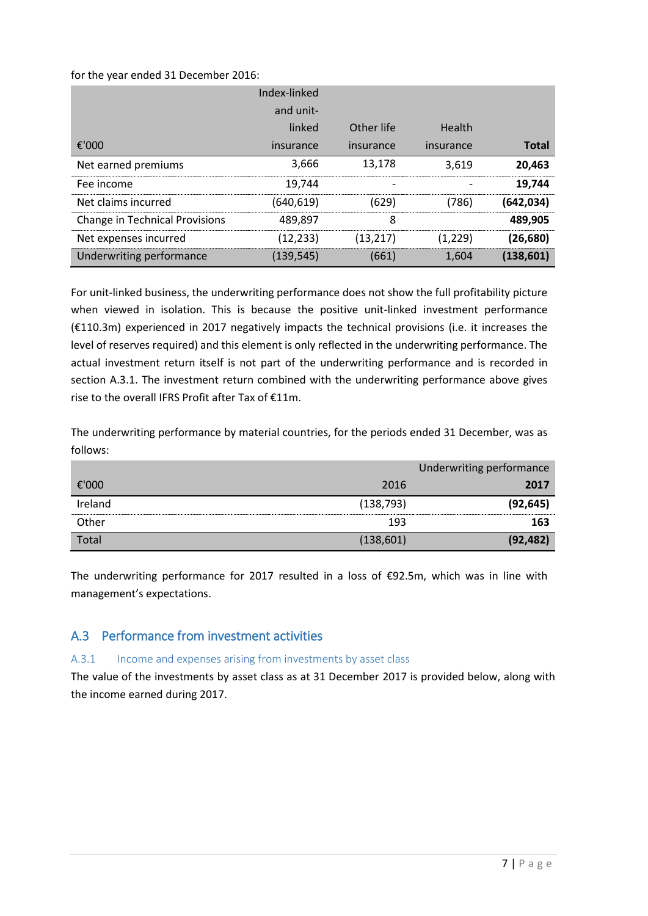for the year ended 31 December 2016:

| €'000 | Index-linked and unit-linked insurance | Other life insurance | Health insurance | **Total** |
|---|---|---|---|---|
| Net earned premiums | 3,666 | 13,178 | 3,619 | **20,463** |
| Fee income | 19,744 | - | - | **19,744** |
| Net claims incurred | (640,619) | (629) | (786) | **(642,034)** |
| Change in Technical Provisions | 489,897 | 8 | | **489,905** |
| Net expenses incurred | (12,233) | (13,217) | (1,229) | **(26,680)** |
| Underwriting performance | (139,545) | (661) | 1,604 | **(138,601)** |

For unit-linked business, the underwriting performance does not show the full profitability picture when viewed in isolation. This is because the positive unit-linked investment performance (€110.3m) experienced in 2017 negatively impacts the technical provisions (i.e. it increases the level of reserves required) and this element is only reflected in the underwriting performance. The actual investment return itself is not part of the underwriting performance and is recorded in section A.3.1. The investment return combined with the underwriting performance above gives rise to the overall IFRS Profit after Tax of €11m.

The underwriting performance by material countries, for the periods ended 31 December, was as follows:

| | Underwriting performance | |
|---|---|---|
| €'000 | 2016 | **2017** |
| Ireland | (138,793) | **(92,645)** |
| Other | 193 | **163** |
| Total | (138,601) | **(92,482)** |

The underwriting performance for 2017 resulted in a loss of €92.5m, which was in line with management's expectations.

## A.3 Performance from investment activities

### A.3.1 Income and expenses arising from investments by asset class

The value of the investments by asset class as at 31 December 2017 is provided below, along with the income earned during 2017.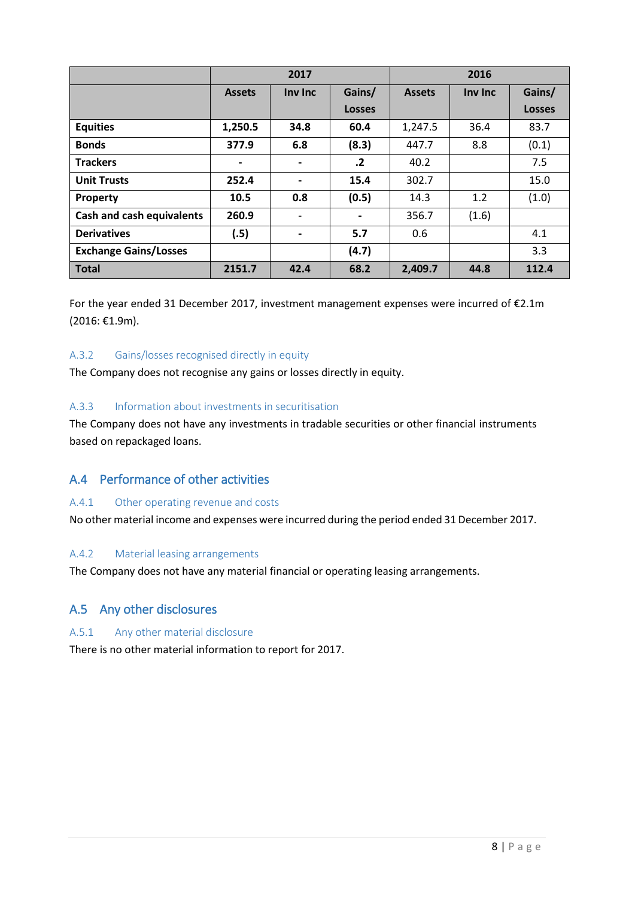| | 2017 | | | 2016 | | |
|---|---|---|---|---|---|---|
| | **Assets** | **Inv Inc** | **Gains/ Losses** | **Assets** | **Inv Inc** | **Gains/ Losses** |
| **Equities** | **1,250.5** | **34.8** | **60.4** | 1,247.5 | 36.4 | 83.7 |
| **Bonds** | **377.9** | **6.8** | **(8.3)** | 447.7 | 8.8 | (0.1) |
| **Trackers** | **-** | **-** | **.2** | 40.2 | | 7.5 |
| **Unit Trusts** | **252.4** | **-** | **15.4** | 302.7 | | 15.0 |
| **Property** | **10.5** | **0.8** | **(0.5)** | 14.3 | 1.2 | (1.0) |
| **Cash and cash equivalents** | **260.9** | - | **-** | 356.7 | (1.6) | |
| **Derivatives** | **(.5)** | **-** | **5.7** | 0.6 | | 4.1 |
| **Exchange Gains/Losses** | | | **(4.7)** | | | 3.3 |
| **Total** | **2151.7** | **42.4** | **68.2** | **2,409.7** | **44.8** | **112.4** |

For the year ended 31 December 2017, investment management expenses were incurred of €2.1m (2016: €1.9m).

### A.3.2 Gains/losses recognised directly in equity

The Company does not recognise any gains or losses directly in equity.

### A.3.3 Information about investments in securitisation

The Company does not have any investments in tradable securities or other financial instruments based on repackaged loans.

## A.4 Performance of other activities

### A.4.1 Other operating revenue and costs

No other material income and expenses were incurred during the period ended 31 December 2017.

### A.4.2 Material leasing arrangements

The Company does not have any material financial or operating leasing arrangements.

## A.5 Any other disclosures

### A.5.1 Any other material disclosure

There is no other material information to report for 2017.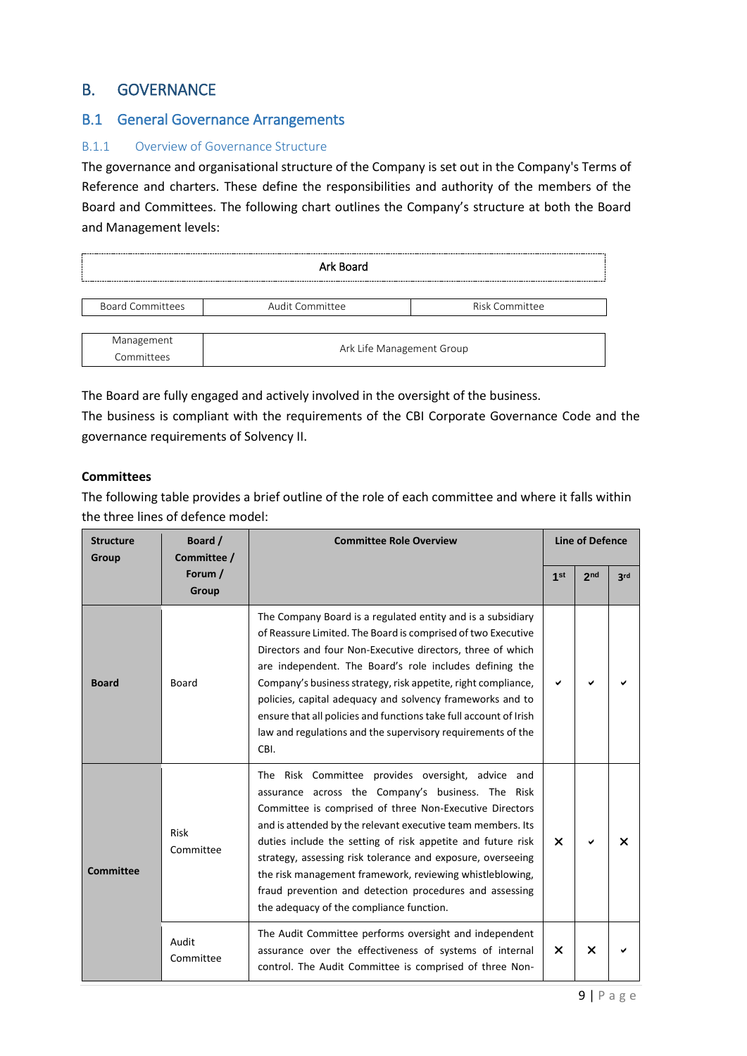# B. GOVERNANCE

## B.1 General Governance Arrangements

### B.1.1 Overview of Governance Structure

The governance and organisational structure of the Company is set out in the Company's Terms of Reference and charters. These define the responsibilities and authority of the members of the Board and Committees. The following chart outlines the Company's structure at both the Board and Management levels:

| Ark Board | | |
|---|---|---|
| Board Committees | Audit Committee | Risk Committee |
| Management Committees | Ark Life Management Group | |

The Board are fully engaged and actively involved in the oversight of the business.

The business is compliant with the requirements of the CBI Corporate Governance Code and the governance requirements of Solvency II.

**Committees**

The following table provides a brief outline of the role of each committee and where it falls within the three lines of defence model:

| Structure Group | Board / Committee / Forum / Group | Committee Role Overview | Line of Defence | | |
|---|---|---|---|---|---|
| | | | 1st | 2nd | 3rd |
| **Board** | Board | The Company Board is a regulated entity and is a subsidiary of Reassure Limited. The Board is comprised of two Executive Directors and four Non-Executive directors, three of which are independent. The Board's role includes defining the Company's business strategy, risk appetite, right compliance, policies, capital adequacy and solvency frameworks and to ensure that all policies and functions take full account of Irish law and regulations and the supervisory requirements of the CBI. | ✔ | ✔ | ✔ |
| **Committee** | Risk Committee | The Risk Committee provides oversight, advice and assurance across the Company's business. The Risk Committee is comprised of three Non-Executive Directors and is attended by the relevant executive team members. Its duties include the setting of risk appetite and future risk strategy, assessing risk tolerance and exposure, overseeing the risk management framework, reviewing whistleblowing, fraud prevention and detection procedures and assessing the adequacy of the compliance function. | ✕ | ✔ | ✕ |
| | Audit Committee | The Audit Committee performs oversight and independent assurance over the effectiveness of systems of internal control. The Audit Committee is comprised of three Non- | ✕ | ✕ | ✔ |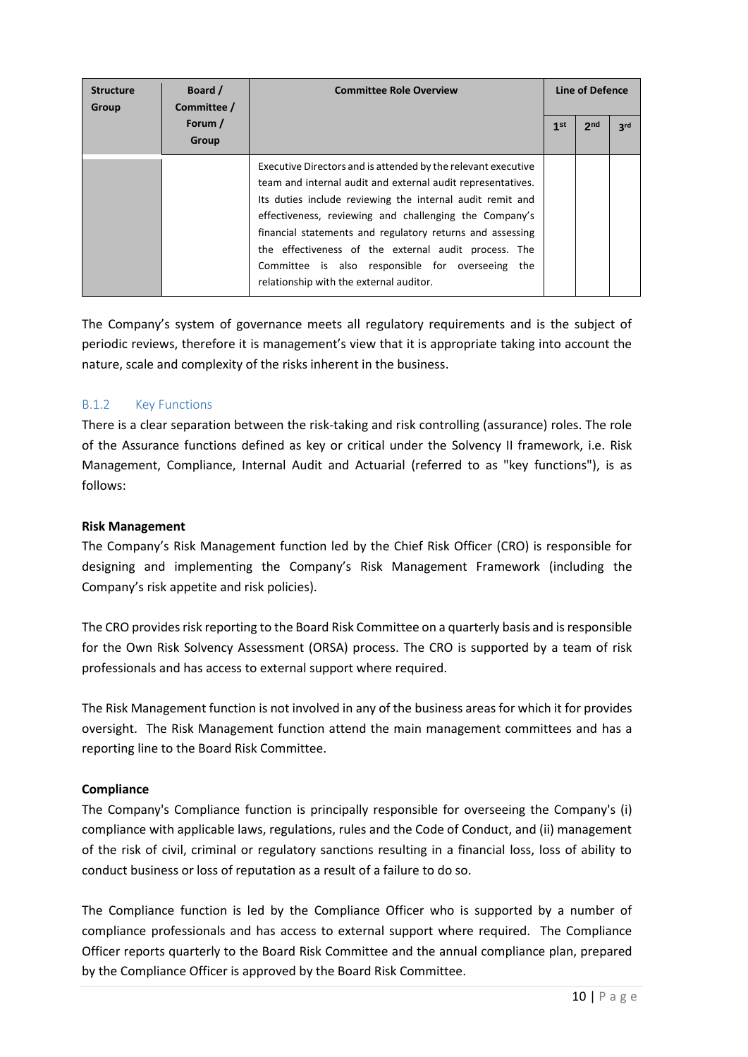| Structure Group | Board / Committee / Forum / Group | Committee Role Overview | Line of Defence | | |
|---|---|---|---|---|---|
| | | | 1st | 2nd | 3rd |
| | | Executive Directors and is attended by the relevant executive team and internal audit and external audit representatives. Its duties include reviewing the internal audit remit and effectiveness, reviewing and challenging the Company's financial statements and regulatory returns and assessing the effectiveness of the external audit process. The Committee is also responsible for overseeing the relationship with the external auditor. | | | |

The Company's system of governance meets all regulatory requirements and is the subject of periodic reviews, therefore it is management's view that it is appropriate taking into account the nature, scale and complexity of the risks inherent in the business.

### B.1.2 Key Functions

There is a clear separation between the risk-taking and risk controlling (assurance) roles. The role of the Assurance functions defined as key or critical under the Solvency II framework, i.e. Risk Management, Compliance, Internal Audit and Actuarial (referred to as "key functions"), is as follows:

**Risk Management**

The Company's Risk Management function led by the Chief Risk Officer (CRO) is responsible for designing and implementing the Company's Risk Management Framework (including the Company's risk appetite and risk policies).

The CRO provides risk reporting to the Board Risk Committee on a quarterly basis and is responsible for the Own Risk Solvency Assessment (ORSA) process. The CRO is supported by a team of risk professionals and has access to external support where required.

The Risk Management function is not involved in any of the business areas for which it for provides oversight. The Risk Management function attend the main management committees and has a reporting line to the Board Risk Committee.

**Compliance**

The Company's Compliance function is principally responsible for overseeing the Company's (i) compliance with applicable laws, regulations, rules and the Code of Conduct, and (ii) management of the risk of civil, criminal or regulatory sanctions resulting in a financial loss, loss of ability to conduct business or loss of reputation as a result of a failure to do so.

The Compliance function is led by the Compliance Officer who is supported by a number of compliance professionals and has access to external support where required. The Compliance Officer reports quarterly to the Board Risk Committee and the annual compliance plan, prepared by the Compliance Officer is approved by the Board Risk Committee.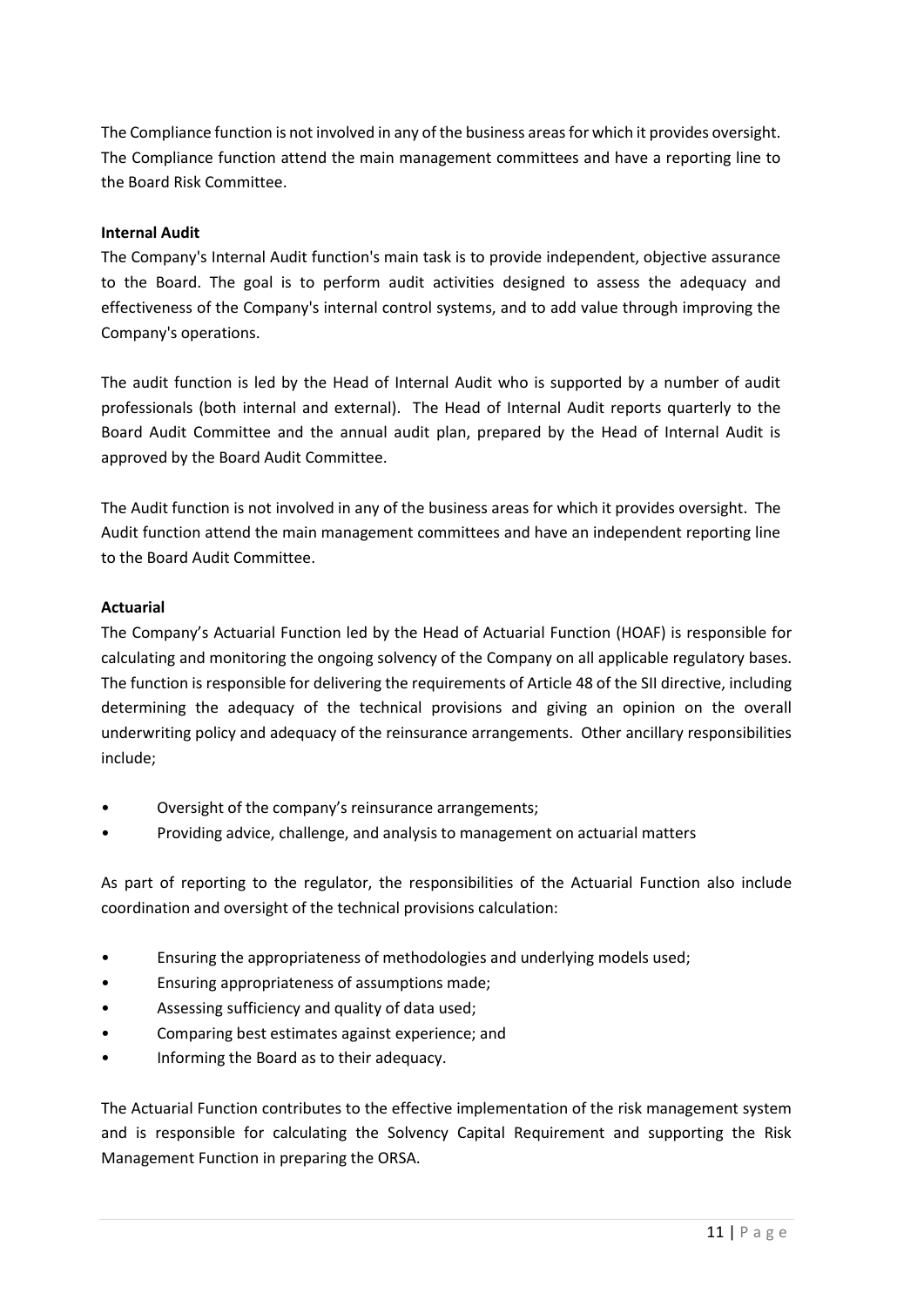The Compliance function is not involved in any of the business areas for which it provides oversight. The Compliance function attend the main management committees and have a reporting line to the Board Risk Committee.

**Internal Audit**

The Company's Internal Audit function's main task is to provide independent, objective assurance to the Board. The goal is to perform audit activities designed to assess the adequacy and effectiveness of the Company's internal control systems, and to add value through improving the Company's operations.

The audit function is led by the Head of Internal Audit who is supported by a number of audit professionals (both internal and external). The Head of Internal Audit reports quarterly to the Board Audit Committee and the annual audit plan, prepared by the Head of Internal Audit is approved by the Board Audit Committee.

The Audit function is not involved in any of the business areas for which it provides oversight. The Audit function attend the main management committees and have an independent reporting line to the Board Audit Committee.

**Actuarial**

The Company's Actuarial Function led by the Head of Actuarial Function (HOAF) is responsible for calculating and monitoring the ongoing solvency of the Company on all applicable regulatory bases. The function is responsible for delivering the requirements of Article 48 of the SII directive, including determining the adequacy of the technical provisions and giving an opinion on the overall underwriting policy and adequacy of the reinsurance arrangements. Other ancillary responsibilities include;

- Oversight of the company's reinsurance arrangements;
- Providing advice, challenge, and analysis to management on actuarial matters

As part of reporting to the regulator, the responsibilities of the Actuarial Function also include coordination and oversight of the technical provisions calculation:

- Ensuring the appropriateness of methodologies and underlying models used;
- Ensuring appropriateness of assumptions made;
- Assessing sufficiency and quality of data used;
- Comparing best estimates against experience; and
- Informing the Board as to their adequacy.

The Actuarial Function contributes to the effective implementation of the risk management system and is responsible for calculating the Solvency Capital Requirement and supporting the Risk Management Function in preparing the ORSA.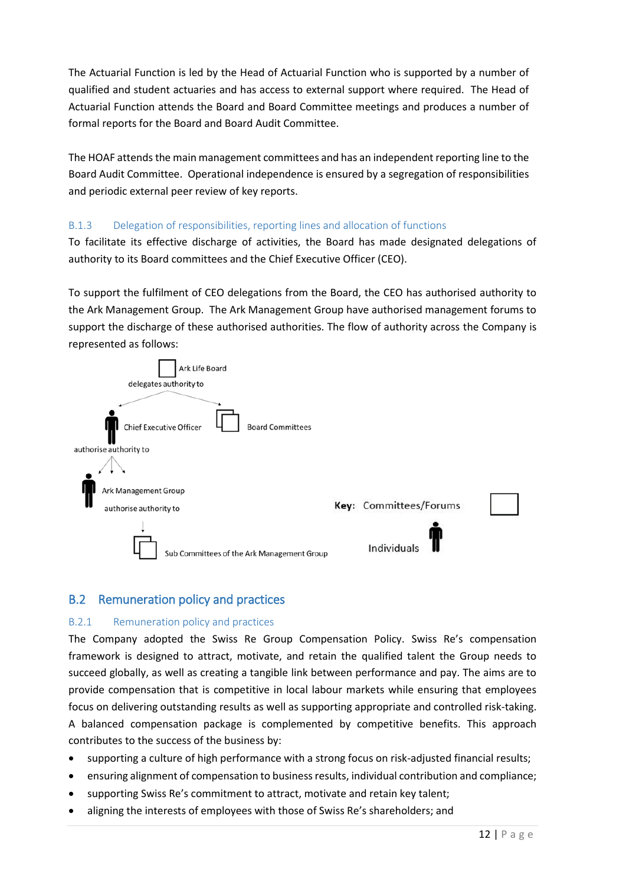The Actuarial Function is led by the Head of Actuarial Function who is supported by a number of qualified and student actuaries and has access to external support where required. The Head of Actuarial Function attends the Board and Board Committee meetings and produces a number of formal reports for the Board and Board Audit Committee.

The HOAF attends the main management committees and has an independent reporting line to the Board Audit Committee. Operational independence is ensured by a segregation of responsibilities and periodic external peer review of key reports.

### B.1.3 Delegation of responsibilities, reporting lines and allocation of functions

To facilitate its effective discharge of activities, the Board has made designated delegations of authority to its Board committees and the Chief Executive Officer (CEO).

To support the fulfilment of CEO delegations from the Board, the CEO has authorised authority to the Ark Management Group. The Ark Management Group have authorised management forums to support the discharge of these authorised authorities. The flow of authority across the Company is represented as follows:

Ark Life Board

delegates authority to

Chief Executive Officer

Board Committees

authorise authority to

Ark Management Group

authorise authority to

Sub Committees of the Ark Management Group

**Key:** Committees/Forums

Individuals

## B.2 Remuneration policy and practices

### B.2.1 Remuneration policy and practices

The Company adopted the Swiss Re Group Compensation Policy. Swiss Re's compensation framework is designed to attract, motivate, and retain the qualified talent the Group needs to succeed globally, as well as creating a tangible link between performance and pay. The aims are to provide compensation that is competitive in local labour markets while ensuring that employees focus on delivering outstanding results as well as supporting appropriate and controlled risk-taking. A balanced compensation package is complemented by competitive benefits. This approach contributes to the success of the business by:

- supporting a culture of high performance with a strong focus on risk-adjusted financial results;
- ensuring alignment of compensation to business results, individual contribution and compliance;
- supporting Swiss Re's commitment to attract, motivate and retain key talent;
- aligning the interests of employees with those of Swiss Re's shareholders; and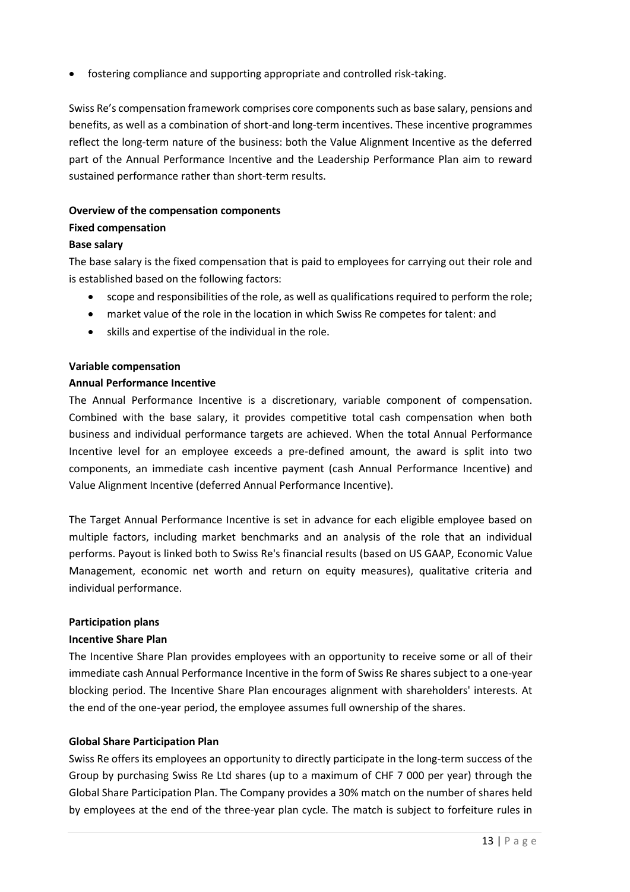- fostering compliance and supporting appropriate and controlled risk-taking.

Swiss Re's compensation framework comprises core components such as base salary, pensions and benefits, as well as a combination of short-and long-term incentives. These incentive programmes reflect the long-term nature of the business: both the Value Alignment Incentive as the deferred part of the Annual Performance Incentive and the Leadership Performance Plan aim to reward sustained performance rather than short-term results.

**Overview of the compensation components**

**Fixed compensation**

**Base salary**

The base salary is the fixed compensation that is paid to employees for carrying out their role and is established based on the following factors:

- scope and responsibilities of the role, as well as qualifications required to perform the role;
- market value of the role in the location in which Swiss Re competes for talent: and
- skills and expertise of the individual in the role.

**Variable compensation**

**Annual Performance Incentive**

The Annual Performance Incentive is a discretionary, variable component of compensation. Combined with the base salary, it provides competitive total cash compensation when both business and individual performance targets are achieved. When the total Annual Performance Incentive level for an employee exceeds a pre-defined amount, the award is split into two components, an immediate cash incentive payment (cash Annual Performance Incentive) and Value Alignment Incentive (deferred Annual Performance Incentive).

The Target Annual Performance Incentive is set in advance for each eligible employee based on multiple factors, including market benchmarks and an analysis of the role that an individual performs. Payout is linked both to Swiss Re's financial results (based on US GAAP, Economic Value Management, economic net worth and return on equity measures), qualitative criteria and individual performance.

**Participation plans**

**Incentive Share Plan**

The Incentive Share Plan provides employees with an opportunity to receive some or all of their immediate cash Annual Performance Incentive in the form of Swiss Re shares subject to a one-year blocking period. The Incentive Share Plan encourages alignment with shareholders' interests. At the end of the one-year period, the employee assumes full ownership of the shares.

**Global Share Participation Plan**

Swiss Re offers its employees an opportunity to directly participate in the long-term success of the Group by purchasing Swiss Re Ltd shares (up to a maximum of CHF 7 000 per year) through the Global Share Participation Plan. The Company provides a 30% match on the number of shares held by employees at the end of the three-year plan cycle. The match is subject to forfeiture rules in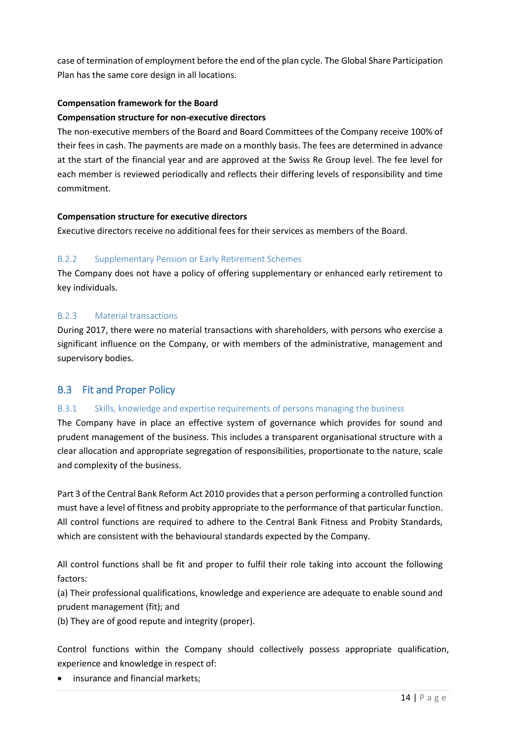case of termination of employment before the end of the plan cycle. The Global Share Participation Plan has the same core design in all locations.

**Compensation framework for the Board**

**Compensation structure for non-executive directors**

The non-executive members of the Board and Board Committees of the Company receive 100% of their fees in cash. The payments are made on a monthly basis. The fees are determined in advance at the start of the financial year and are approved at the Swiss Re Group level. The fee level for each member is reviewed periodically and reflects their differing levels of responsibility and time commitment.

**Compensation structure for executive directors**

Executive directors receive no additional fees for their services as members of the Board.

### B.2.2 Supplementary Pension or Early Retirement Schemes

The Company does not have a policy of offering supplementary or enhanced early retirement to key individuals.

### B.2.3 Material transactions

During 2017, there were no material transactions with shareholders, with persons who exercise a significant influence on the Company, or with members of the administrative, management and supervisory bodies.

## B.3 Fit and Proper Policy

### B.3.1 Skills, knowledge and expertise requirements of persons managing the business

The Company have in place an effective system of governance which provides for sound and prudent management of the business. This includes a transparent organisational structure with a clear allocation and appropriate segregation of responsibilities, proportionate to the nature, scale and complexity of the business.

Part 3 of the Central Bank Reform Act 2010 provides that a person performing a controlled function must have a level of fitness and probity appropriate to the performance of that particular function. All control functions are required to adhere to the Central Bank Fitness and Probity Standards, which are consistent with the behavioural standards expected by the Company.

All control functions shall be fit and proper to fulfil their role taking into account the following factors:

(a) Their professional qualifications, knowledge and experience are adequate to enable sound and prudent management (fit); and

(b) They are of good repute and integrity (proper).

Control functions within the Company should collectively possess appropriate qualification, experience and knowledge in respect of:

- insurance and financial markets;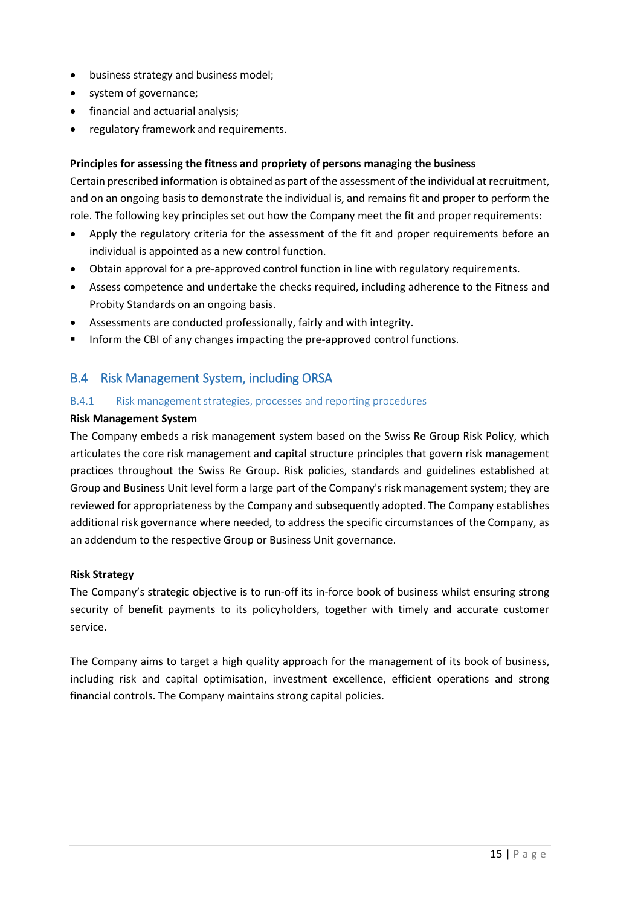- business strategy and business model;
- system of governance;
- financial and actuarial analysis;
- regulatory framework and requirements.

**Principles for assessing the fitness and propriety of persons managing the business**

Certain prescribed information is obtained as part of the assessment of the individual at recruitment, and on an ongoing basis to demonstrate the individual is, and remains fit and proper to perform the role. The following key principles set out how the Company meet the fit and proper requirements:

- Apply the regulatory criteria for the assessment of the fit and proper requirements before an individual is appointed as a new control function.
- Obtain approval for a pre-approved control function in line with regulatory requirements.
- Assess competence and undertake the checks required, including adherence to the Fitness and Probity Standards on an ongoing basis.
- Assessments are conducted professionally, fairly and with integrity.
- Inform the CBI of any changes impacting the pre-approved control functions.

## B.4 Risk Management System, including ORSA

### B.4.1 Risk management strategies, processes and reporting procedures

**Risk Management System**

The Company embeds a risk management system based on the Swiss Re Group Risk Policy, which articulates the core risk management and capital structure principles that govern risk management practices throughout the Swiss Re Group. Risk policies, standards and guidelines established at Group and Business Unit level form a large part of the Company's risk management system; they are reviewed for appropriateness by the Company and subsequently adopted. The Company establishes additional risk governance where needed, to address the specific circumstances of the Company, as an addendum to the respective Group or Business Unit governance.

**Risk Strategy**

The Company's strategic objective is to run-off its in-force book of business whilst ensuring strong security of benefit payments to its policyholders, together with timely and accurate customer service.

The Company aims to target a high quality approach for the management of its book of business, including risk and capital optimisation, investment excellence, efficient operations and strong financial controls. The Company maintains strong capital policies.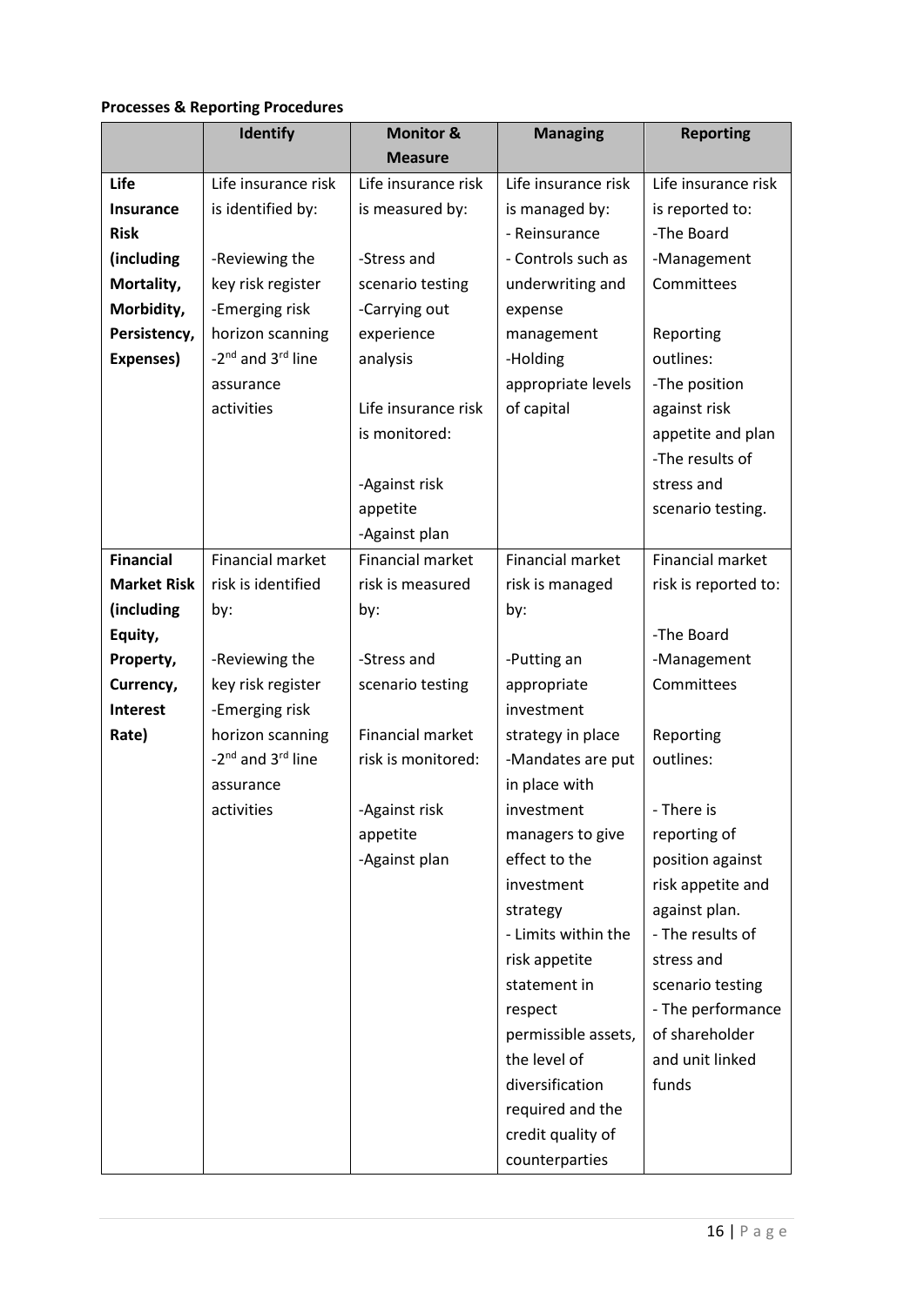**Processes & Reporting Procedures**

| | Identify | Monitor & Measure | Managing | Reporting |
|---|---|---|---|---|
| **Life Insurance Risk (including Mortality, Morbidity, Persistency, Expenses)** | Life insurance risk is identified by:<br><br>-Reviewing the key risk register<br>-Emerging risk horizon scanning<br>-2nd and 3rd line assurance activities | Life insurance risk is measured by:<br><br>-Stress and scenario testing<br>-Carrying out experience analysis<br><br>Life insurance risk is monitored:<br><br>-Against risk appetite<br>-Against plan | Life insurance risk is managed by:<br>- Reinsurance<br>- Controls such as underwriting and expense management<br>-Holding appropriate levels of capital | Life insurance risk is reported to:<br>-The Board<br>-Management Committees<br><br>Reporting outlines:<br>-The position against risk appetite and plan<br>-The results of stress and scenario testing. |
| **Financial Market Risk (including Equity, Property, Currency, Interest Rate)** | Financial market risk is identified by:<br><br>-Reviewing the key risk register<br>-Emerging risk horizon scanning<br>-2nd and 3rd line assurance activities | Financial market risk is measured by:<br><br>-Stress and scenario testing<br><br>Financial market risk is monitored:<br><br>-Against risk appetite<br>-Against plan | Financial market risk is managed by:<br><br>-Putting an appropriate investment strategy in place<br>-Mandates are put in place with investment managers to give effect to the investment strategy<br>- Limits within the risk appetite statement in respect permissible assets, the level of diversification required and the credit quality of counterparties | Financial market risk is reported to:<br><br>-The Board<br>-Management Committees<br><br>Reporting outlines:<br><br>- There is reporting of position against risk appetite and against plan.<br>- The results of stress and scenario testing<br>- The performance of shareholder and unit linked funds |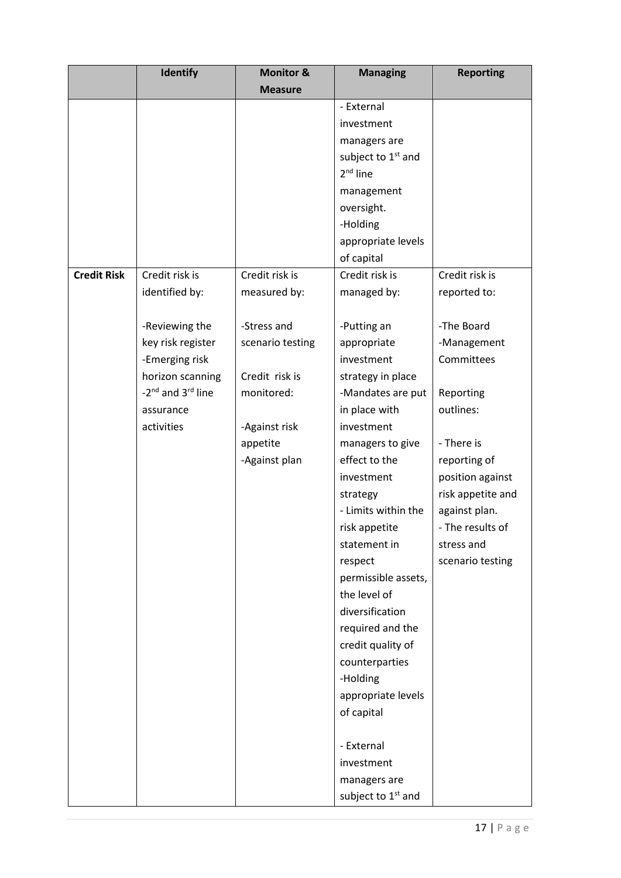| | Identify | Monitor & Measure | Managing | Reporting |
|---|---|---|---|---|
| | | | - External investment managers are subject to 1st and 2nd line management oversight.<br>-Holding appropriate levels of capital | |
| **Credit Risk** | Credit risk is identified by:<br><br>-Reviewing the key risk register<br>-Emerging risk horizon scanning<br>-2nd and 3rd line assurance activities | Credit risk is measured by:<br><br>-Stress and scenario testing<br><br>Credit risk is monitored:<br><br>-Against risk appetite<br>-Against plan | Credit risk is managed by:<br><br>-Putting an appropriate investment strategy in place<br>-Mandates are put in place with investment managers to give effect to the investment strategy<br>- Limits within the risk appetite statement in respect permissible assets, the level of diversification required and the credit quality of counterparties<br>-Holding appropriate levels of capital<br><br>- External investment managers are subject to 1st and | Credit risk is reported to:<br><br>-The Board<br>-Management Committees<br><br>Reporting outlines:<br><br>- There is reporting of position against risk appetite and against plan.<br>- The results of stress and scenario testing |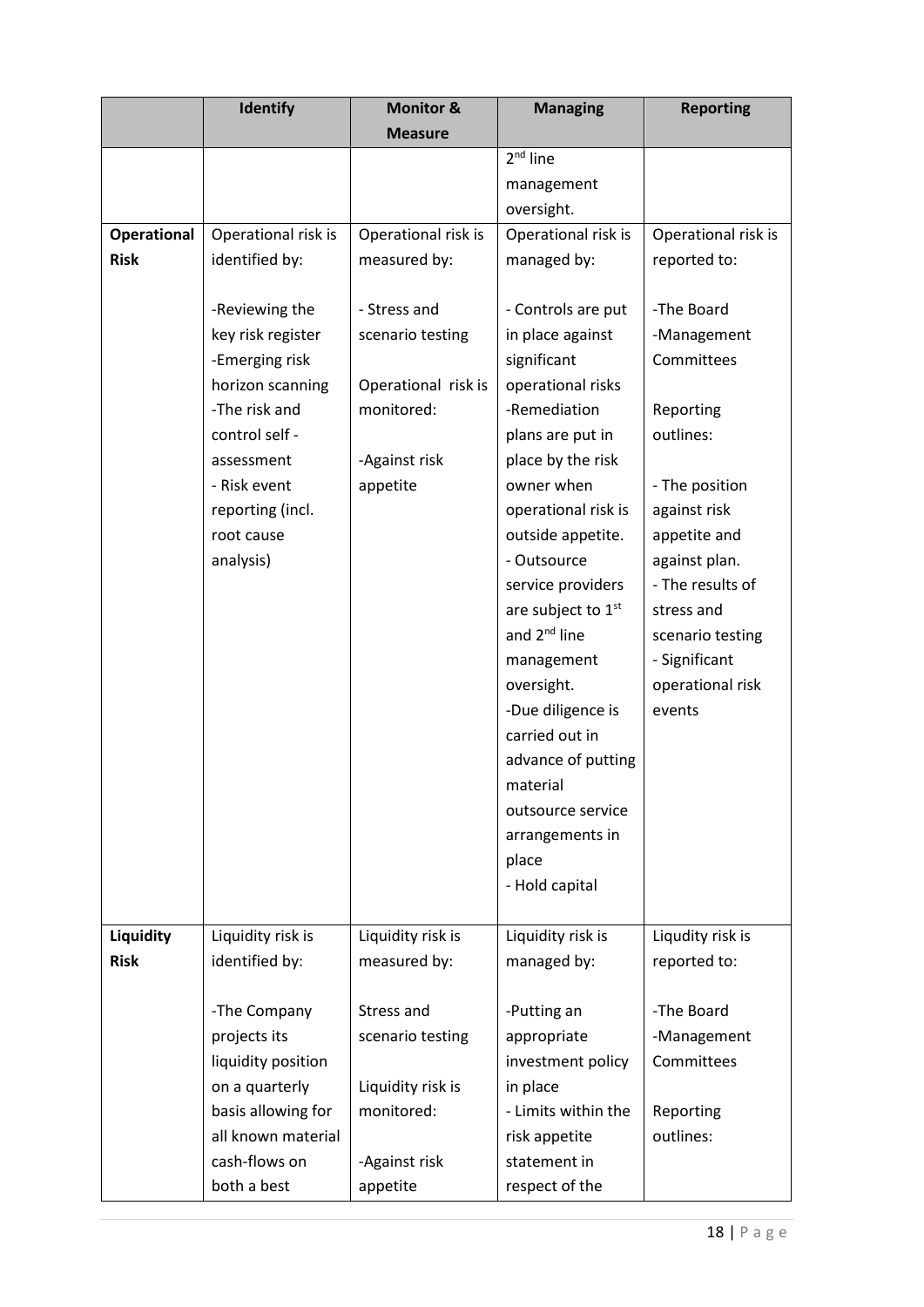| | Identify | Monitor & Measure | Managing | Reporting |
|---|---|---|---|---|
| | | | 2nd line management oversight. | |
| **Operational Risk** | Operational risk is identified by:<br><br>-Reviewing the key risk register<br>-Emerging risk horizon scanning<br>-The risk and control self - assessment<br>- Risk event reporting (incl. root cause analysis) | Operational risk is measured by:<br><br>- Stress and scenario testing<br><br>Operational risk is monitored:<br><br>-Against risk appetite | Operational risk is managed by:<br><br>- Controls are put in place against significant operational risks<br>-Remediation plans are put in place by the risk owner when operational risk is outside appetite.<br>- Outsource service providers are subject to 1st and 2nd line management oversight.<br>-Due diligence is carried out in advance of putting material outsource service arrangements in place<br>- Hold capital | Operational risk is reported to:<br><br>-The Board<br>-Management Committees<br><br>Reporting outlines:<br><br>- The position against risk appetite and against plan.<br>- The results of stress and scenario testing<br>- Significant operational risk events |
| **Liquidity Risk** | Liquidity risk is identified by:<br><br>-The Company projects its liquidity position on a quarterly basis allowing for all known material cash-flows on both a best | Liquidity risk is measured by:<br><br>Stress and scenario testing<br><br>Liquidity risk is monitored:<br><br>-Against risk appetite | Liquidity risk is managed by:<br><br>-Putting an appropriate investment policy in place<br>- Limits within the risk appetite statement in respect of the | Liqudity risk is reported to:<br><br>-The Board<br>-Management Committees<br><br>Reporting outlines: |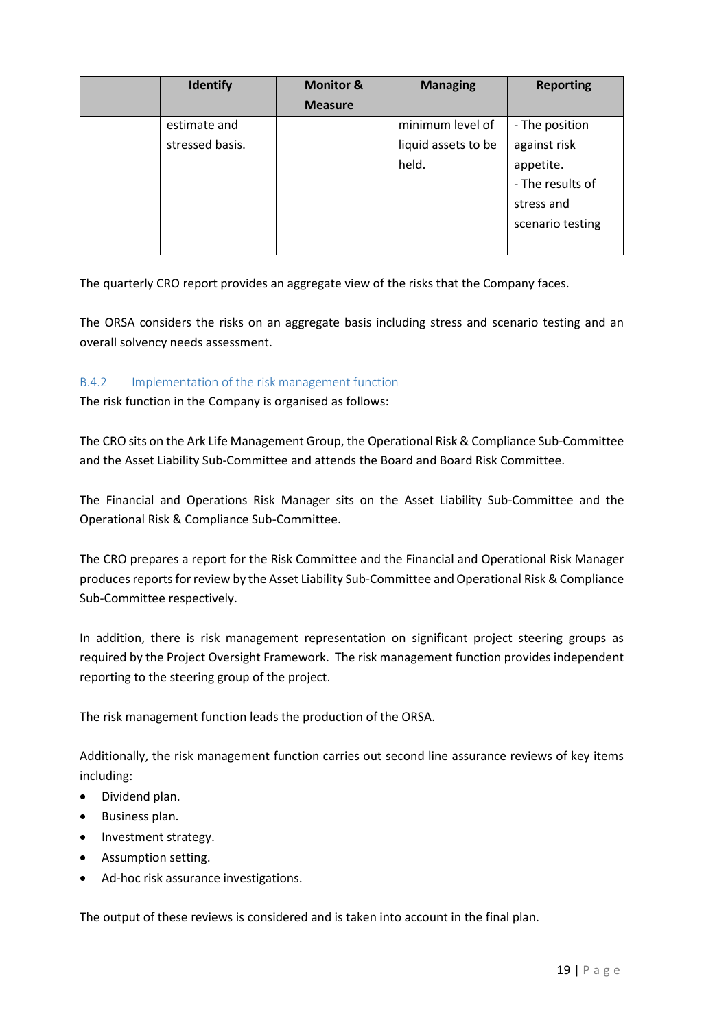| | Identify | Monitor & Measure | Managing | Reporting |
|---|---|---|---|---|
| | estimate and stressed basis. | | minimum level of liquid assets to be held. | - The position against risk appetite.<br>- The results of stress and scenario testing |

The quarterly CRO report provides an aggregate view of the risks that the Company faces.

The ORSA considers the risks on an aggregate basis including stress and scenario testing and an overall solvency needs assessment.

### B.4.2 Implementation of the risk management function

The risk function in the Company is organised as follows:

The CRO sits on the Ark Life Management Group, the Operational Risk & Compliance Sub-Committee and the Asset Liability Sub-Committee and attends the Board and Board Risk Committee.

The Financial and Operations Risk Manager sits on the Asset Liability Sub-Committee and the Operational Risk & Compliance Sub-Committee.

The CRO prepares a report for the Risk Committee and the Financial and Operational Risk Manager produces reports for review by the Asset Liability Sub-Committee and Operational Risk & Compliance Sub-Committee respectively.

In addition, there is risk management representation on significant project steering groups as required by the Project Oversight Framework. The risk management function provides independent reporting to the steering group of the project.

The risk management function leads the production of the ORSA.

Additionally, the risk management function carries out second line assurance reviews of key items including:

- Dividend plan.
- Business plan.
- Investment strategy.
- Assumption setting.
- Ad-hoc risk assurance investigations.

The output of these reviews is considered and is taken into account in the final plan.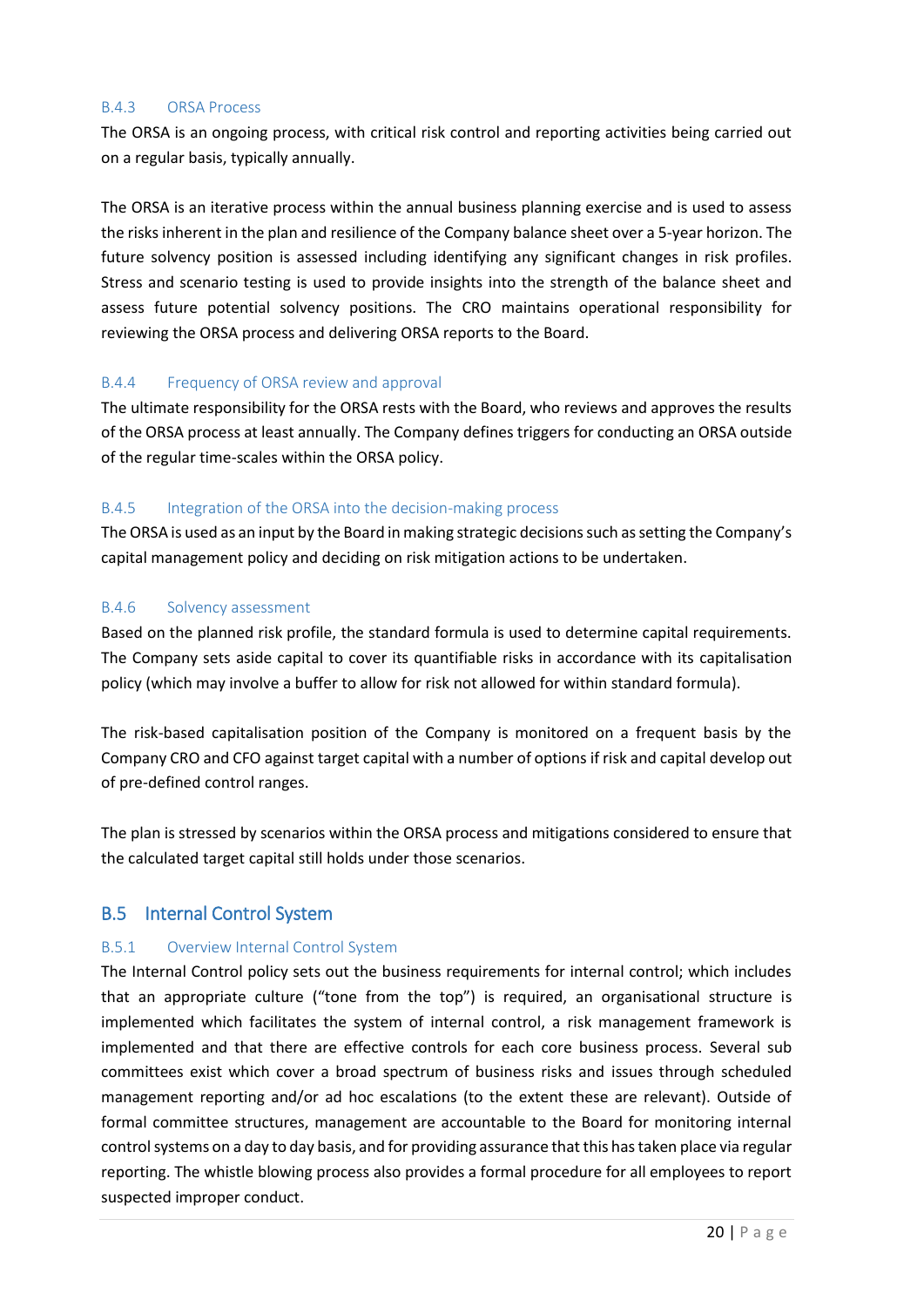### B.4.3 ORSA Process

The ORSA is an ongoing process, with critical risk control and reporting activities being carried out on a regular basis, typically annually.

The ORSA is an iterative process within the annual business planning exercise and is used to assess the risks inherent in the plan and resilience of the Company balance sheet over a 5-year horizon. The future solvency position is assessed including identifying any significant changes in risk profiles. Stress and scenario testing is used to provide insights into the strength of the balance sheet and assess future potential solvency positions. The CRO maintains operational responsibility for reviewing the ORSA process and delivering ORSA reports to the Board.

### B.4.4 Frequency of ORSA review and approval

The ultimate responsibility for the ORSA rests with the Board, who reviews and approves the results of the ORSA process at least annually. The Company defines triggers for conducting an ORSA outside of the regular time-scales within the ORSA policy.

### B.4.5 Integration of the ORSA into the decision-making process

The ORSA is used as an input by the Board in making strategic decisions such as setting the Company's capital management policy and deciding on risk mitigation actions to be undertaken.

### B.4.6 Solvency assessment

Based on the planned risk profile, the standard formula is used to determine capital requirements. The Company sets aside capital to cover its quantifiable risks in accordance with its capitalisation policy (which may involve a buffer to allow for risk not allowed for within standard formula).

The risk-based capitalisation position of the Company is monitored on a frequent basis by the Company CRO and CFO against target capital with a number of options if risk and capital develop out of pre-defined control ranges.

The plan is stressed by scenarios within the ORSA process and mitigations considered to ensure that the calculated target capital still holds under those scenarios.

## B.5 Internal Control System

### B.5.1 Overview Internal Control System

The Internal Control policy sets out the business requirements for internal control; which includes that an appropriate culture ("tone from the top") is required, an organisational structure is implemented which facilitates the system of internal control, a risk management framework is implemented and that there are effective controls for each core business process. Several sub committees exist which cover a broad spectrum of business risks and issues through scheduled management reporting and/or ad hoc escalations (to the extent these are relevant). Outside of formal committee structures, management are accountable to the Board for monitoring internal control systems on a day to day basis, and for providing assurance that this has taken place via regular reporting. The whistle blowing process also provides a formal procedure for all employees to report suspected improper conduct.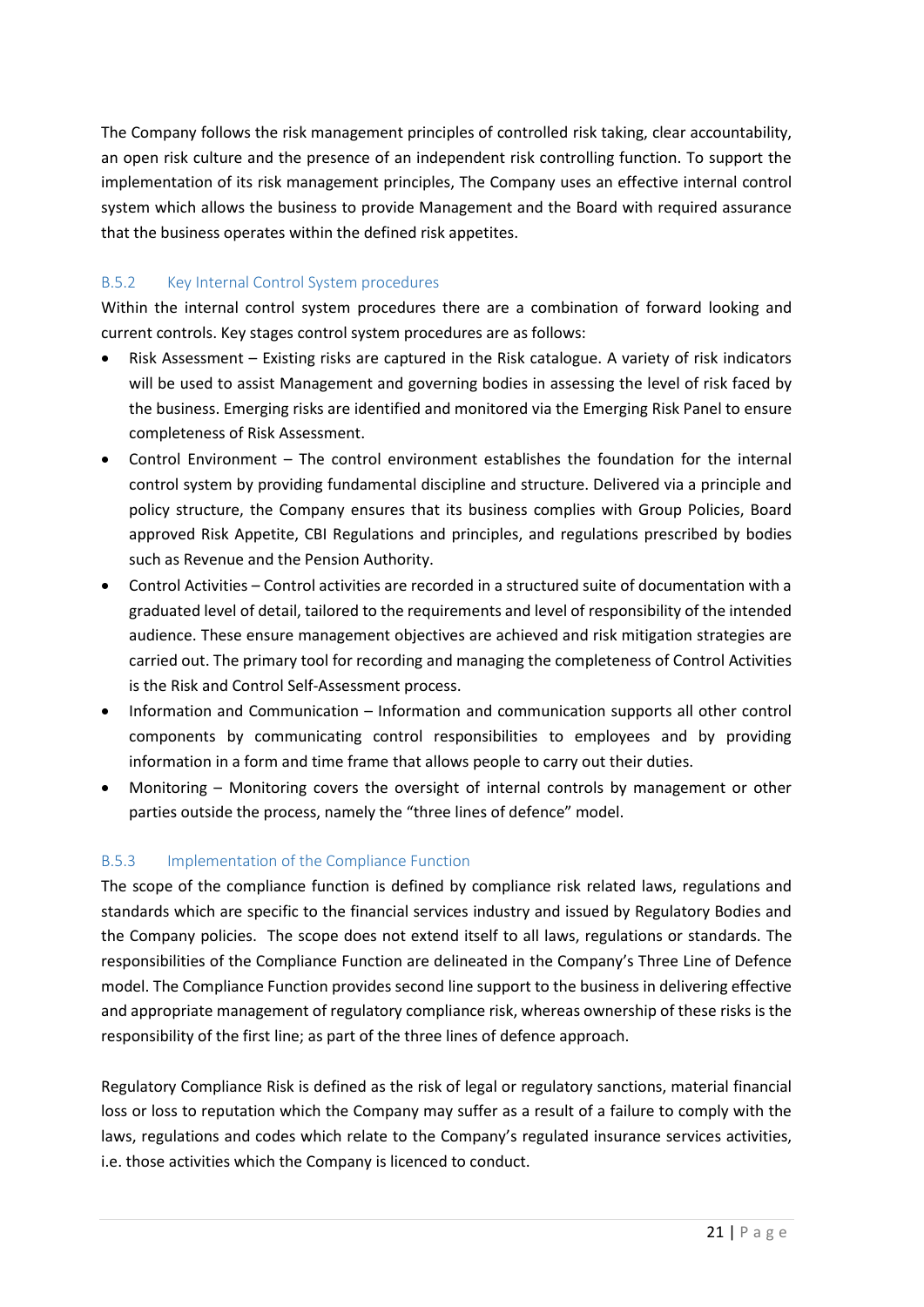The Company follows the risk management principles of controlled risk taking, clear accountability, an open risk culture and the presence of an independent risk controlling function. To support the implementation of its risk management principles, The Company uses an effective internal control system which allows the business to provide Management and the Board with required assurance that the business operates within the defined risk appetites.

### B.5.2 Key Internal Control System procedures

Within the internal control system procedures there are a combination of forward looking and current controls. Key stages control system procedures are as follows:

- Risk Assessment – Existing risks are captured in the Risk catalogue. A variety of risk indicators will be used to assist Management and governing bodies in assessing the level of risk faced by the business. Emerging risks are identified and monitored via the Emerging Risk Panel to ensure completeness of Risk Assessment.
- Control Environment – The control environment establishes the foundation for the internal control system by providing fundamental discipline and structure. Delivered via a principle and policy structure, the Company ensures that its business complies with Group Policies, Board approved Risk Appetite, CBI Regulations and principles, and regulations prescribed by bodies such as Revenue and the Pension Authority.
- Control Activities – Control activities are recorded in a structured suite of documentation with a graduated level of detail, tailored to the requirements and level of responsibility of the intended audience. These ensure management objectives are achieved and risk mitigation strategies are carried out. The primary tool for recording and managing the completeness of Control Activities is the Risk and Control Self-Assessment process.
- Information and Communication – Information and communication supports all other control components by communicating control responsibilities to employees and by providing information in a form and time frame that allows people to carry out their duties.
- Monitoring – Monitoring covers the oversight of internal controls by management or other parties outside the process, namely the "three lines of defence" model.

### B.5.3 Implementation of the Compliance Function

The scope of the compliance function is defined by compliance risk related laws, regulations and standards which are specific to the financial services industry and issued by Regulatory Bodies and the Company policies. The scope does not extend itself to all laws, regulations or standards. The responsibilities of the Compliance Function are delineated in the Company's Three Line of Defence model. The Compliance Function provides second line support to the business in delivering effective and appropriate management of regulatory compliance risk, whereas ownership of these risks is the responsibility of the first line; as part of the three lines of defence approach.

Regulatory Compliance Risk is defined as the risk of legal or regulatory sanctions, material financial loss or loss to reputation which the Company may suffer as a result of a failure to comply with the laws, regulations and codes which relate to the Company's regulated insurance services activities, i.e. those activities which the Company is licenced to conduct.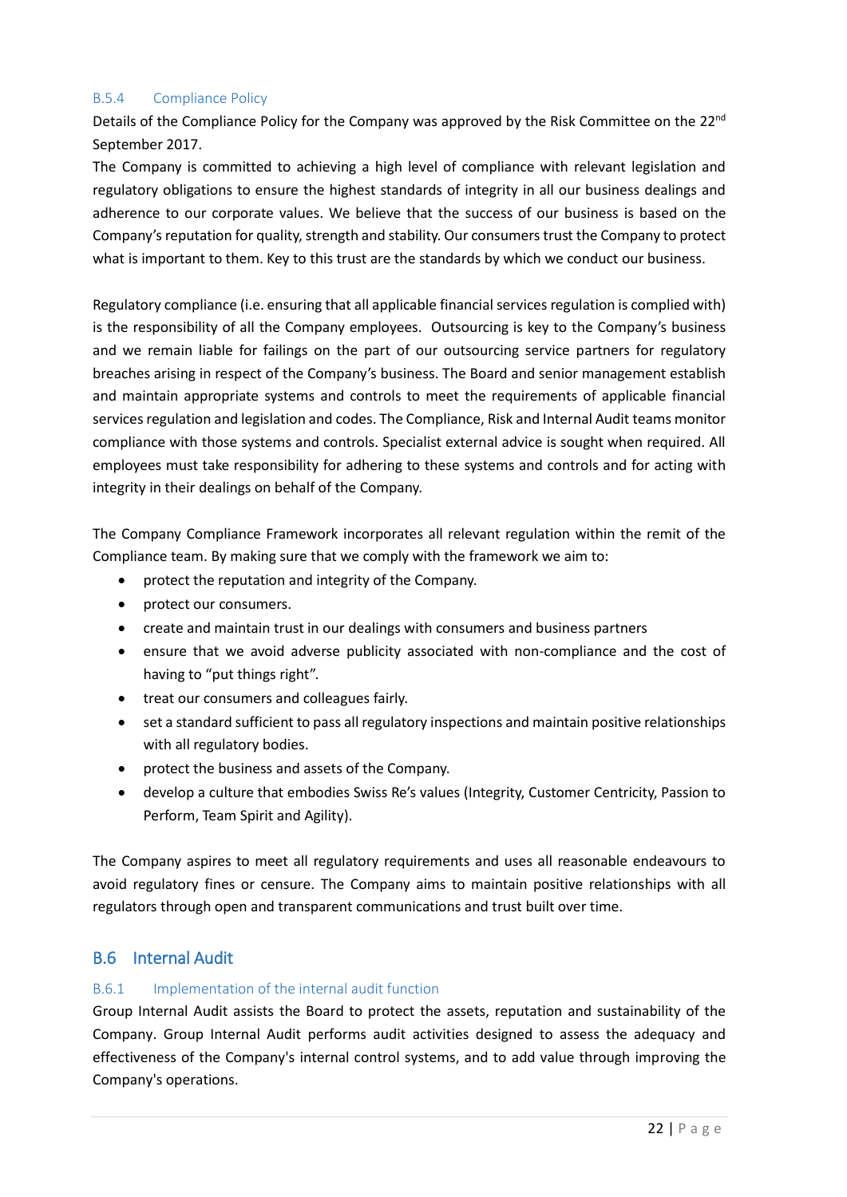### B.5.4 Compliance Policy

Details of the Compliance Policy for the Company was approved by the Risk Committee on the 22nd September 2017.

The Company is committed to achieving a high level of compliance with relevant legislation and regulatory obligations to ensure the highest standards of integrity in all our business dealings and adherence to our corporate values. We believe that the success of our business is based on the Company's reputation for quality, strength and stability. Our consumers trust the Company to protect what is important to them. Key to this trust are the standards by which we conduct our business.

Regulatory compliance (i.e. ensuring that all applicable financial services regulation is complied with) is the responsibility of all the Company employees. Outsourcing is key to the Company's business and we remain liable for failings on the part of our outsourcing service partners for regulatory breaches arising in respect of the Company's business. The Board and senior management establish and maintain appropriate systems and controls to meet the requirements of applicable financial services regulation and legislation and codes. The Compliance, Risk and Internal Audit teams monitor compliance with those systems and controls. Specialist external advice is sought when required. All employees must take responsibility for adhering to these systems and controls and for acting with integrity in their dealings on behalf of the Company.

The Company Compliance Framework incorporates all relevant regulation within the remit of the Compliance team. By making sure that we comply with the framework we aim to:

- protect the reputation and integrity of the Company.
- protect our consumers.
- create and maintain trust in our dealings with consumers and business partners
- ensure that we avoid adverse publicity associated with non-compliance and the cost of having to "put things right".
- treat our consumers and colleagues fairly.
- set a standard sufficient to pass all regulatory inspections and maintain positive relationships with all regulatory bodies.
- protect the business and assets of the Company.
- develop a culture that embodies Swiss Re's values (Integrity, Customer Centricity, Passion to Perform, Team Spirit and Agility).

The Company aspires to meet all regulatory requirements and uses all reasonable endeavours to avoid regulatory fines or censure. The Company aims to maintain positive relationships with all regulators through open and transparent communications and trust built over time.

## B.6 Internal Audit

### B.6.1 Implementation of the internal audit function

Group Internal Audit assists the Board to protect the assets, reputation and sustainability of the Company. Group Internal Audit performs audit activities designed to assess the adequacy and effectiveness of the Company's internal control systems, and to add value through improving the Company's operations.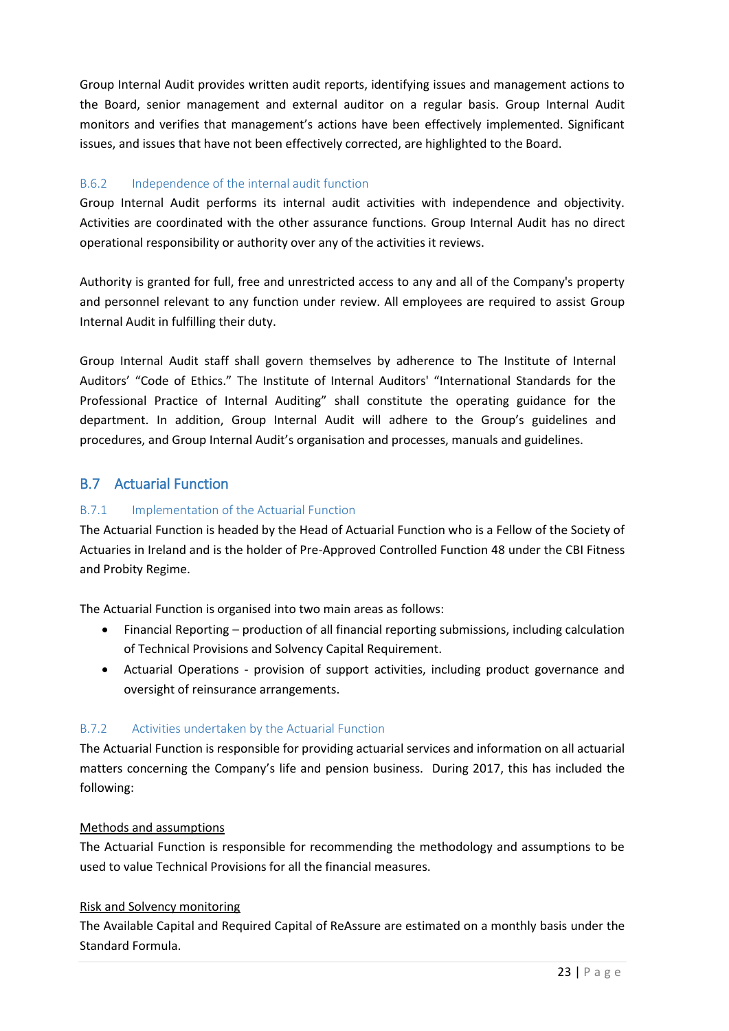Group Internal Audit provides written audit reports, identifying issues and management actions to the Board, senior management and external auditor on a regular basis. Group Internal Audit monitors and verifies that management's actions have been effectively implemented. Significant issues, and issues that have not been effectively corrected, are highlighted to the Board.

### B.6.2 Independence of the internal audit function

Group Internal Audit performs its internal audit activities with independence and objectivity. Activities are coordinated with the other assurance functions. Group Internal Audit has no direct operational responsibility or authority over any of the activities it reviews.

Authority is granted for full, free and unrestricted access to any and all of the Company's property and personnel relevant to any function under review. All employees are required to assist Group Internal Audit in fulfilling their duty.

Group Internal Audit staff shall govern themselves by adherence to The Institute of Internal Auditors' "Code of Ethics." The Institute of Internal Auditors' "International Standards for the Professional Practice of Internal Auditing" shall constitute the operating guidance for the department. In addition, Group Internal Audit will adhere to the Group's guidelines and procedures, and Group Internal Audit's organisation and processes, manuals and guidelines.

## B.7 Actuarial Function

### B.7.1 Implementation of the Actuarial Function

The Actuarial Function is headed by the Head of Actuarial Function who is a Fellow of the Society of Actuaries in Ireland and is the holder of Pre-Approved Controlled Function 48 under the CBI Fitness and Probity Regime.

The Actuarial Function is organised into two main areas as follows:

- Financial Reporting – production of all financial reporting submissions, including calculation of Technical Provisions and Solvency Capital Requirement.
- Actuarial Operations - provision of support activities, including product governance and oversight of reinsurance arrangements.

### B.7.2 Activities undertaken by the Actuarial Function

The Actuarial Function is responsible for providing actuarial services and information on all actuarial matters concerning the Company's life and pension business. During 2017, this has included the following:

<u>Methods and assumptions</u>

The Actuarial Function is responsible for recommending the methodology and assumptions to be used to value Technical Provisions for all the financial measures.

<u>Risk and Solvency monitoring</u>

The Available Capital and Required Capital of ReAssure are estimated on a monthly basis under the Standard Formula.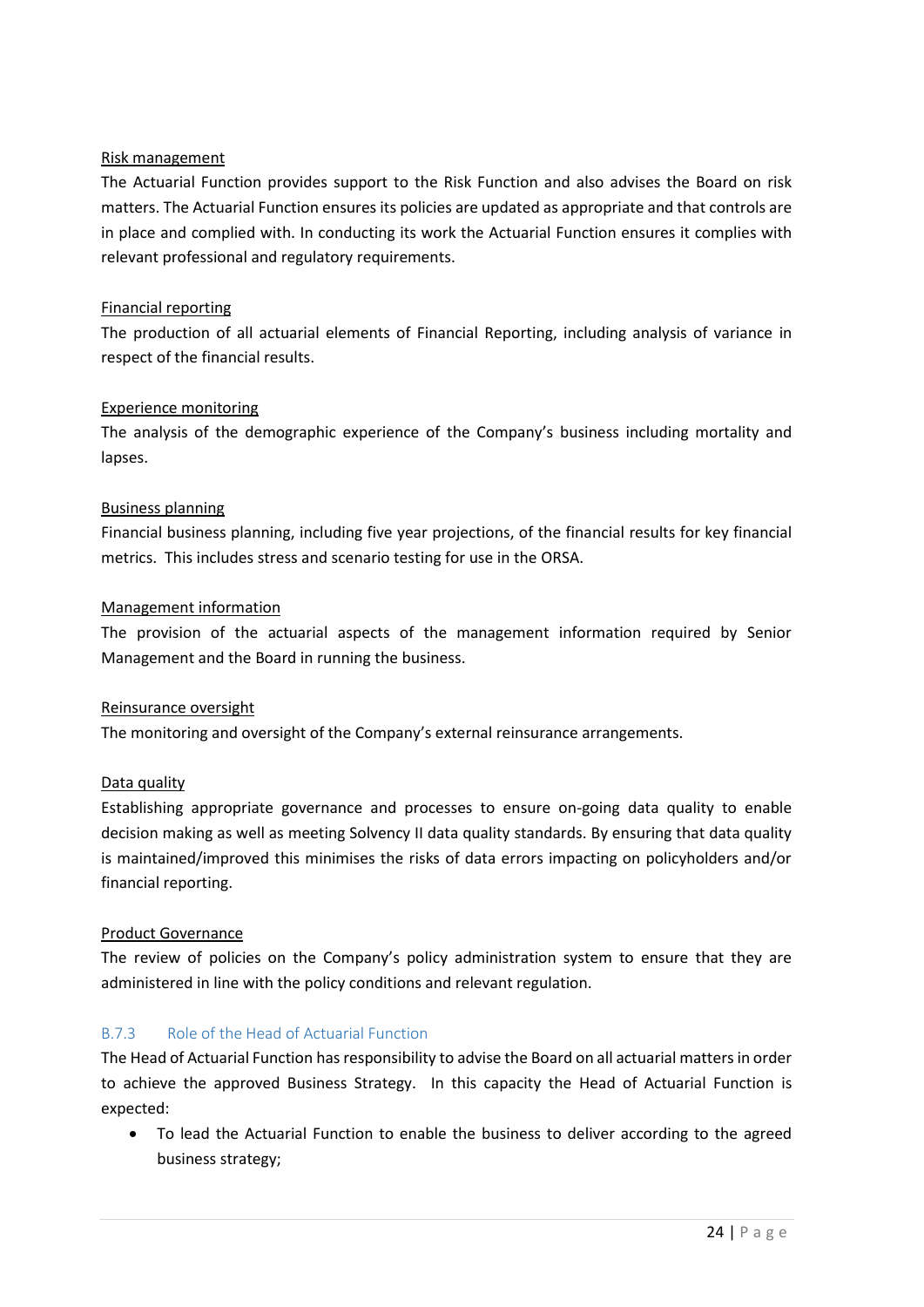Risk management

The Actuarial Function provides support to the Risk Function and also advises the Board on risk matters. The Actuarial Function ensures its policies are updated as appropriate and that controls are in place and complied with. In conducting its work the Actuarial Function ensures it complies with relevant professional and regulatory requirements.

Financial reporting

The production of all actuarial elements of Financial Reporting, including analysis of variance in respect of the financial results.

Experience monitoring

The analysis of the demographic experience of the Company's business including mortality and lapses.

Business planning

Financial business planning, including five year projections, of the financial results for key financial metrics. This includes stress and scenario testing for use in the ORSA.

Management information

The provision of the actuarial aspects of the management information required by Senior Management and the Board in running the business.

Reinsurance oversight

The monitoring and oversight of the Company's external reinsurance arrangements.

Data quality

Establishing appropriate governance and processes to ensure on-going data quality to enable decision making as well as meeting Solvency II data quality standards. By ensuring that data quality is maintained/improved this minimises the risks of data errors impacting on policyholders and/or financial reporting.

Product Governance

The review of policies on the Company's policy administration system to ensure that they are administered in line with the policy conditions and relevant regulation.

### B.7.3 Role of the Head of Actuarial Function

The Head of Actuarial Function has responsibility to advise the Board on all actuarial matters in order to achieve the approved Business Strategy. In this capacity the Head of Actuarial Function is expected:

- To lead the Actuarial Function to enable the business to deliver according to the agreed business strategy;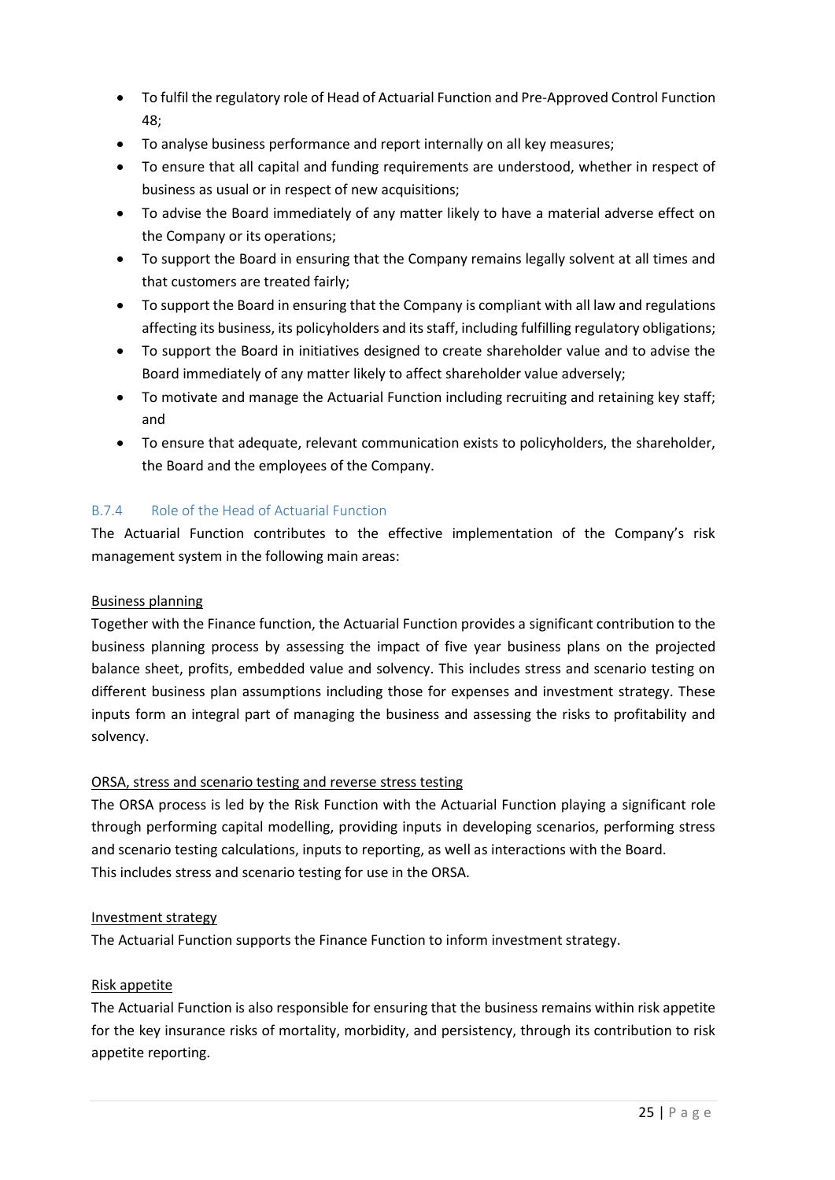- To fulfil the regulatory role of Head of Actuarial Function and Pre-Approved Control Function 48;
- To analyse business performance and report internally on all key measures;
- To ensure that all capital and funding requirements are understood, whether in respect of business as usual or in respect of new acquisitions;
- To advise the Board immediately of any matter likely to have a material adverse effect on the Company or its operations;
- To support the Board in ensuring that the Company remains legally solvent at all times and that customers are treated fairly;
- To support the Board in ensuring that the Company is compliant with all law and regulations affecting its business, its policyholders and its staff, including fulfilling regulatory obligations;
- To support the Board in initiatives designed to create shareholder value and to advise the Board immediately of any matter likely to affect shareholder value adversely;
- To motivate and manage the Actuarial Function including recruiting and retaining key staff; and
- To ensure that adequate, relevant communication exists to policyholders, the shareholder, the Board and the employees of the Company.

### B.7.4 Role of the Head of Actuarial Function

The Actuarial Function contributes to the effective implementation of the Company's risk management system in the following main areas:

<u>Business planning</u>

Together with the Finance function, the Actuarial Function provides a significant contribution to the business planning process by assessing the impact of five year business plans on the projected balance sheet, profits, embedded value and solvency. This includes stress and scenario testing on different business plan assumptions including those for expenses and investment strategy. These inputs form an integral part of managing the business and assessing the risks to profitability and solvency.

<u>ORSA, stress and scenario testing and reverse stress testing</u>

The ORSA process is led by the Risk Function with the Actuarial Function playing a significant role through performing capital modelling, providing inputs in developing scenarios, performing stress and scenario testing calculations, inputs to reporting, as well as interactions with the Board.
This includes stress and scenario testing for use in the ORSA.

<u>Investment strategy</u>

The Actuarial Function supports the Finance Function to inform investment strategy.

<u>Risk appetite</u>

The Actuarial Function is also responsible for ensuring that the business remains within risk appetite for the key insurance risks of mortality, morbidity, and persistency, through its contribution to risk appetite reporting.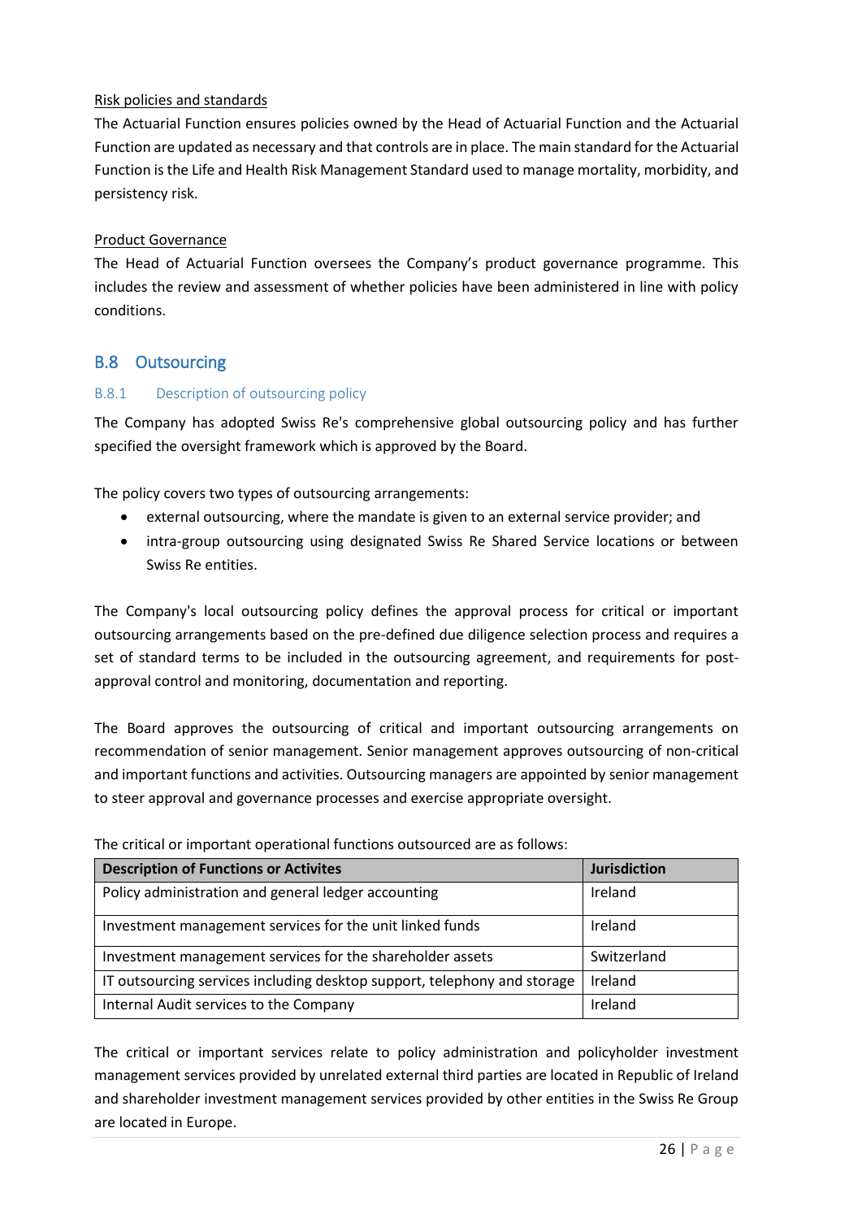Risk policies and standards

The Actuarial Function ensures policies owned by the Head of Actuarial Function and the Actuarial Function are updated as necessary and that controls are in place. The main standard for the Actuarial Function is the Life and Health Risk Management Standard used to manage mortality, morbidity, and persistency risk.

Product Governance

The Head of Actuarial Function oversees the Company's product governance programme. This includes the review and assessment of whether policies have been administered in line with policy conditions.

## B.8 Outsourcing

### B.8.1 Description of outsourcing policy

The Company has adopted Swiss Re's comprehensive global outsourcing policy and has further specified the oversight framework which is approved by the Board.

The policy covers two types of outsourcing arrangements:

- external outsourcing, where the mandate is given to an external service provider; and
- intra-group outsourcing using designated Swiss Re Shared Service locations or between Swiss Re entities.

The Company's local outsourcing policy defines the approval process for critical or important outsourcing arrangements based on the pre-defined due diligence selection process and requires a set of standard terms to be included in the outsourcing agreement, and requirements for post-approval control and monitoring, documentation and reporting.

The Board approves the outsourcing of critical and important outsourcing arrangements on recommendation of senior management. Senior management approves outsourcing of non-critical and important functions and activities. Outsourcing managers are appointed by senior management to steer approval and governance processes and exercise appropriate oversight.

The critical or important operational functions outsourced are as follows:

| Description of Functions or Activites | Jurisdiction |
|---|---|
| Policy administration and general ledger accounting | Ireland |
| Investment management services for the unit linked funds | Ireland |
| Investment management services for the shareholder assets | Switzerland |
| IT outsourcing services including desktop support, telephony and storage | Ireland |
| Internal Audit services to the Company | Ireland |

The critical or important services relate to policy administration and policyholder investment management services provided by unrelated external third parties are located in Republic of Ireland and shareholder investment management services provided by other entities in the Swiss Re Group are located in Europe.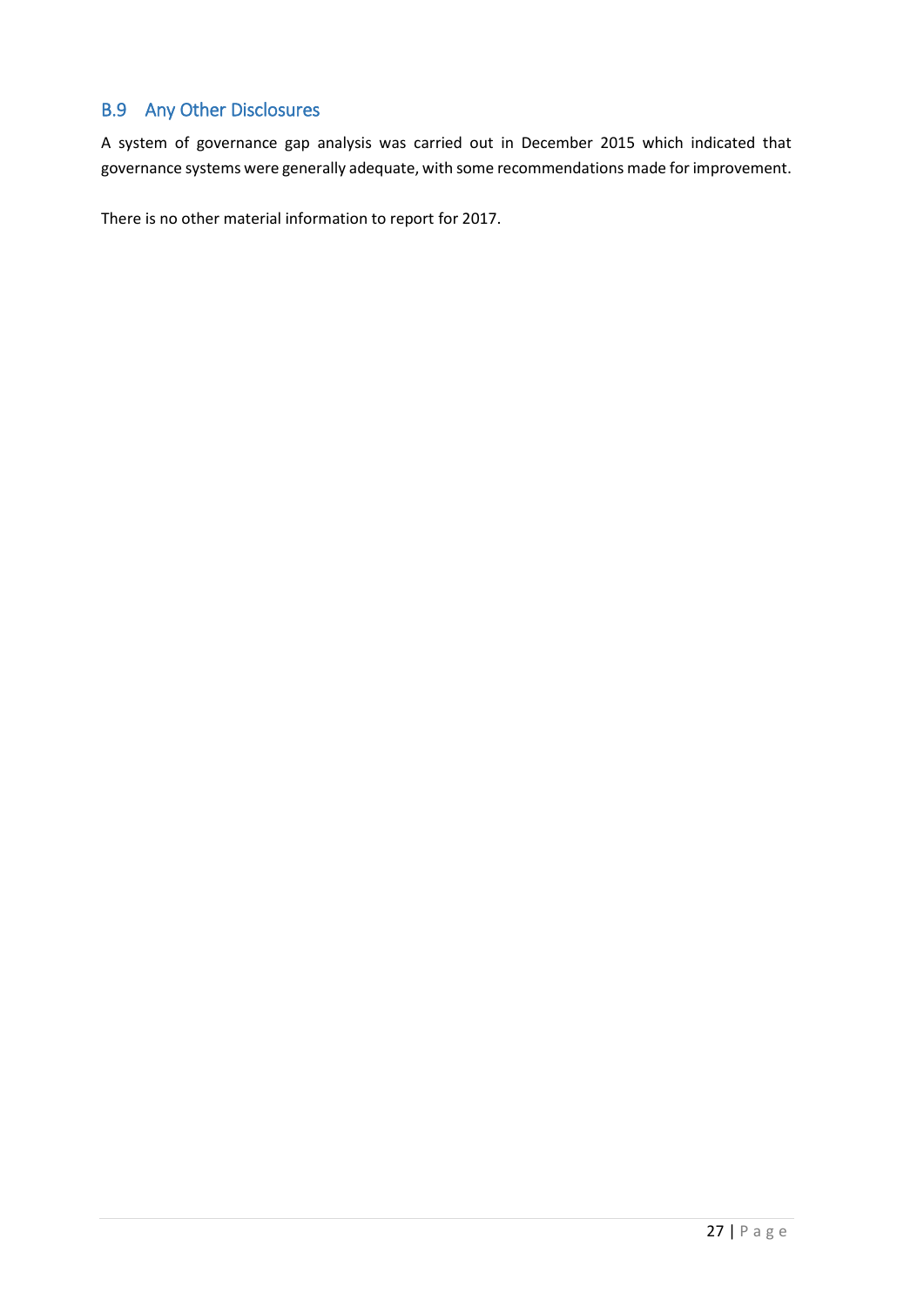## B.9 Any Other Disclosures

A system of governance gap analysis was carried out in December 2015 which indicated that governance systems were generally adequate, with some recommendations made for improvement.

There is no other material information to report for 2017.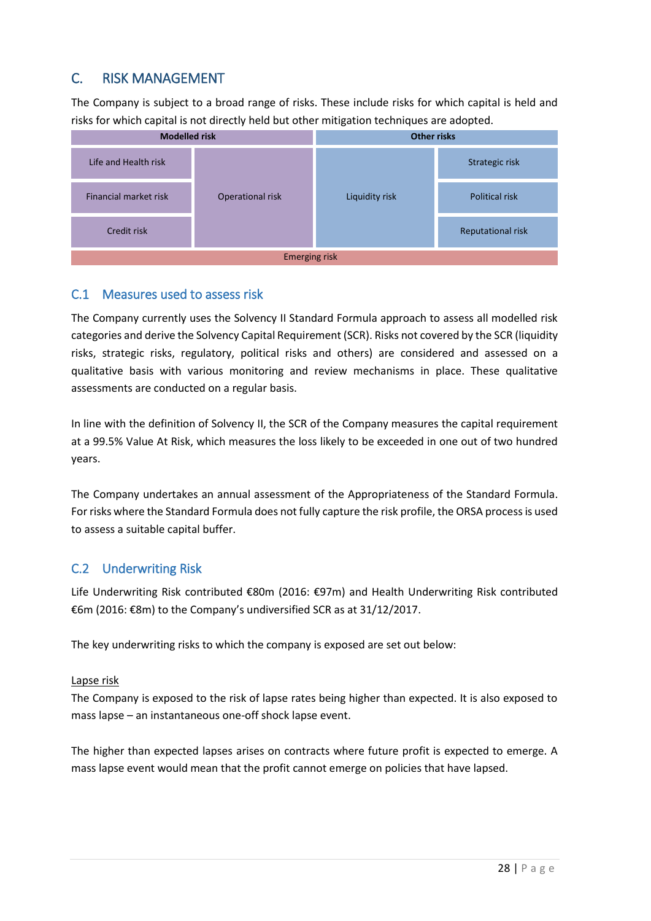# C. RISK MANAGEMENT

The Company is subject to a broad range of risks. These include risks for which capital is held and risks for which capital is not directly held but other mitigation techniques are adopted.

| Modelled risk | | Other risks | |
|---|---|---|---|
| Life and Health risk | Operational risk | Liquidity risk | Strategic risk |
| Financial market risk | | | Political risk |
| Credit risk | | | Reputational risk |
| Emerging risk | | | |

## C.1 Measures used to assess risk

The Company currently uses the Solvency II Standard Formula approach to assess all modelled risk categories and derive the Solvency Capital Requirement (SCR). Risks not covered by the SCR (liquidity risks, strategic risks, regulatory, political risks and others) are considered and assessed on a qualitative basis with various monitoring and review mechanisms in place. These qualitative assessments are conducted on a regular basis.

In line with the definition of Solvency II, the SCR of the Company measures the capital requirement at a 99.5% Value At Risk, which measures the loss likely to be exceeded in one out of two hundred years.

The Company undertakes an annual assessment of the Appropriateness of the Standard Formula. For risks where the Standard Formula does not fully capture the risk profile, the ORSA process is used to assess a suitable capital buffer.

## C.2 Underwriting Risk

Life Underwriting Risk contributed €80m (2016: €97m) and Health Underwriting Risk contributed €6m (2016: €8m) to the Company's undiversified SCR as at 31/12/2017.

The key underwriting risks to which the company is exposed are set out below:

<u>Lapse risk</u>

The Company is exposed to the risk of lapse rates being higher than expected. It is also exposed to mass lapse – an instantaneous one-off shock lapse event.

The higher than expected lapses arises on contracts where future profit is expected to emerge. A mass lapse event would mean that the profit cannot emerge on policies that have lapsed.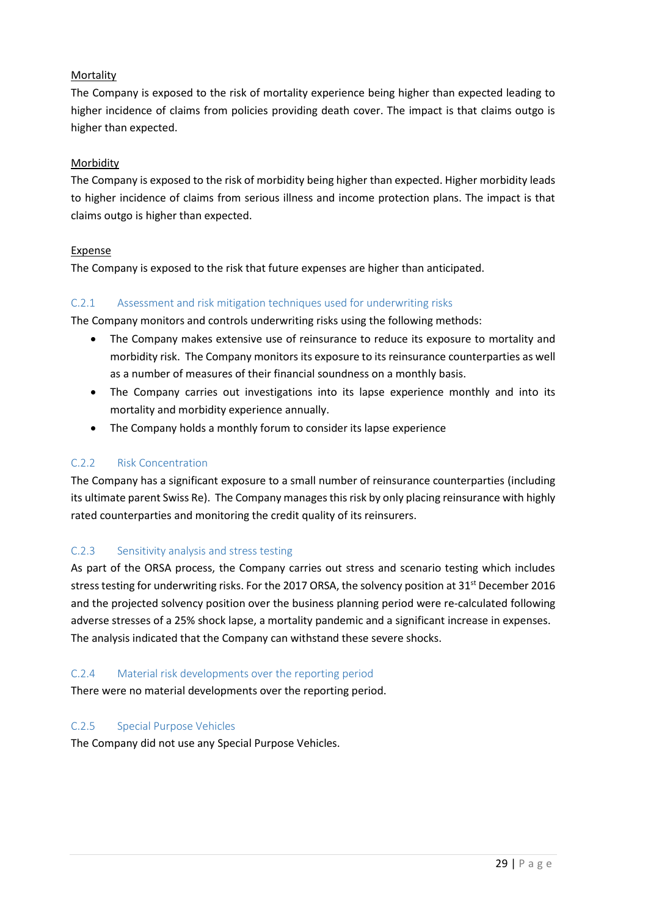Mortality

The Company is exposed to the risk of mortality experience being higher than expected leading to higher incidence of claims from policies providing death cover. The impact is that claims outgo is higher than expected.

Morbidity

The Company is exposed to the risk of morbidity being higher than expected. Higher morbidity leads to higher incidence of claims from serious illness and income protection plans. The impact is that claims outgo is higher than expected.

Expense

The Company is exposed to the risk that future expenses are higher than anticipated.

### C.2.1 Assessment and risk mitigation techniques used for underwriting risks

The Company monitors and controls underwriting risks using the following methods:

- The Company makes extensive use of reinsurance to reduce its exposure to mortality and morbidity risk. The Company monitors its exposure to its reinsurance counterparties as well as a number of measures of their financial soundness on a monthly basis.
- The Company carries out investigations into its lapse experience monthly and into its mortality and morbidity experience annually.
- The Company holds a monthly forum to consider its lapse experience

### C.2.2 Risk Concentration

The Company has a significant exposure to a small number of reinsurance counterparties (including its ultimate parent Swiss Re). The Company manages this risk by only placing reinsurance with highly rated counterparties and monitoring the credit quality of its reinsurers.

### C.2.3 Sensitivity analysis and stress testing

As part of the ORSA process, the Company carries out stress and scenario testing which includes stress testing for underwriting risks. For the 2017 ORSA, the solvency position at 31st December 2016 and the projected solvency position over the business planning period were re-calculated following adverse stresses of a 25% shock lapse, a mortality pandemic and a significant increase in expenses. The analysis indicated that the Company can withstand these severe shocks.

### C.2.4 Material risk developments over the reporting period

There were no material developments over the reporting period.

### C.2.5 Special Purpose Vehicles

The Company did not use any Special Purpose Vehicles.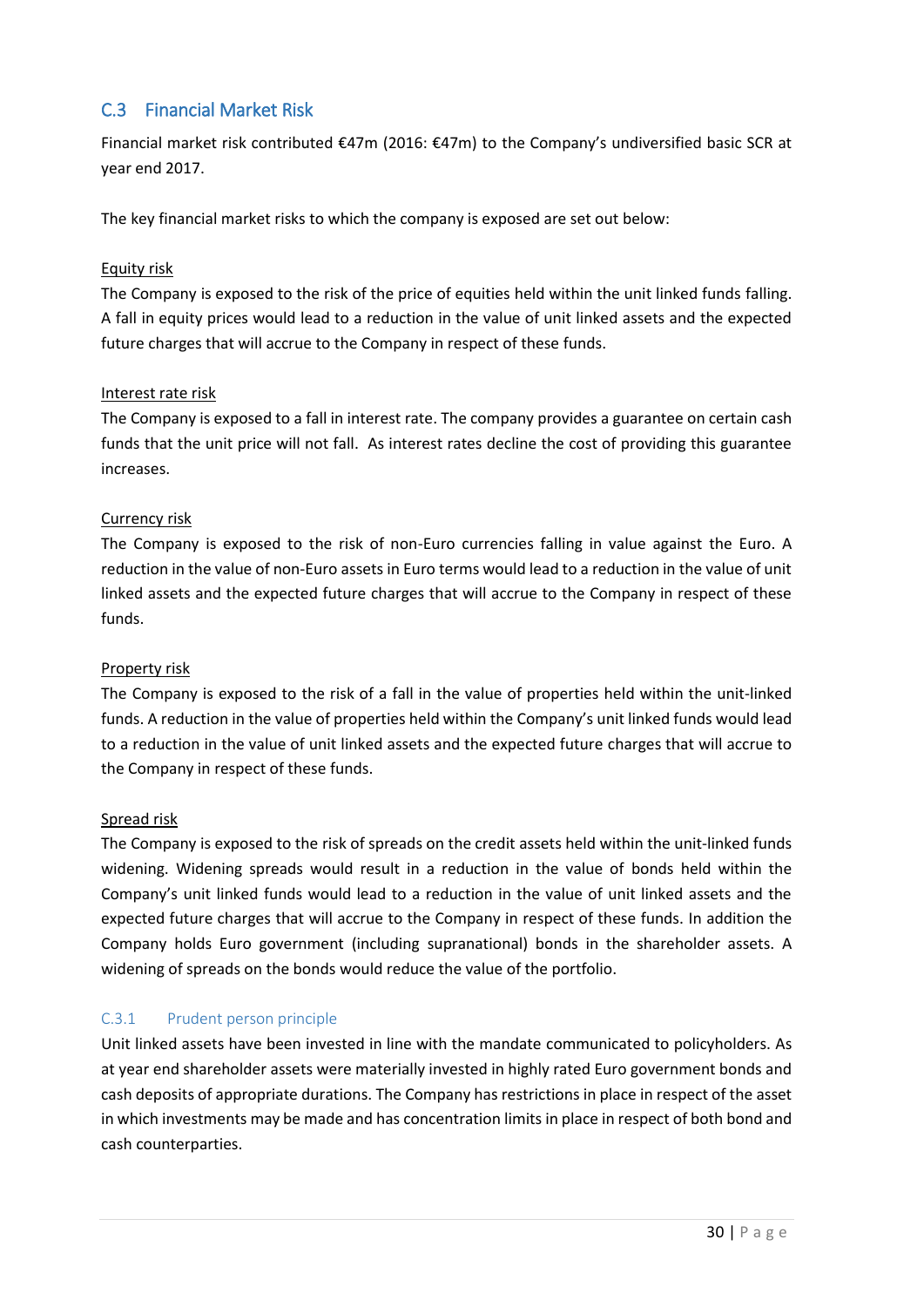## C.3 Financial Market Risk

Financial market risk contributed €47m (2016: €47m) to the Company's undiversified basic SCR at year end 2017.

The key financial market risks to which the company is exposed are set out below:

Equity risk

The Company is exposed to the risk of the price of equities held within the unit linked funds falling. A fall in equity prices would lead to a reduction in the value of unit linked assets and the expected future charges that will accrue to the Company in respect of these funds.

Interest rate risk

The Company is exposed to a fall in interest rate. The company provides a guarantee on certain cash funds that the unit price will not fall. As interest rates decline the cost of providing this guarantee increases.

Currency risk

The Company is exposed to the risk of non-Euro currencies falling in value against the Euro. A reduction in the value of non-Euro assets in Euro terms would lead to a reduction in the value of unit linked assets and the expected future charges that will accrue to the Company in respect of these funds.

Property risk

The Company is exposed to the risk of a fall in the value of properties held within the unit-linked funds. A reduction in the value of properties held within the Company's unit linked funds would lead to a reduction in the value of unit linked assets and the expected future charges that will accrue to the Company in respect of these funds.

Spread risk

The Company is exposed to the risk of spreads on the credit assets held within the unit-linked funds widening. Widening spreads would result in a reduction in the value of bonds held within the Company's unit linked funds would lead to a reduction in the value of unit linked assets and the expected future charges that will accrue to the Company in respect of these funds. In addition the Company holds Euro government (including supranational) bonds in the shareholder assets. A widening of spreads on the bonds would reduce the value of the portfolio.

### C.3.1 Prudent person principle

Unit linked assets have been invested in line with the mandate communicated to policyholders. As at year end shareholder assets were materially invested in highly rated Euro government bonds and cash deposits of appropriate durations. The Company has restrictions in place in respect of the asset in which investments may be made and has concentration limits in place in respect of both bond and cash counterparties.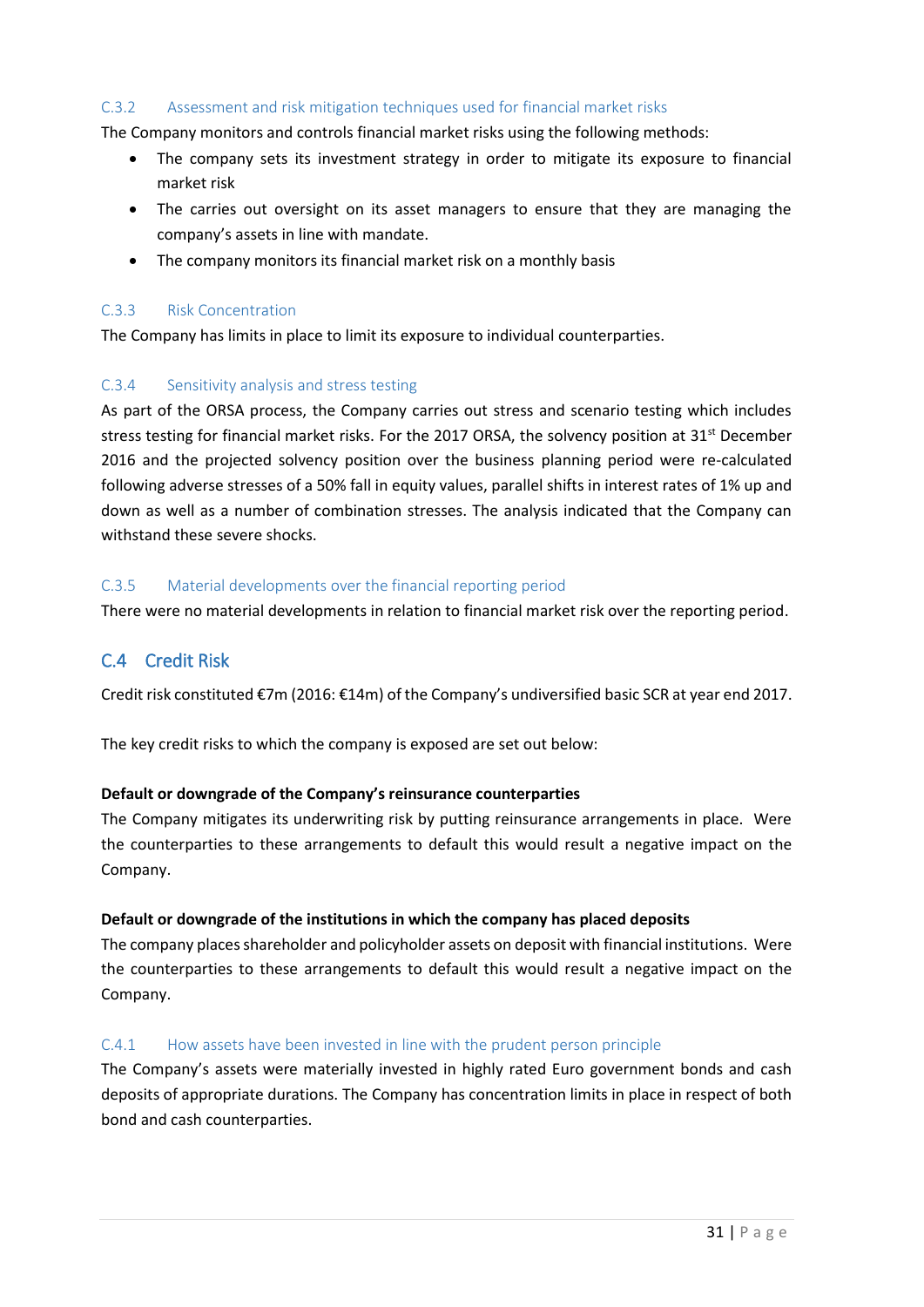### C.3.2 Assessment and risk mitigation techniques used for financial market risks

The Company monitors and controls financial market risks using the following methods:

- The company sets its investment strategy in order to mitigate its exposure to financial market risk
- The carries out oversight on its asset managers to ensure that they are managing the company's assets in line with mandate.
- The company monitors its financial market risk on a monthly basis

### C.3.3 Risk Concentration

The Company has limits in place to limit its exposure to individual counterparties.

### C.3.4 Sensitivity analysis and stress testing

As part of the ORSA process, the Company carries out stress and scenario testing which includes stress testing for financial market risks. For the 2017 ORSA, the solvency position at 31st December 2016 and the projected solvency position over the business planning period were re-calculated following adverse stresses of a 50% fall in equity values, parallel shifts in interest rates of 1% up and down as well as a number of combination stresses. The analysis indicated that the Company can withstand these severe shocks.

### C.3.5 Material developments over the financial reporting period

There were no material developments in relation to financial market risk over the reporting period.

## C.4 Credit Risk

Credit risk constituted €7m (2016: €14m) of the Company's undiversified basic SCR at year end 2017.

The key credit risks to which the company is exposed are set out below:

**Default or downgrade of the Company's reinsurance counterparties**

The Company mitigates its underwriting risk by putting reinsurance arrangements in place. Were the counterparties to these arrangements to default this would result a negative impact on the Company.

**Default or downgrade of the institutions in which the company has placed deposits**

The company places shareholder and policyholder assets on deposit with financial institutions. Were the counterparties to these arrangements to default this would result a negative impact on the Company.

### C.4.1 How assets have been invested in line with the prudent person principle

The Company's assets were materially invested in highly rated Euro government bonds and cash deposits of appropriate durations. The Company has concentration limits in place in respect of both bond and cash counterparties.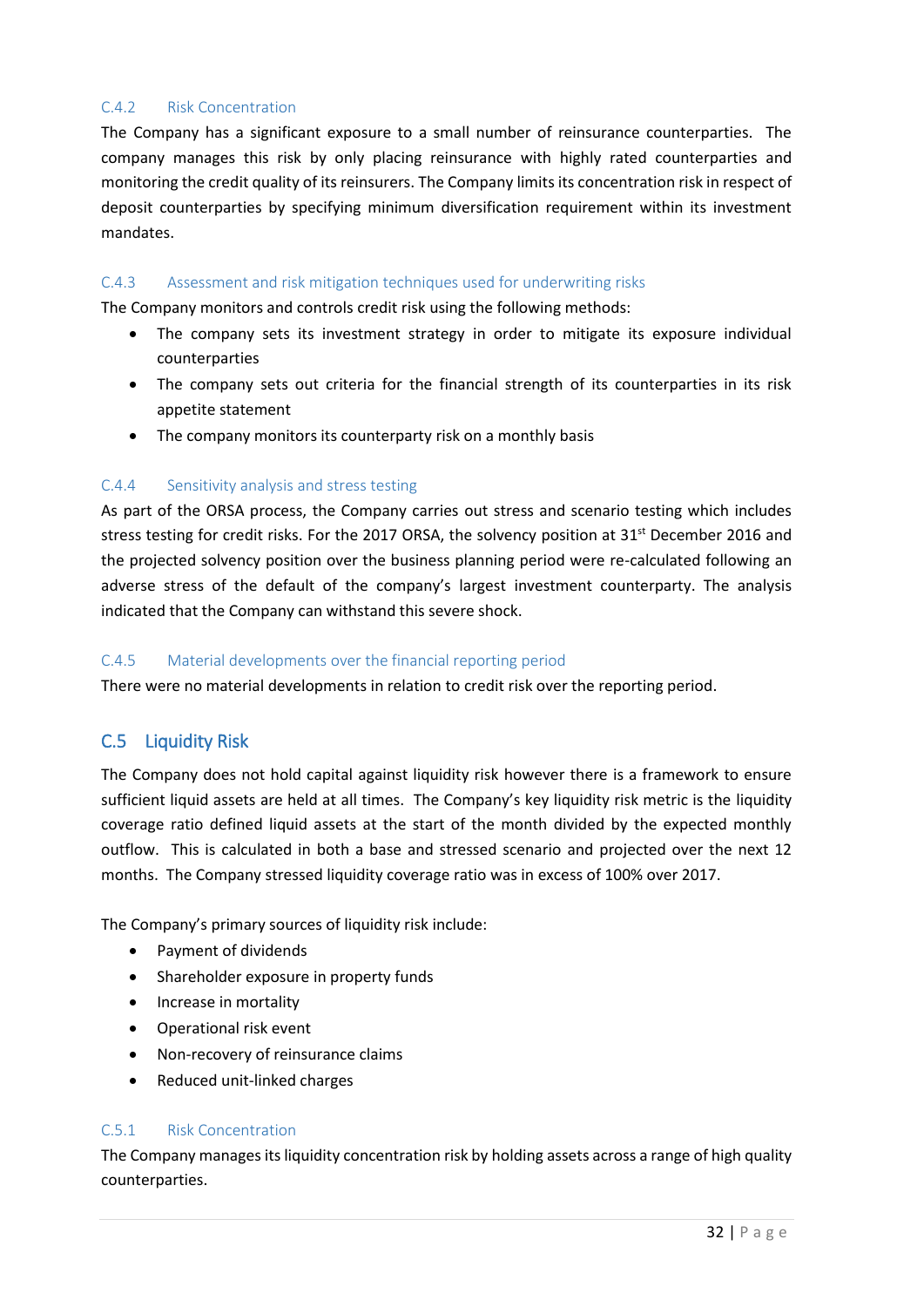### C.4.2 Risk Concentration

The Company has a significant exposure to a small number of reinsurance counterparties. The company manages this risk by only placing reinsurance with highly rated counterparties and monitoring the credit quality of its reinsurers. The Company limits its concentration risk in respect of deposit counterparties by specifying minimum diversification requirement within its investment mandates.

### C.4.3 Assessment and risk mitigation techniques used for underwriting risks

The Company monitors and controls credit risk using the following methods:

- The company sets its investment strategy in order to mitigate its exposure individual counterparties
- The company sets out criteria for the financial strength of its counterparties in its risk appetite statement
- The company monitors its counterparty risk on a monthly basis

### C.4.4 Sensitivity analysis and stress testing

As part of the ORSA process, the Company carries out stress and scenario testing which includes stress testing for credit risks. For the 2017 ORSA, the solvency position at 31st December 2016 and the projected solvency position over the business planning period were re-calculated following an adverse stress of the default of the company's largest investment counterparty. The analysis indicated that the Company can withstand this severe shock.

### C.4.5 Material developments over the financial reporting period

There were no material developments in relation to credit risk over the reporting period.

## C.5 Liquidity Risk

The Company does not hold capital against liquidity risk however there is a framework to ensure sufficient liquid assets are held at all times. The Company's key liquidity risk metric is the liquidity coverage ratio defined liquid assets at the start of the month divided by the expected monthly outflow. This is calculated in both a base and stressed scenario and projected over the next 12 months. The Company stressed liquidity coverage ratio was in excess of 100% over 2017.

The Company's primary sources of liquidity risk include:

- Payment of dividends
- Shareholder exposure in property funds
- Increase in mortality
- Operational risk event
- Non-recovery of reinsurance claims
- Reduced unit-linked charges

### C.5.1 Risk Concentration

The Company manages its liquidity concentration risk by holding assets across a range of high quality counterparties.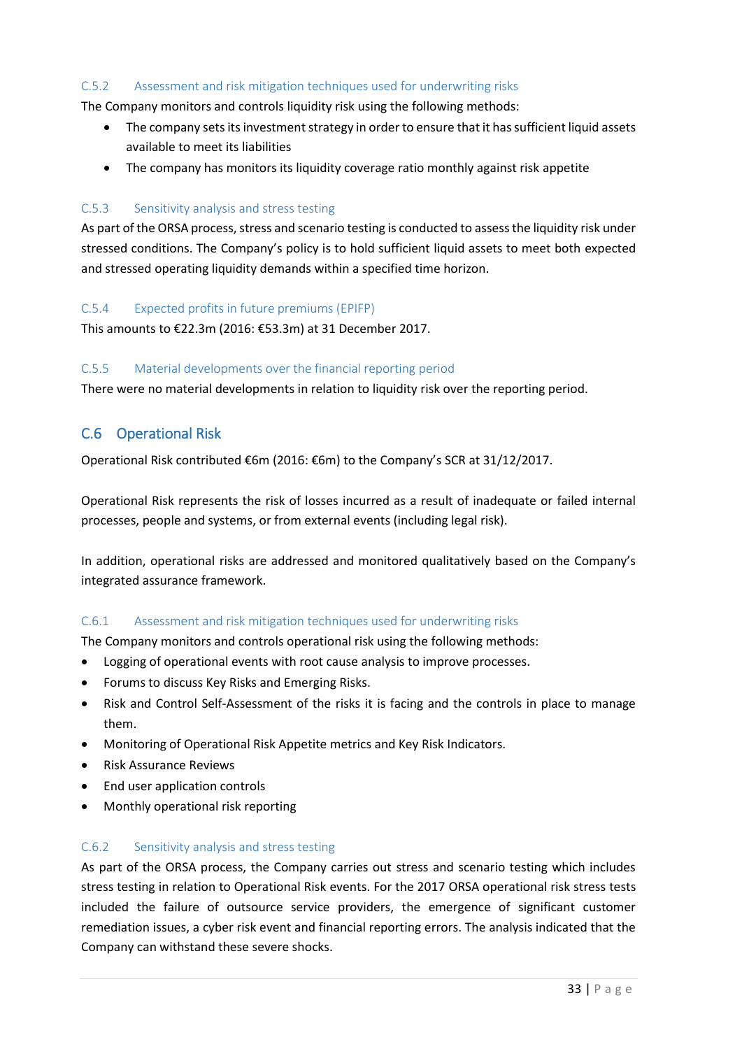#### C.5.2 Assessment and risk mitigation techniques used for underwriting risks

The Company monitors and controls liquidity risk using the following methods:

- The company sets its investment strategy in order to ensure that it has sufficient liquid assets available to meet its liabilities
- The company has monitors its liquidity coverage ratio monthly against risk appetite

#### C.5.3 Sensitivity analysis and stress testing

As part of the ORSA process, stress and scenario testing is conducted to assess the liquidity risk under stressed conditions. The Company's policy is to hold sufficient liquid assets to meet both expected and stressed operating liquidity demands within a specified time horizon.

#### C.5.4 Expected profits in future premiums (EPIFP)

This amounts to €22.3m (2016: €53.3m) at 31 December 2017.

#### C.5.5 Material developments over the financial reporting period

There were no material developments in relation to liquidity risk over the reporting period.

### C.6 Operational Risk

Operational Risk contributed €6m (2016: €6m) to the Company's SCR at 31/12/2017.

Operational Risk represents the risk of losses incurred as a result of inadequate or failed internal processes, people and systems, or from external events (including legal risk).

In addition, operational risks are addressed and monitored qualitatively based on the Company's integrated assurance framework.

#### C.6.1 Assessment and risk mitigation techniques used for underwriting risks

The Company monitors and controls operational risk using the following methods:

- Logging of operational events with root cause analysis to improve processes.
- Forums to discuss Key Risks and Emerging Risks.
- Risk and Control Self-Assessment of the risks it is facing and the controls in place to manage them.
- Monitoring of Operational Risk Appetite metrics and Key Risk Indicators.
- Risk Assurance Reviews
- End user application controls
- Monthly operational risk reporting

#### C.6.2 Sensitivity analysis and stress testing

As part of the ORSA process, the Company carries out stress and scenario testing which includes stress testing in relation to Operational Risk events. For the 2017 ORSA operational risk stress tests included the failure of outsource service providers, the emergence of significant customer remediation issues, a cyber risk event and financial reporting errors. The analysis indicated that the Company can withstand these severe shocks.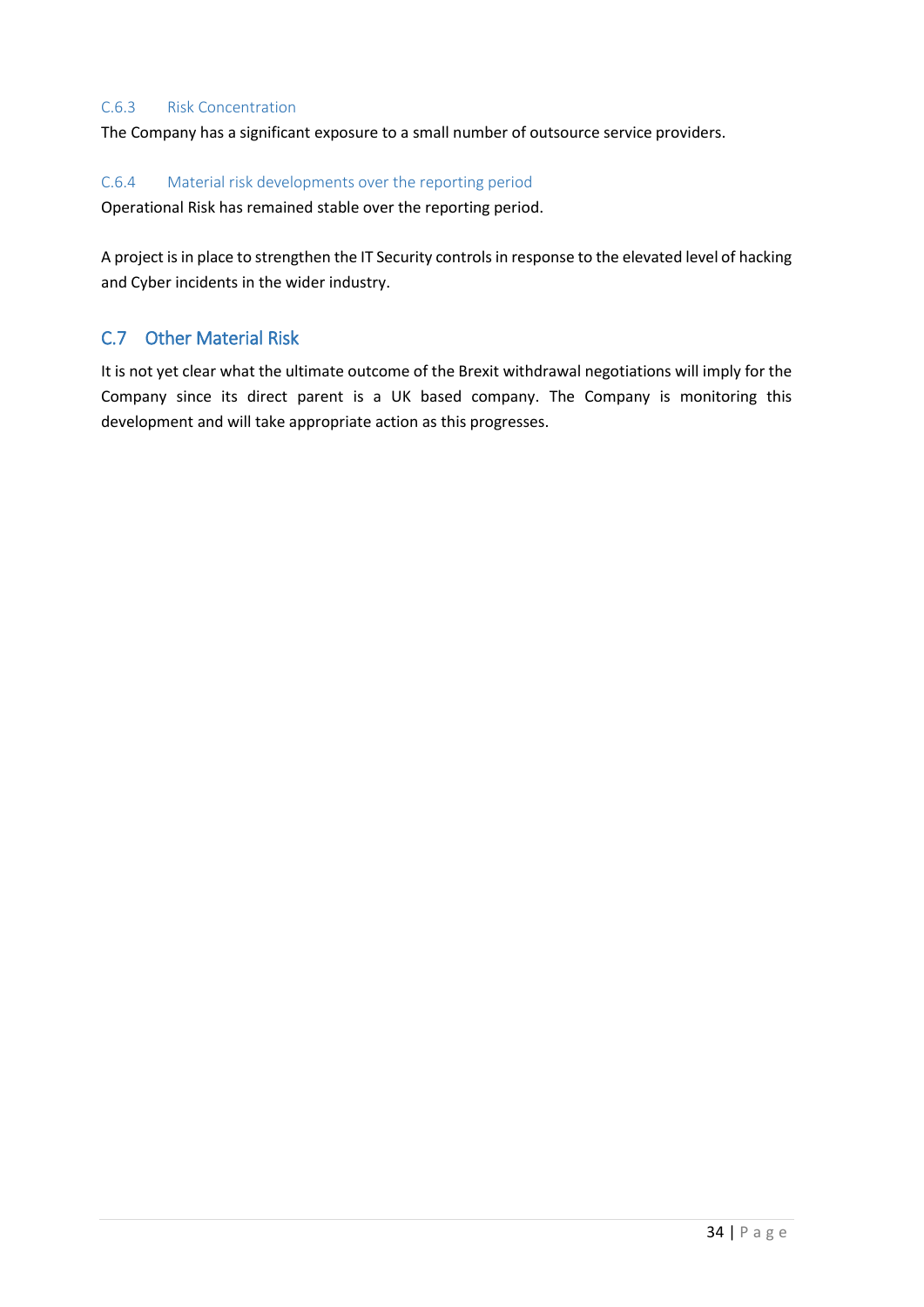### C.6.3 Risk Concentration

The Company has a significant exposure to a small number of outsource service providers.

### C.6.4 Material risk developments over the reporting period

Operational Risk has remained stable over the reporting period.

A project is in place to strengthen the IT Security controls in response to the elevated level of hacking and Cyber incidents in the wider industry.

## C.7 Other Material Risk

It is not yet clear what the ultimate outcome of the Brexit withdrawal negotiations will imply for the Company since its direct parent is a UK based company. The Company is monitoring this development and will take appropriate action as this progresses.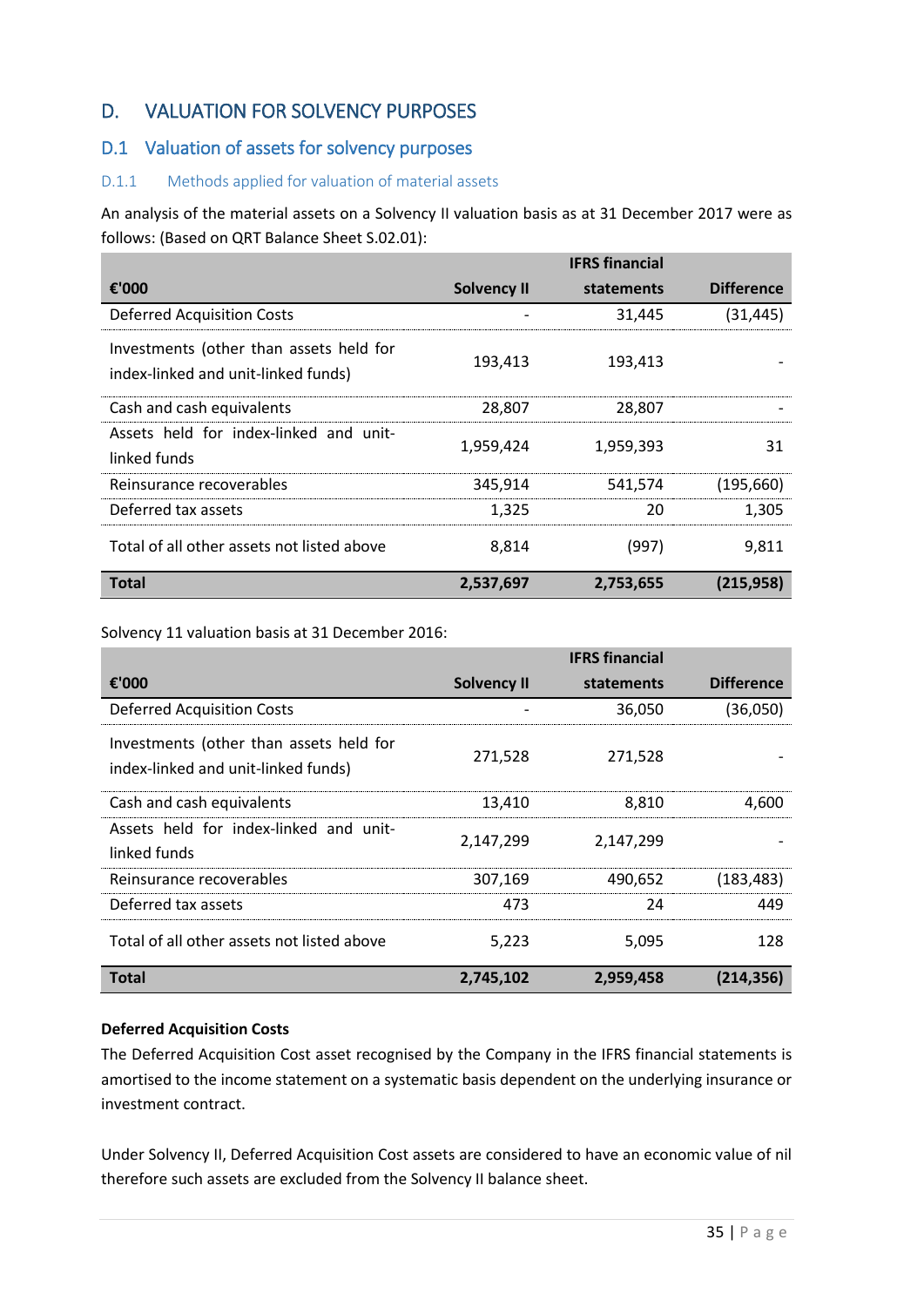# D. VALUATION FOR SOLVENCY PURPOSES

## D.1 Valuation of assets for solvency purposes

### D.1.1 Methods applied for valuation of material assets

An analysis of the material assets on a Solvency II valuation basis as at 31 December 2017 were as follows: (Based on QRT Balance Sheet S.02.01):

| €'000 | Solvency II | IFRS financial statements | Difference |
|---|---|---|---|
| Deferred Acquisition Costs | - | 31,445 | (31,445) |
| Investments (other than assets held for index-linked and unit-linked funds) | 193,413 | 193,413 | - |
| Cash and cash equivalents | 28,807 | 28,807 | - |
| Assets held for index-linked and unit-linked funds | 1,959,424 | 1,959,393 | 31 |
| Reinsurance recoverables | 345,914 | 541,574 | (195,660) |
| Deferred tax assets | 1,325 | 20 | 1,305 |
| Total of all other assets not listed above | 8,814 | (997) | 9,811 |
| **Total** | **2,537,697** | **2,753,655** | **(215,958)** |

Solvency 11 valuation basis at 31 December 2016:

| €'000 | Solvency II | IFRS financial statements | Difference |
|---|---|---|---|
| Deferred Acquisition Costs | - | 36,050 | (36,050) |
| Investments (other than assets held for index-linked and unit-linked funds) | 271,528 | 271,528 | - |
| Cash and cash equivalents | 13,410 | 8,810 | 4,600 |
| Assets held for index-linked and unit-linked funds | 2,147,299 | 2,147,299 | - |
| Reinsurance recoverables | 307,169 | 490,652 | (183,483) |
| Deferred tax assets | 473 | 24 | 449 |
| Total of all other assets not listed above | 5,223 | 5,095 | 128 |
| **Total** | **2,745,102** | **2,959,458** | **(214,356)** |

**Deferred Acquisition Costs**

The Deferred Acquisition Cost asset recognised by the Company in the IFRS financial statements is amortised to the income statement on a systematic basis dependent on the underlying insurance or investment contract.

Under Solvency II, Deferred Acquisition Cost assets are considered to have an economic value of nil therefore such assets are excluded from the Solvency II balance sheet.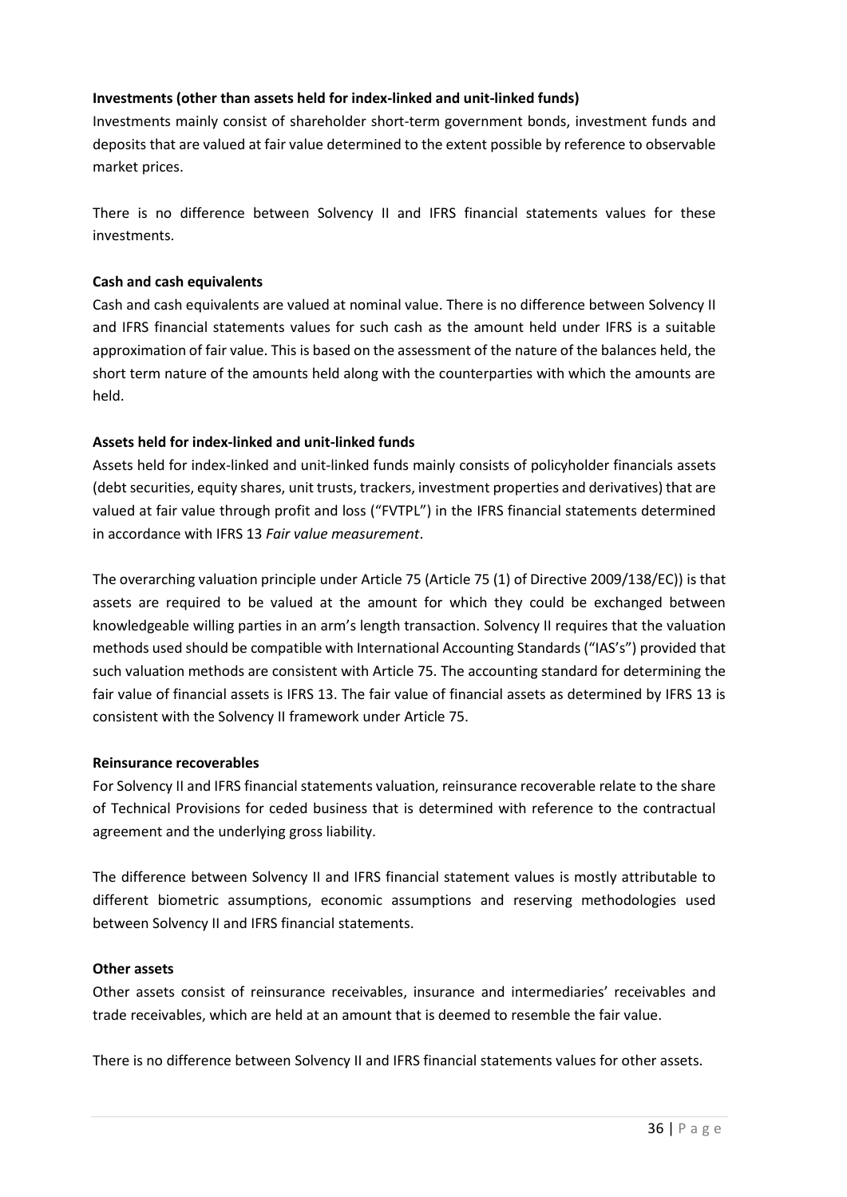**Investments (other than assets held for index-linked and unit-linked funds)**

Investments mainly consist of shareholder short-term government bonds, investment funds and deposits that are valued at fair value determined to the extent possible by reference to observable market prices.

There is no difference between Solvency II and IFRS financial statements values for these investments.

**Cash and cash equivalents**

Cash and cash equivalents are valued at nominal value. There is no difference between Solvency II and IFRS financial statements values for such cash as the amount held under IFRS is a suitable approximation of fair value. This is based on the assessment of the nature of the balances held, the short term nature of the amounts held along with the counterparties with which the amounts are held.

**Assets held for index-linked and unit-linked funds**

Assets held for index-linked and unit-linked funds mainly consists of policyholder financials assets (debt securities, equity shares, unit trusts, trackers, investment properties and derivatives) that are valued at fair value through profit and loss ("FVTPL") in the IFRS financial statements determined in accordance with IFRS 13 *Fair value measurement*.

The overarching valuation principle under Article 75 (Article 75 (1) of Directive 2009/138/EC)) is that assets are required to be valued at the amount for which they could be exchanged between knowledgeable willing parties in an arm's length transaction. Solvency II requires that the valuation methods used should be compatible with International Accounting Standards ("IAS's") provided that such valuation methods are consistent with Article 75. The accounting standard for determining the fair value of financial assets is IFRS 13. The fair value of financial assets as determined by IFRS 13 is consistent with the Solvency II framework under Article 75.

**Reinsurance recoverables**

For Solvency II and IFRS financial statements valuation, reinsurance recoverable relate to the share of Technical Provisions for ceded business that is determined with reference to the contractual agreement and the underlying gross liability.

The difference between Solvency II and IFRS financial statement values is mostly attributable to different biometric assumptions, economic assumptions and reserving methodologies used between Solvency II and IFRS financial statements.

**Other assets**

Other assets consist of reinsurance receivables, insurance and intermediaries' receivables and trade receivables, which are held at an amount that is deemed to resemble the fair value.

There is no difference between Solvency II and IFRS financial statements values for other assets.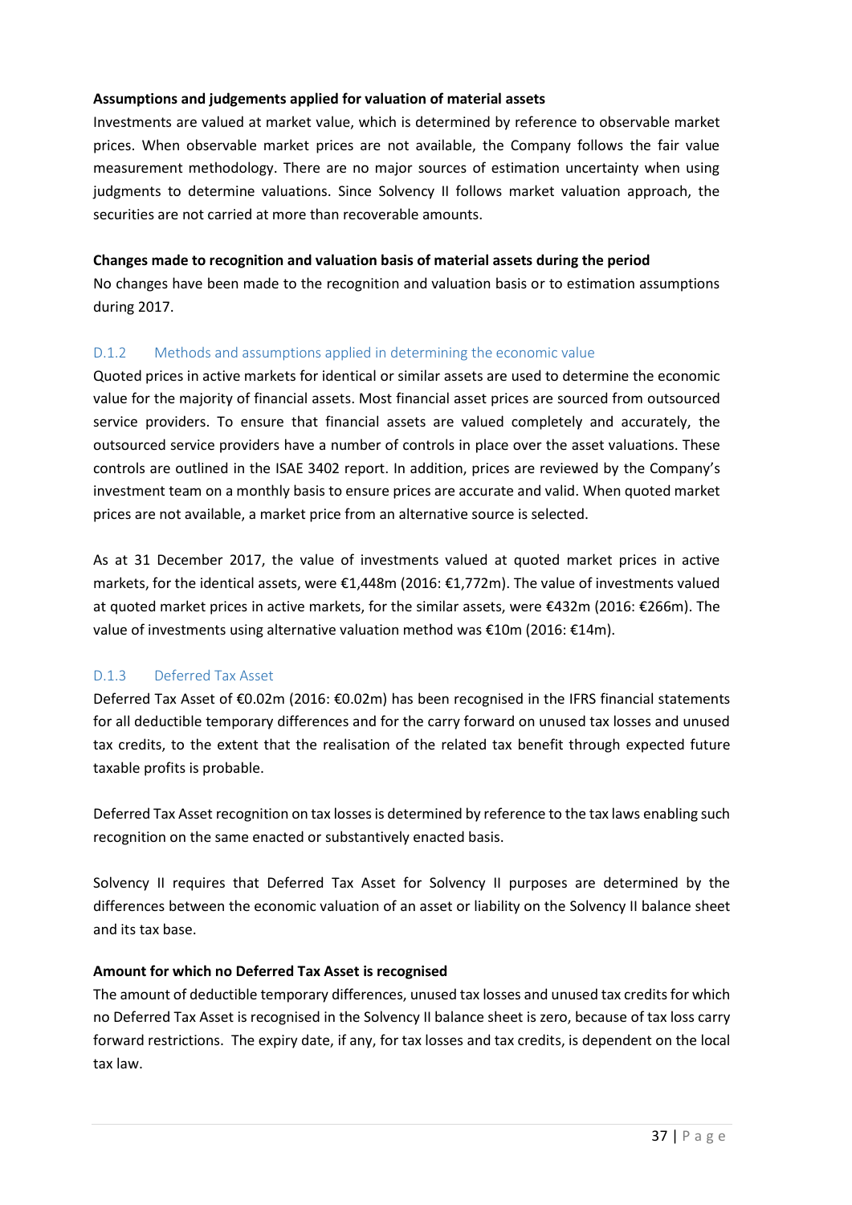**Assumptions and judgements applied for valuation of material assets**

Investments are valued at market value, which is determined by reference to observable market prices. When observable market prices are not available, the Company follows the fair value measurement methodology. There are no major sources of estimation uncertainty when using judgments to determine valuations. Since Solvency II follows market valuation approach, the securities are not carried at more than recoverable amounts.

**Changes made to recognition and valuation basis of material assets during the period**

No changes have been made to the recognition and valuation basis or to estimation assumptions during 2017.

### D.1.2 Methods and assumptions applied in determining the economic value

Quoted prices in active markets for identical or similar assets are used to determine the economic value for the majority of financial assets. Most financial asset prices are sourced from outsourced service providers. To ensure that financial assets are valued completely and accurately, the outsourced service providers have a number of controls in place over the asset valuations. These controls are outlined in the ISAE 3402 report. In addition, prices are reviewed by the Company's investment team on a monthly basis to ensure prices are accurate and valid. When quoted market prices are not available, a market price from an alternative source is selected.

As at 31 December 2017, the value of investments valued at quoted market prices in active markets, for the identical assets, were €1,448m (2016: €1,772m). The value of investments valued at quoted market prices in active markets, for the similar assets, were €432m (2016: €266m). The value of investments using alternative valuation method was €10m (2016: €14m).

### D.1.3 Deferred Tax Asset

Deferred Tax Asset of €0.02m (2016: €0.02m) has been recognised in the IFRS financial statements for all deductible temporary differences and for the carry forward on unused tax losses and unused tax credits, to the extent that the realisation of the related tax benefit through expected future taxable profits is probable.

Deferred Tax Asset recognition on tax losses is determined by reference to the tax laws enabling such recognition on the same enacted or substantively enacted basis.

Solvency II requires that Deferred Tax Asset for Solvency II purposes are determined by the differences between the economic valuation of an asset or liability on the Solvency II balance sheet and its tax base.

**Amount for which no Deferred Tax Asset is recognised**

The amount of deductible temporary differences, unused tax losses and unused tax credits for which no Deferred Tax Asset is recognised in the Solvency II balance sheet is zero, because of tax loss carry forward restrictions. The expiry date, if any, for tax losses and tax credits, is dependent on the local tax law.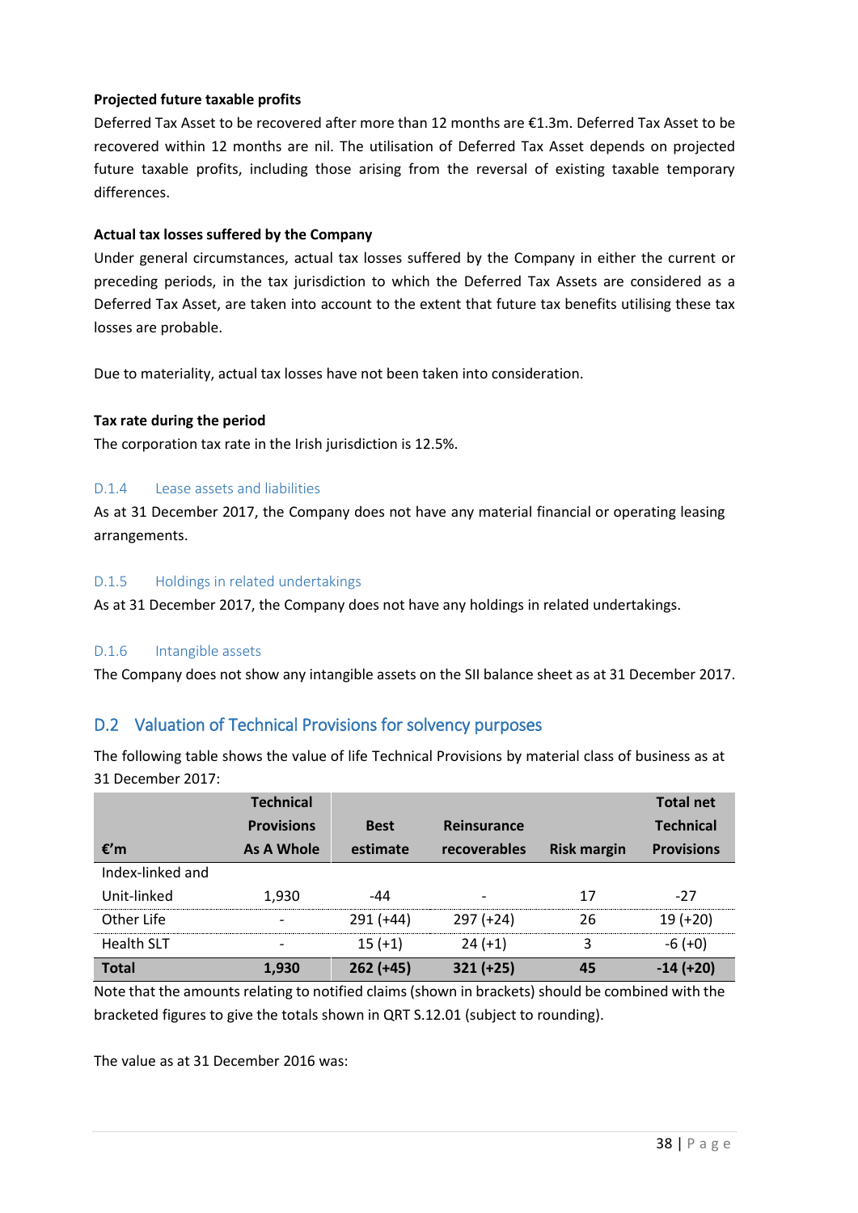**Projected future taxable profits**

Deferred Tax Asset to be recovered after more than 12 months are €1.3m. Deferred Tax Asset to be recovered within 12 months are nil. The utilisation of Deferred Tax Asset depends on projected future taxable profits, including those arising from the reversal of existing taxable temporary differences.

**Actual tax losses suffered by the Company**

Under general circumstances, actual tax losses suffered by the Company in either the current or preceding periods, in the tax jurisdiction to which the Deferred Tax Assets are considered as a Deferred Tax Asset, are taken into account to the extent that future tax benefits utilising these tax losses are probable.

Due to materiality, actual tax losses have not been taken into consideration.

**Tax rate during the period**

The corporation tax rate in the Irish jurisdiction is 12.5%.

### D.1.4 Lease assets and liabilities

As at 31 December 2017, the Company does not have any material financial or operating leasing arrangements.

### D.1.5 Holdings in related undertakings

As at 31 December 2017, the Company does not have any holdings in related undertakings.

### D.1.6 Intangible assets

The Company does not show any intangible assets on the SII balance sheet as at 31 December 2017.

## D.2 Valuation of Technical Provisions for solvency purposes

The following table shows the value of life Technical Provisions by material class of business as at 31 December 2017:

| €'m | Technical Provisions As A Whole | Best estimate | Reinsurance recoverables | Risk margin | Total net Technical Provisions |
|---|---|---|---|---|---|
| Index-linked and Unit-linked | 1,930 | -44 | - | 17 | -27 |
| Other Life | - | 291 (+44) | 297 (+24) | 26 | 19 (+20) |
| Health SLT | - | 15 (+1) | 24 (+1) | 3 | -6 (+0) |
| **Total** | **1,930** | **262 (+45)** | **321 (+25)** | **45** | **-14 (+20)** |

Note that the amounts relating to notified claims (shown in brackets) should be combined with the bracketed figures to give the totals shown in QRT S.12.01 (subject to rounding).

The value as at 31 December 2016 was: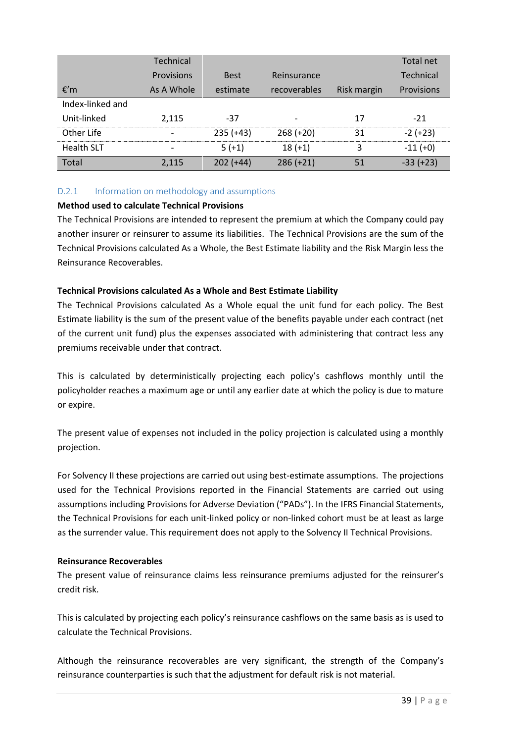| €'m | Technical Provisions As A Whole | Best estimate | Reinsurance recoverables | Risk margin | Total net Technical Provisions |
|---|---|---|---|---|---|
| Index-linked and Unit-linked | 2,115 | -37 | - | 17 | -21 |
| Other Life | - | 235 (+43) | 268 (+20) | 31 | -2 (+23) |
| Health SLT | - | 5 (+1) | 18 (+1) | 3 | -11 (+0) |
| Total | 2,115 | 202 (+44) | 286 (+21) | 51 | -33 (+23) |

### D.2.1 Information on methodology and assumptions

**Method used to calculate Technical Provisions**

The Technical Provisions are intended to represent the premium at which the Company could pay another insurer or reinsurer to assume its liabilities. The Technical Provisions are the sum of the Technical Provisions calculated As a Whole, the Best Estimate liability and the Risk Margin less the Reinsurance Recoverables.

**Technical Provisions calculated As a Whole and Best Estimate Liability**

The Technical Provisions calculated As a Whole equal the unit fund for each policy. The Best Estimate liability is the sum of the present value of the benefits payable under each contract (net of the current unit fund) plus the expenses associated with administering that contract less any premiums receivable under that contract.

This is calculated by deterministically projecting each policy's cashflows monthly until the policyholder reaches a maximum age or until any earlier date at which the policy is due to mature or expire.

The present value of expenses not included in the policy projection is calculated using a monthly projection.

For Solvency II these projections are carried out using best-estimate assumptions. The projections used for the Technical Provisions reported in the Financial Statements are carried out using assumptions including Provisions for Adverse Deviation ("PADs"). In the IFRS Financial Statements, the Technical Provisions for each unit-linked policy or non-linked cohort must be at least as large as the surrender value. This requirement does not apply to the Solvency II Technical Provisions.

**Reinsurance Recoverables**

The present value of reinsurance claims less reinsurance premiums adjusted for the reinsurer's credit risk.

This is calculated by projecting each policy's reinsurance cashflows on the same basis as is used to calculate the Technical Provisions.

Although the reinsurance recoverables are very significant, the strength of the Company's reinsurance counterparties is such that the adjustment for default risk is not material.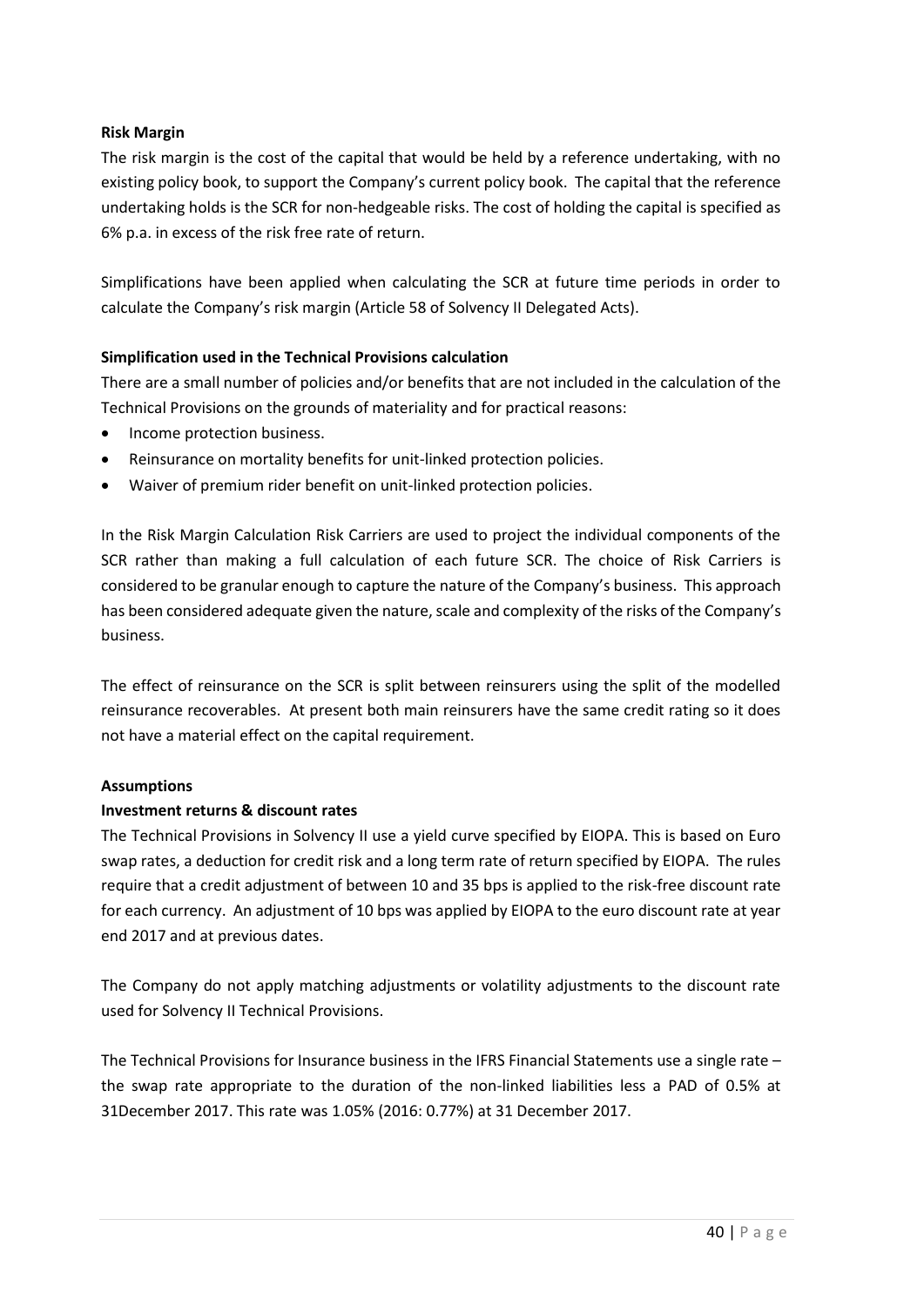**Risk Margin**

The risk margin is the cost of the capital that would be held by a reference undertaking, with no existing policy book, to support the Company's current policy book. The capital that the reference undertaking holds is the SCR for non-hedgeable risks. The cost of holding the capital is specified as 6% p.a. in excess of the risk free rate of return.

Simplifications have been applied when calculating the SCR at future time periods in order to calculate the Company's risk margin (Article 58 of Solvency II Delegated Acts).

**Simplification used in the Technical Provisions calculation**

There are a small number of policies and/or benefits that are not included in the calculation of the Technical Provisions on the grounds of materiality and for practical reasons:

- Income protection business.
- Reinsurance on mortality benefits for unit-linked protection policies.
- Waiver of premium rider benefit on unit-linked protection policies.

In the Risk Margin Calculation Risk Carriers are used to project the individual components of the SCR rather than making a full calculation of each future SCR. The choice of Risk Carriers is considered to be granular enough to capture the nature of the Company's business. This approach has been considered adequate given the nature, scale and complexity of the risks of the Company's business.

The effect of reinsurance on the SCR is split between reinsurers using the split of the modelled reinsurance recoverables. At present both main reinsurers have the same credit rating so it does not have a material effect on the capital requirement.

**Assumptions**

**Investment returns & discount rates**

The Technical Provisions in Solvency II use a yield curve specified by EIOPA. This is based on Euro swap rates, a deduction for credit risk and a long term rate of return specified by EIOPA. The rules require that a credit adjustment of between 10 and 35 bps is applied to the risk-free discount rate for each currency. An adjustment of 10 bps was applied by EIOPA to the euro discount rate at year end 2017 and at previous dates.

The Company do not apply matching adjustments or volatility adjustments to the discount rate used for Solvency II Technical Provisions.

The Technical Provisions for Insurance business in the IFRS Financial Statements use a single rate – the swap rate appropriate to the duration of the non-linked liabilities less a PAD of 0.5% at 31December 2017. This rate was 1.05% (2016: 0.77%) at 31 December 2017.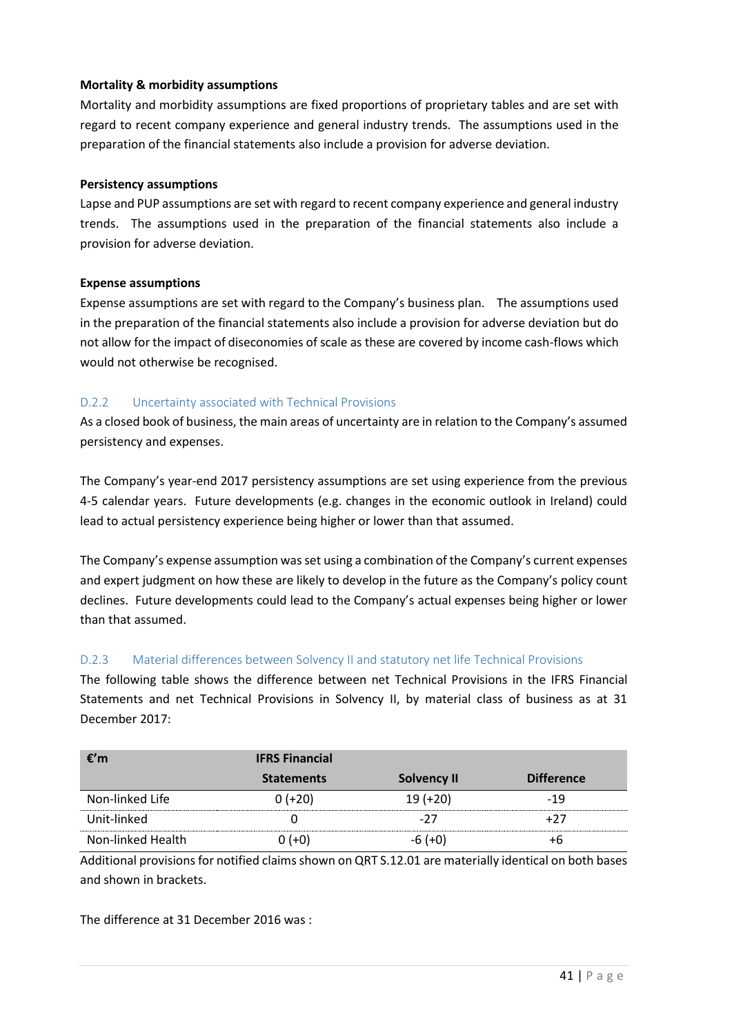**Mortality & morbidity assumptions**

Mortality and morbidity assumptions are fixed proportions of proprietary tables and are set with regard to recent company experience and general industry trends. The assumptions used in the preparation of the financial statements also include a provision for adverse deviation.

**Persistency assumptions**

Lapse and PUP assumptions are set with regard to recent company experience and general industry trends. The assumptions used in the preparation of the financial statements also include a provision for adverse deviation.

**Expense assumptions**

Expense assumptions are set with regard to the Company's business plan. The assumptions used in the preparation of the financial statements also include a provision for adverse deviation but do not allow for the impact of diseconomies of scale as these are covered by income cash-flows which would not otherwise be recognised.

### D.2.2 Uncertainty associated with Technical Provisions

As a closed book of business, the main areas of uncertainty are in relation to the Company's assumed persistency and expenses.

The Company's year-end 2017 persistency assumptions are set using experience from the previous 4-5 calendar years. Future developments (e.g. changes in the economic outlook in Ireland) could lead to actual persistency experience being higher or lower than that assumed.

The Company's expense assumption was set using a combination of the Company's current expenses and expert judgment on how these are likely to develop in the future as the Company's policy count declines. Future developments could lead to the Company's actual expenses being higher or lower than that assumed.

### D.2.3 Material differences between Solvency II and statutory net life Technical Provisions

The following table shows the difference between net Technical Provisions in the IFRS Financial Statements and net Technical Provisions in Solvency II, by material class of business as at 31 December 2017:

| €'m | IFRS Financial Statements | Solvency II | Difference |
|---|---|---|---|
| Non-linked Life | 0 (+20) | 19 (+20) | -19 |
| Unit-linked | 0 | -27 | +27 |
| Non-linked Health | 0 (+0) | -6 (+0) | +6 |

Additional provisions for notified claims shown on QRT S.12.01 are materially identical on both bases and shown in brackets.

The difference at 31 December 2016 was :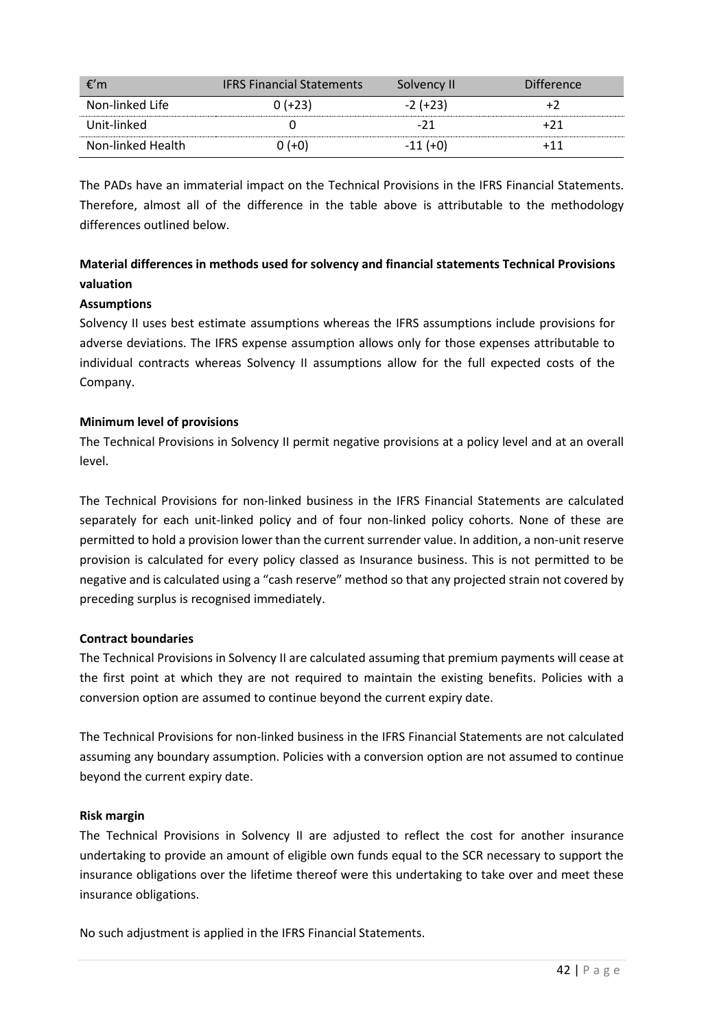| €'m | IFRS Financial Statements | Solvency II | Difference |
| --- | --- | --- | --- |
| Non-linked Life | 0 (+23) | -2 (+23) | +2 |
| Unit-linked | 0 | -21 | +21 |
| Non-linked Health | 0 (+0) | -11 (+0) | +11 |

The PADs have an immaterial impact on the Technical Provisions in the IFRS Financial Statements. Therefore, almost all of the difference in the table above is attributable to the methodology differences outlined below.

**Material differences in methods used for solvency and financial statements Technical Provisions valuation**

**Assumptions**

Solvency II uses best estimate assumptions whereas the IFRS assumptions include provisions for adverse deviations. The IFRS expense assumption allows only for those expenses attributable to individual contracts whereas Solvency II assumptions allow for the full expected costs of the Company.

**Minimum level of provisions**

The Technical Provisions in Solvency II permit negative provisions at a policy level and at an overall level.

The Technical Provisions for non-linked business in the IFRS Financial Statements are calculated separately for each unit-linked policy and of four non-linked policy cohorts. None of these are permitted to hold a provision lower than the current surrender value. In addition, a non-unit reserve provision is calculated for every policy classed as Insurance business. This is not permitted to be negative and is calculated using a "cash reserve" method so that any projected strain not covered by preceding surplus is recognised immediately.

**Contract boundaries**

The Technical Provisions in Solvency II are calculated assuming that premium payments will cease at the first point at which they are not required to maintain the existing benefits. Policies with a conversion option are assumed to continue beyond the current expiry date.

The Technical Provisions for non-linked business in the IFRS Financial Statements are not calculated assuming any boundary assumption. Policies with a conversion option are not assumed to continue beyond the current expiry date.

**Risk margin**

The Technical Provisions in Solvency II are adjusted to reflect the cost for another insurance undertaking to provide an amount of eligible own funds equal to the SCR necessary to support the insurance obligations over the lifetime thereof were this undertaking to take over and meet these insurance obligations.

No such adjustment is applied in the IFRS Financial Statements.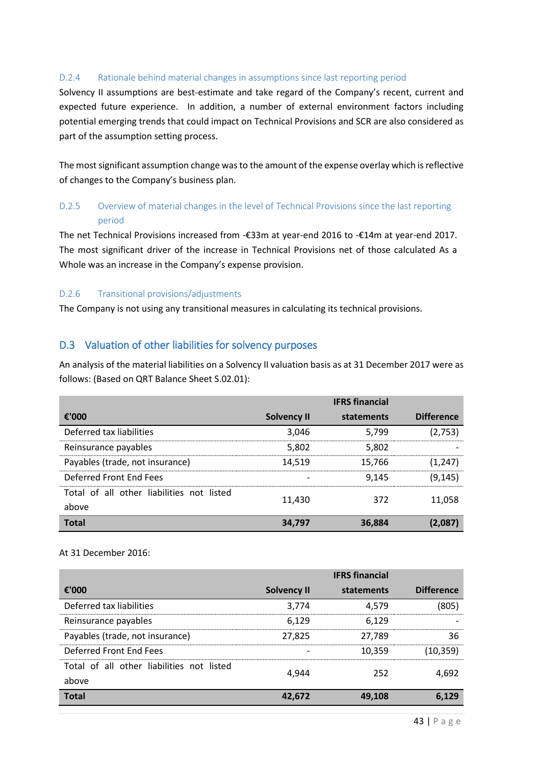### D.2.4 Rationale behind material changes in assumptions since last reporting period

Solvency II assumptions are best-estimate and take regard of the Company's recent, current and expected future experience. In addition, a number of external environment factors including potential emerging trends that could impact on Technical Provisions and SCR are also considered as part of the assumption setting process.

The most significant assumption change was to the amount of the expense overlay which is reflective of changes to the Company's business plan.

### D.2.5 Overview of material changes in the level of Technical Provisions since the last reporting period

The net Technical Provisions increased from -€33m at year-end 2016 to -€14m at year-end 2017. The most significant driver of the increase in Technical Provisions net of those calculated As a Whole was an increase in the Company's expense provision.

### D.2.6 Transitional provisions/adjustments

The Company is not using any transitional measures in calculating its technical provisions.

## D.3 Valuation of other liabilities for solvency purposes

An analysis of the material liabilities on a Solvency II valuation basis as at 31 December 2017 were as follows: (Based on QRT Balance Sheet S.02.01):

| €'000 | Solvency II | IFRS financial statements | Difference |
|---|---|---|---|
| Deferred tax liabilities | 3,046 | 5,799 | (2,753) |
| Reinsurance payables | 5,802 | 5,802 | - |
| Payables (trade, not insurance) | 14,519 | 15,766 | (1,247) |
| Deferred Front End Fees | - | 9,145 | (9,145) |
| Total of all other liabilities not listed above | 11,430 | 372 | 11,058 |
| **Total** | **34,797** | **36,884** | **(2,087)** |

At 31 December 2016:

| €'000 | Solvency II | IFRS financial statements | Difference |
|---|---|---|---|
| Deferred tax liabilities | 3,774 | 4,579 | (805) |
| Reinsurance payables | 6,129 | 6,129 | - |
| Payables (trade, not insurance) | 27,825 | 27,789 | 36 |
| Deferred Front End Fees | - | 10,359 | (10,359) |
| Total of all other liabilities not listed above | 4,944 | 252 | 4,692 |
| **Total** | **42,672** | **49,108** | **6,129** |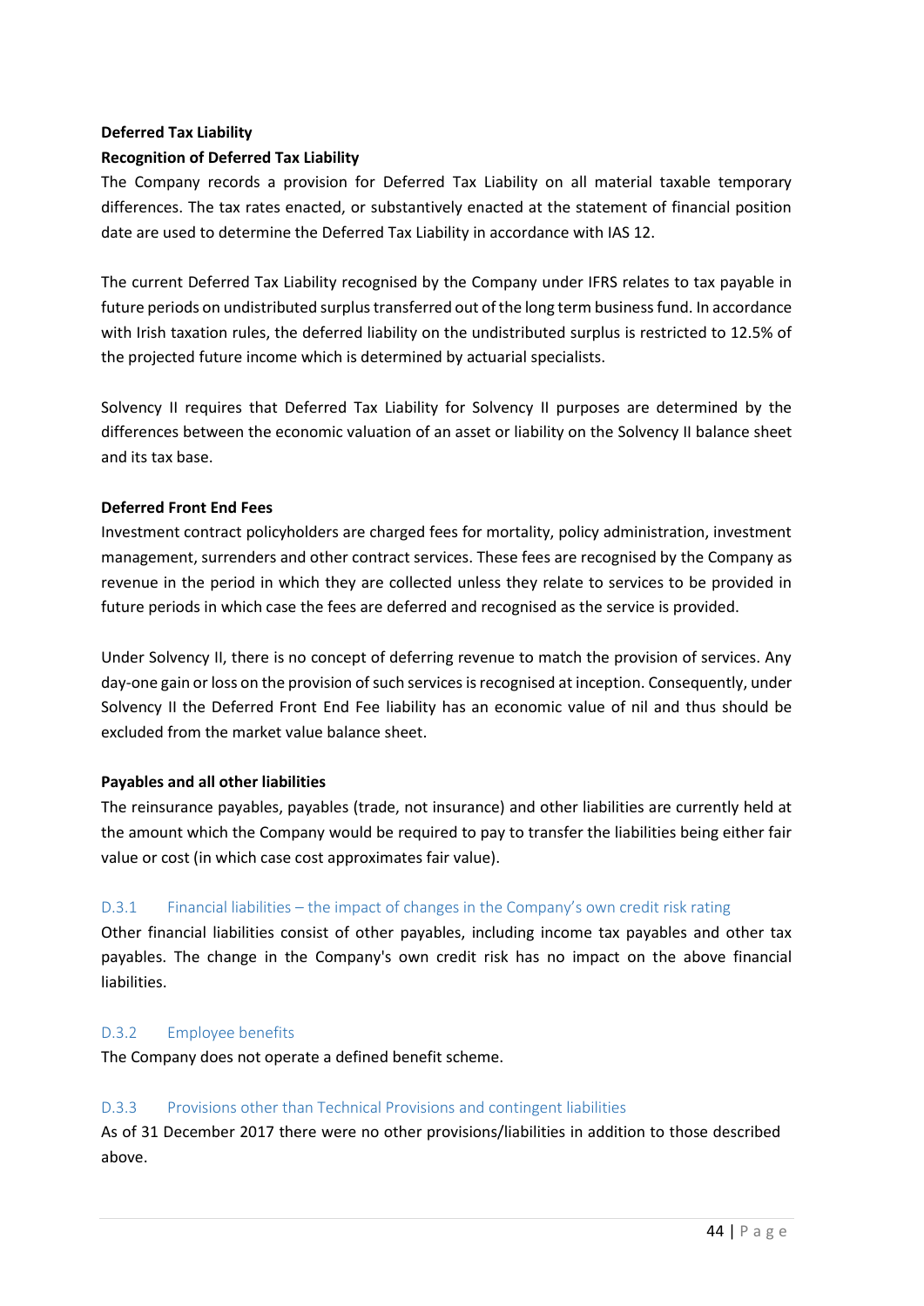**Deferred Tax Liability**

**Recognition of Deferred Tax Liability**

The Company records a provision for Deferred Tax Liability on all material taxable temporary differences. The tax rates enacted, or substantively enacted at the statement of financial position date are used to determine the Deferred Tax Liability in accordance with IAS 12.

The current Deferred Tax Liability recognised by the Company under IFRS relates to tax payable in future periods on undistributed surplus transferred out of the long term business fund. In accordance with Irish taxation rules, the deferred liability on the undistributed surplus is restricted to 12.5% of the projected future income which is determined by actuarial specialists.

Solvency II requires that Deferred Tax Liability for Solvency II purposes are determined by the differences between the economic valuation of an asset or liability on the Solvency II balance sheet and its tax base.

**Deferred Front End Fees**

Investment contract policyholders are charged fees for mortality, policy administration, investment management, surrenders and other contract services. These fees are recognised by the Company as revenue in the period in which they are collected unless they relate to services to be provided in future periods in which case the fees are deferred and recognised as the service is provided.

Under Solvency II, there is no concept of deferring revenue to match the provision of services. Any day-one gain or loss on the provision of such services is recognised at inception. Consequently, under Solvency II the Deferred Front End Fee liability has an economic value of nil and thus should be excluded from the market value balance sheet.

**Payables and all other liabilities**

The reinsurance payables, payables (trade, not insurance) and other liabilities are currently held at the amount which the Company would be required to pay to transfer the liabilities being either fair value or cost (in which case cost approximates fair value).

### D.3.1 Financial liabilities – the impact of changes in the Company's own credit risk rating

Other financial liabilities consist of other payables, including income tax payables and other tax payables. The change in the Company's own credit risk has no impact on the above financial liabilities.

### D.3.2 Employee benefits

The Company does not operate a defined benefit scheme.

### D.3.3 Provisions other than Technical Provisions and contingent liabilities

As of 31 December 2017 there were no other provisions/liabilities in addition to those described above.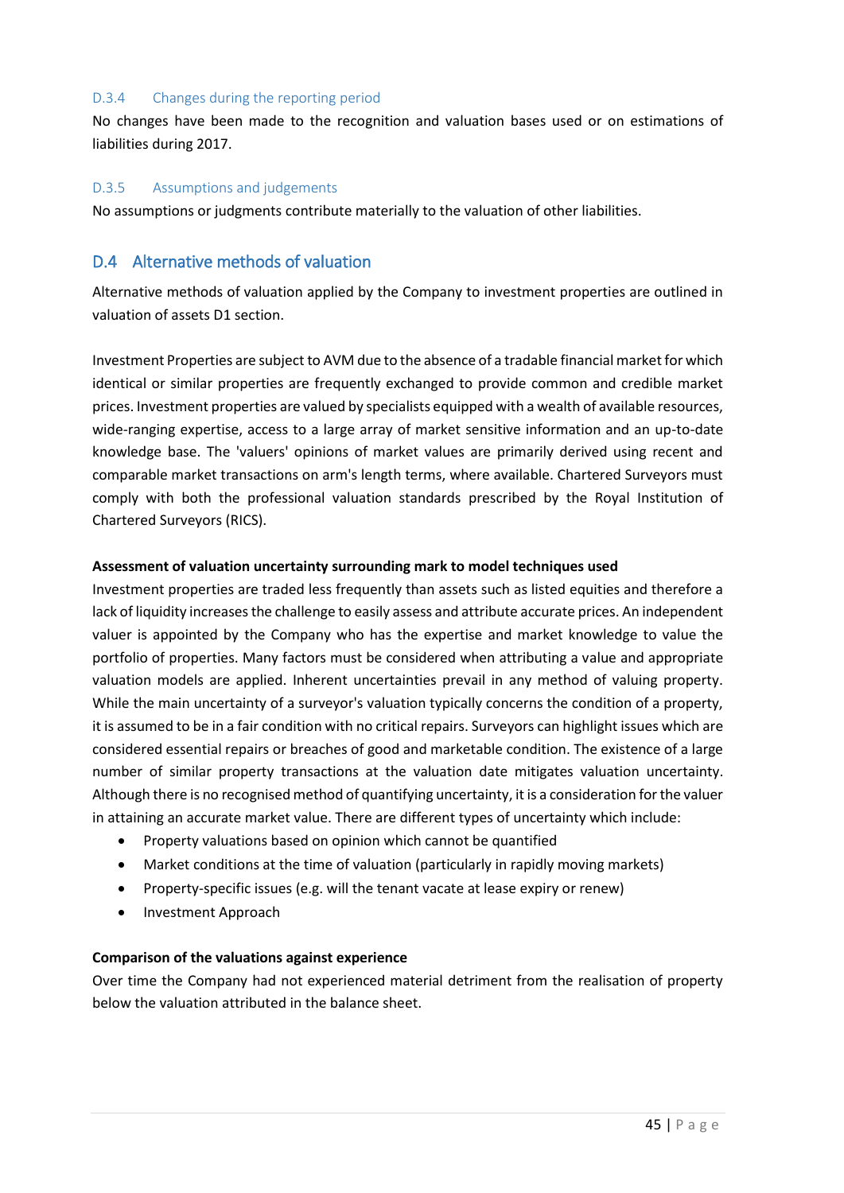### D.3.4 Changes during the reporting period

No changes have been made to the recognition and valuation bases used or on estimations of liabilities during 2017.

### D.3.5 Assumptions and judgements

No assumptions or judgments contribute materially to the valuation of other liabilities.

## D.4 Alternative methods of valuation

Alternative methods of valuation applied by the Company to investment properties are outlined in valuation of assets D1 section.

Investment Properties are subject to AVM due to the absence of a tradable financial market for which identical or similar properties are frequently exchanged to provide common and credible market prices. Investment properties are valued by specialists equipped with a wealth of available resources, wide-ranging expertise, access to a large array of market sensitive information and an up-to-date knowledge base. The 'valuers' opinions of market values are primarily derived using recent and comparable market transactions on arm's length terms, where available. Chartered Surveyors must comply with both the professional valuation standards prescribed by the Royal Institution of Chartered Surveyors (RICS).

**Assessment of valuation uncertainty surrounding mark to model techniques used**

Investment properties are traded less frequently than assets such as listed equities and therefore a lack of liquidity increases the challenge to easily assess and attribute accurate prices. An independent valuer is appointed by the Company who has the expertise and market knowledge to value the portfolio of properties. Many factors must be considered when attributing a value and appropriate valuation models are applied. Inherent uncertainties prevail in any method of valuing property. While the main uncertainty of a surveyor's valuation typically concerns the condition of a property, it is assumed to be in a fair condition with no critical repairs. Surveyors can highlight issues which are considered essential repairs or breaches of good and marketable condition. The existence of a large number of similar property transactions at the valuation date mitigates valuation uncertainty. Although there is no recognised method of quantifying uncertainty, it is a consideration for the valuer in attaining an accurate market value. There are different types of uncertainty which include:

- Property valuations based on opinion which cannot be quantified
- Market conditions at the time of valuation (particularly in rapidly moving markets)
- Property-specific issues (e.g. will the tenant vacate at lease expiry or renew)
- Investment Approach

**Comparison of the valuations against experience**

Over time the Company had not experienced material detriment from the realisation of property below the valuation attributed in the balance sheet.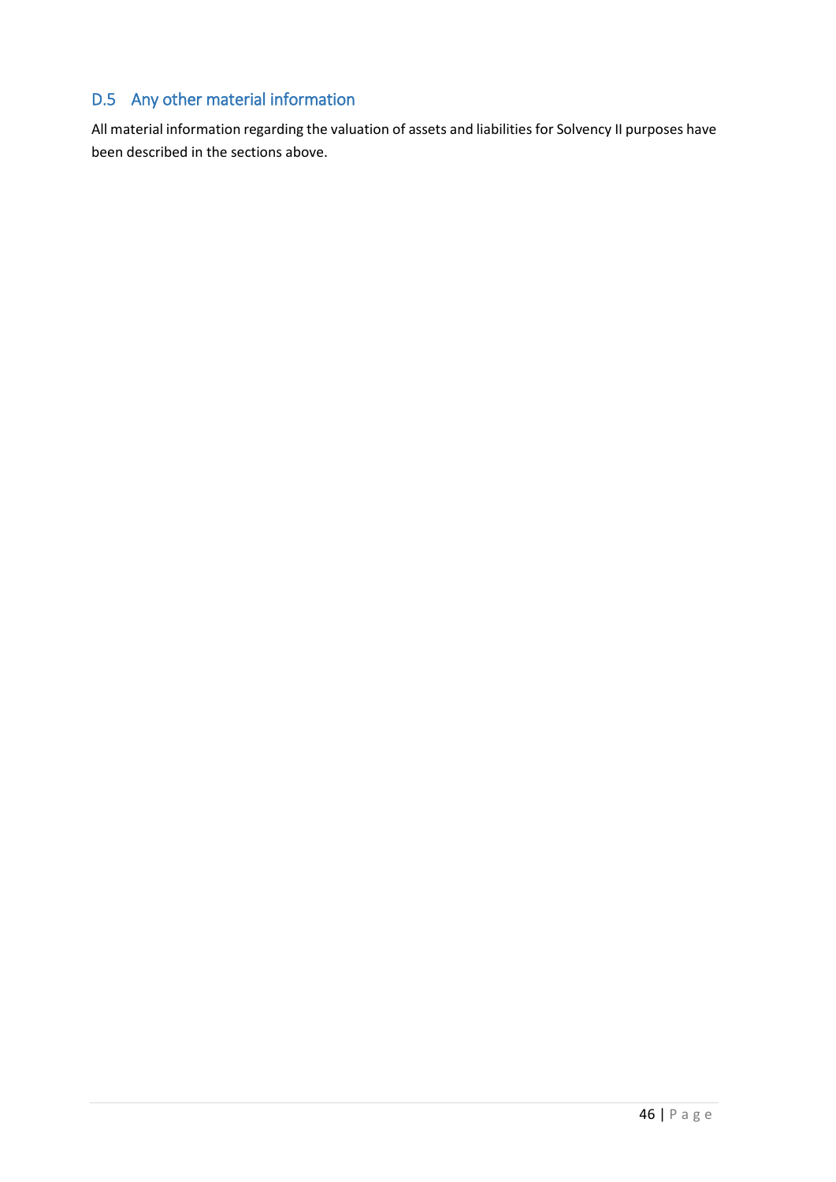## D.5 Any other material information

All material information regarding the valuation of assets and liabilities for Solvency II purposes have been described in the sections above.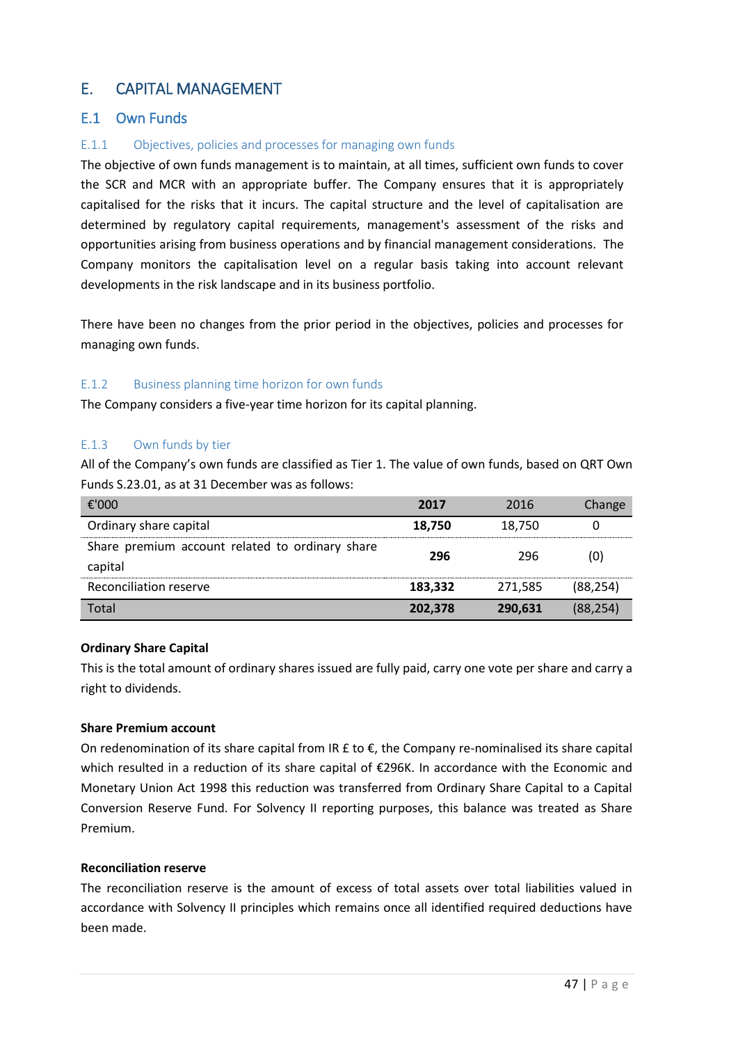# E. CAPITAL MANAGEMENT

## E.1 Own Funds

### E.1.1 Objectives, policies and processes for managing own funds

The objective of own funds management is to maintain, at all times, sufficient own funds to cover the SCR and MCR with an appropriate buffer. The Company ensures that it is appropriately capitalised for the risks that it incurs. The capital structure and the level of capitalisation are determined by regulatory capital requirements, management's assessment of the risks and opportunities arising from business operations and by financial management considerations. The Company monitors the capitalisation level on a regular basis taking into account relevant developments in the risk landscape and in its business portfolio.

There have been no changes from the prior period in the objectives, policies and processes for managing own funds.

### E.1.2 Business planning time horizon for own funds

The Company considers a five-year time horizon for its capital planning.

### E.1.3 Own funds by tier

All of the Company's own funds are classified as Tier 1. The value of own funds, based on QRT Own Funds S.23.01, as at 31 December was as follows:

| €'000 | 2017 | 2016 | Change |
|---|---|---|---|
| Ordinary share capital | **18,750** | 18,750 | 0 |
| Share premium account related to ordinary share capital | **296** | 296 | (0) |
| Reconciliation reserve | **183,332** | 271,585 | (88,254) |
| Total | **202,378** | **290,631** | (88,254) |

**Ordinary Share Capital**

This is the total amount of ordinary shares issued are fully paid, carry one vote per share and carry a right to dividends.

**Share Premium account**

On redenomination of its share capital from IR £ to €, the Company re-nominalised its share capital which resulted in a reduction of its share capital of €296K. In accordance with the Economic and Monetary Union Act 1998 this reduction was transferred from Ordinary Share Capital to a Capital Conversion Reserve Fund. For Solvency II reporting purposes, this balance was treated as Share Premium.

**Reconciliation reserve**

The reconciliation reserve is the amount of excess of total assets over total liabilities valued in accordance with Solvency II principles which remains once all identified required deductions have been made.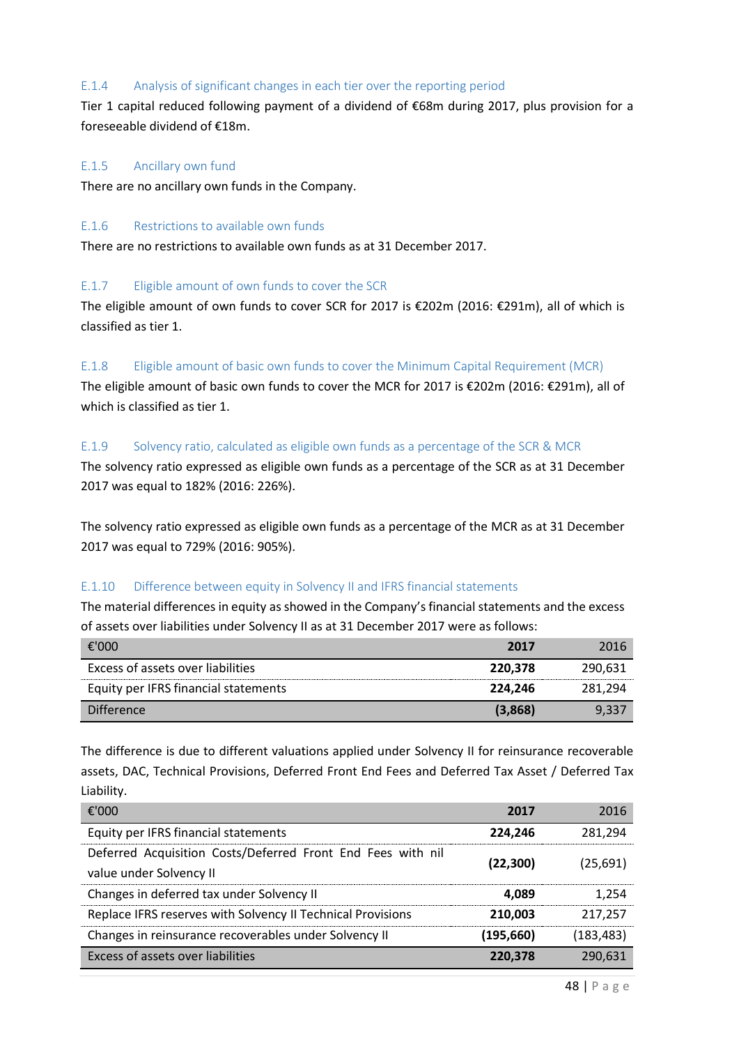### E.1.4 Analysis of significant changes in each tier over the reporting period

Tier 1 capital reduced following payment of a dividend of €68m during 2017, plus provision for a foreseeable dividend of €18m.

### E.1.5 Ancillary own fund

There are no ancillary own funds in the Company.

### E.1.6 Restrictions to available own funds

There are no restrictions to available own funds as at 31 December 2017.

### E.1.7 Eligible amount of own funds to cover the SCR

The eligible amount of own funds to cover SCR for 2017 is €202m (2016: €291m), all of which is classified as tier 1.

### E.1.8 Eligible amount of basic own funds to cover the Minimum Capital Requirement (MCR)

The eligible amount of basic own funds to cover the MCR for 2017 is €202m (2016: €291m), all of which is classified as tier 1.

### E.1.9 Solvency ratio, calculated as eligible own funds as a percentage of the SCR & MCR

The solvency ratio expressed as eligible own funds as a percentage of the SCR as at 31 December 2017 was equal to 182% (2016: 226%).

The solvency ratio expressed as eligible own funds as a percentage of the MCR as at 31 December 2017 was equal to 729% (2016: 905%).

### E.1.10 Difference between equity in Solvency II and IFRS financial statements

The material differences in equity as showed in the Company's financial statements and the excess of assets over liabilities under Solvency II as at 31 December 2017 were as follows:

| €'000 | **2017** | 2016 |
|---|---|---|
| Excess of assets over liabilities | **220,378** | 290,631 |
| Equity per IFRS financial statements | **224,246** | 281,294 |
| Difference | **(3,868)** | 9,337 |

The difference is due to different valuations applied under Solvency II for reinsurance recoverable assets, DAC, Technical Provisions, Deferred Front End Fees and Deferred Tax Asset / Deferred Tax Liability.

| €'000 | **2017** | 2016 |
|---|---|---|
| Equity per IFRS financial statements | **224,246** | 281,294 |
| Deferred Acquisition Costs/Deferred Front End Fees with nil value under Solvency II | **(22,300)** | (25,691) |
| Changes in deferred tax under Solvency II | **4,089** | 1,254 |
| Replace IFRS reserves with Solvency II Technical Provisions | **210,003** | 217,257 |
| Changes in reinsurance recoverables under Solvency II | **(195,660)** | (183,483) |
| Excess of assets over liabilities | **220,378** | 290,631 |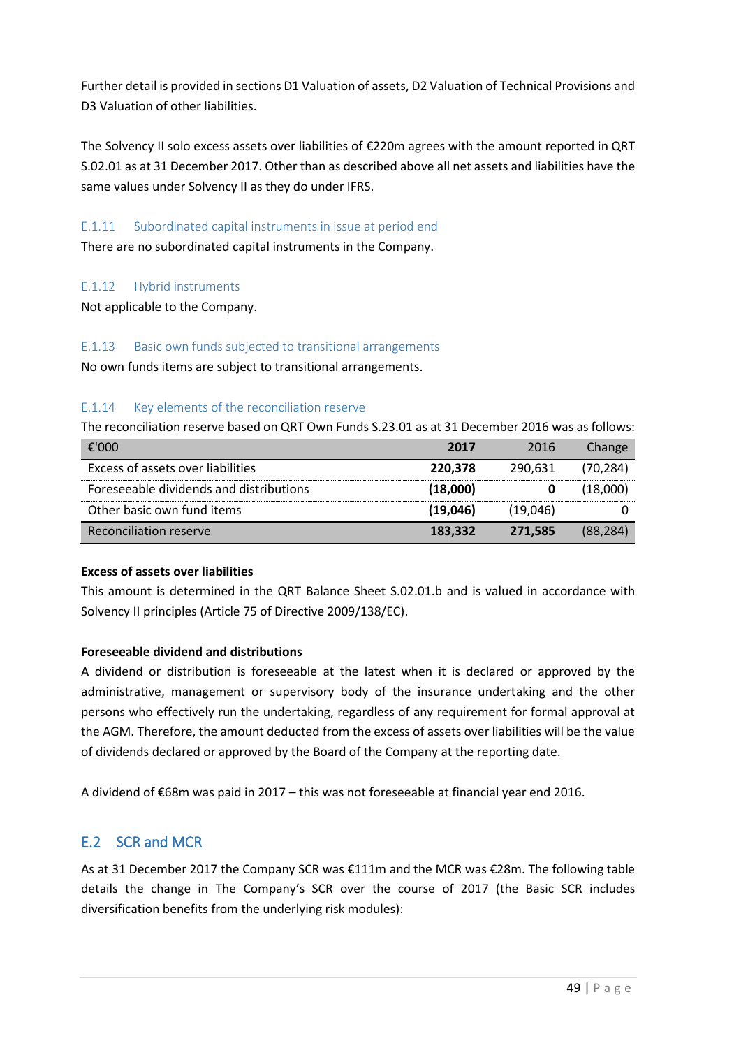Further detail is provided in sections D1 Valuation of assets, D2 Valuation of Technical Provisions and D3 Valuation of other liabilities.

The Solvency II solo excess assets over liabilities of €220m agrees with the amount reported in QRT S.02.01 as at 31 December 2017. Other than as described above all net assets and liabilities have the same values under Solvency II as they do under IFRS.

### E.1.11 Subordinated capital instruments in issue at period end

There are no subordinated capital instruments in the Company.

### E.1.12 Hybrid instruments

Not applicable to the Company.

### E.1.13 Basic own funds subjected to transitional arrangements

No own funds items are subject to transitional arrangements.

### E.1.14 Key elements of the reconciliation reserve

The reconciliation reserve based on QRT Own Funds S.23.01 as at 31 December 2016 was as follows:

| €'000 | **2017** | 2016 | Change |
|---|---|---|---|
| Excess of assets over liabilities | **220,378** | 290,631 | (70,284) |
| Foreseeable dividends and distributions | **(18,000)** | **0** | (18,000) |
| Other basic own fund items | **(19,046)** | (19,046) | 0 |
| Reconciliation reserve | **183,332** | **271,585** | (88,284) |

**Excess of assets over liabilities**

This amount is determined in the QRT Balance Sheet S.02.01.b and is valued in accordance with Solvency II principles (Article 75 of Directive 2009/138/EC).

**Foreseeable dividend and distributions**

A dividend or distribution is foreseeable at the latest when it is declared or approved by the administrative, management or supervisory body of the insurance undertaking and the other persons who effectively run the undertaking, regardless of any requirement for formal approval at the AGM. Therefore, the amount deducted from the excess of assets over liabilities will be the value of dividends declared or approved by the Board of the Company at the reporting date.

A dividend of €68m was paid in 2017 – this was not foreseeable at financial year end 2016.

## E.2 SCR and MCR

As at 31 December 2017 the Company SCR was €111m and the MCR was €28m. The following table details the change in The Company's SCR over the course of 2017 (the Basic SCR includes diversification benefits from the underlying risk modules):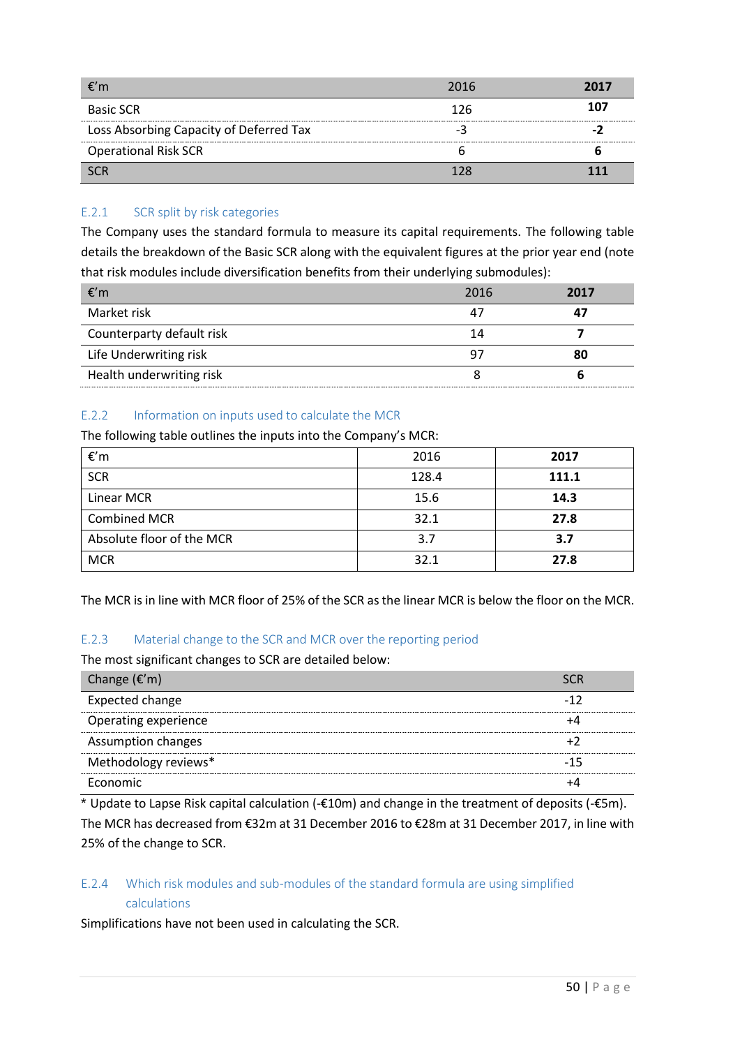| €'m | 2016 | **2017** |
|---|---|---|
| Basic SCR | 126 | **107** |
| Loss Absorbing Capacity of Deferred Tax | -3 | **-2** |
| Operational Risk SCR | 6 | **6** |
| SCR | 128 | **111** |

### E.2.1 SCR split by risk categories

The Company uses the standard formula to measure its capital requirements. The following table details the breakdown of the Basic SCR along with the equivalent figures at the prior year end (note that risk modules include diversification benefits from their underlying submodules):

| €'m | 2016 | **2017** |
|---|---|---|
| Market risk | 47 | **47** |
| Counterparty default risk | 14 | **7** |
| Life Underwriting risk | 97 | **80** |
| Health underwriting risk | 8 | **6** |

### E.2.2 Information on inputs used to calculate the MCR

The following table outlines the inputs into the Company's MCR:

| €'m | 2016 | **2017** |
|---|---|---|
| SCR | 128.4 | **111.1** |
| Linear MCR | 15.6 | **14.3** |
| Combined MCR | 32.1 | **27.8** |
| Absolute floor of the MCR | 3.7 | **3.7** |
| MCR | 32.1 | **27.8** |

The MCR is in line with MCR floor of 25% of the SCR as the linear MCR is below the floor on the MCR.

### E.2.3 Material change to the SCR and MCR over the reporting period

The most significant changes to SCR are detailed below:

| Change (€'m) | SCR |
|---|---|
| Expected change | -12 |
| Operating experience | +4 |
| Assumption changes | +2 |
| Methodology reviews* | -15 |
| Economic | +4 |

* Update to Lapse Risk capital calculation (-€10m) and change in the treatment of deposits (-€5m).

The MCR has decreased from €32m at 31 December 2016 to €28m at 31 December 2017, in line with 25% of the change to SCR.

### E.2.4 Which risk modules and sub-modules of the standard formula are using simplified calculations

Simplifications have not been used in calculating the SCR.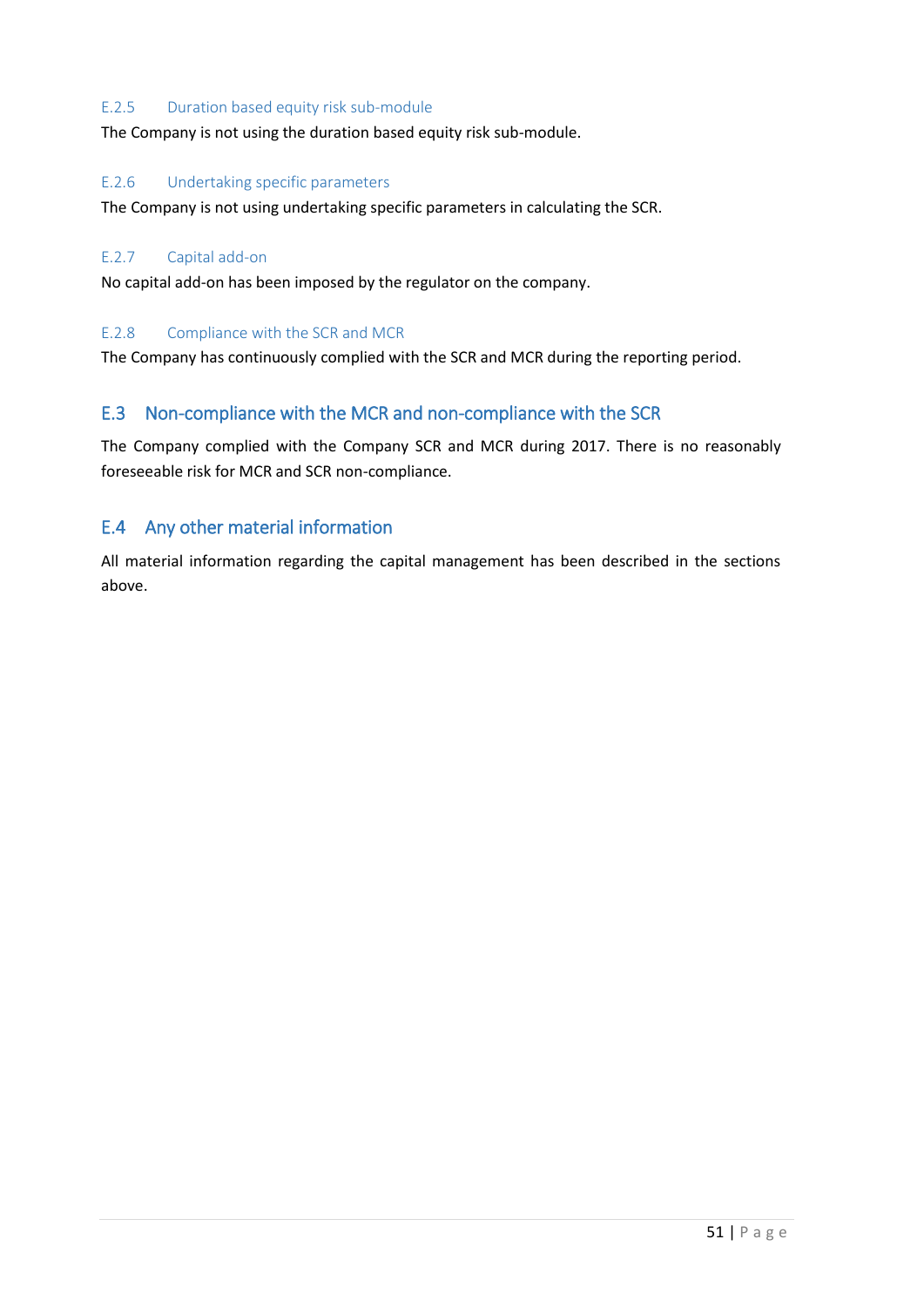### E.2.5 Duration based equity risk sub-module

The Company is not using the duration based equity risk sub-module.

### E.2.6 Undertaking specific parameters

The Company is not using undertaking specific parameters in calculating the SCR.

### E.2.7 Capital add-on

No capital add-on has been imposed by the regulator on the company.

### E.2.8 Compliance with the SCR and MCR

The Company has continuously complied with the SCR and MCR during the reporting period.

## E.3 Non-compliance with the MCR and non-compliance with the SCR

The Company complied with the Company SCR and MCR during 2017. There is no reasonably foreseeable risk for MCR and SCR non-compliance.

## E.4 Any other material information

All material information regarding the capital management has been described in the sections above.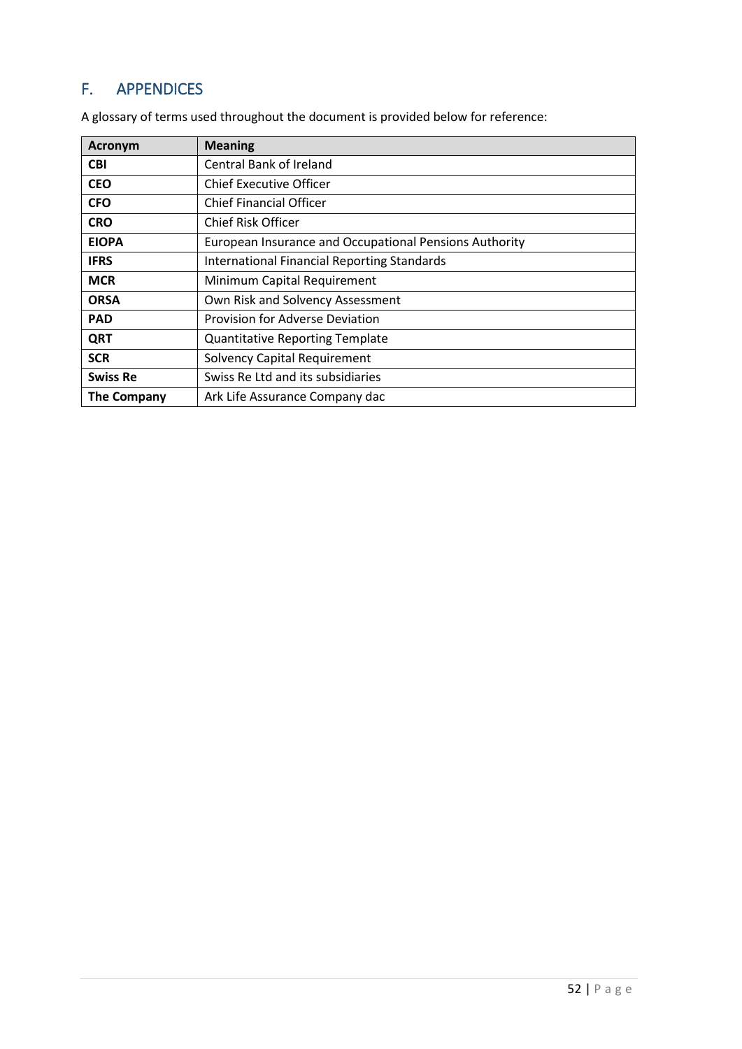# F. APPENDICES

A glossary of terms used throughout the document is provided below for reference:

| Acronym | Meaning |
|---|---|
| **CBI** | Central Bank of Ireland |
| **CEO** | Chief Executive Officer |
| **CFO** | Chief Financial Officer |
| **CRO** | Chief Risk Officer |
| **EIOPA** | European Insurance and Occupational Pensions Authority |
| **IFRS** | International Financial Reporting Standards |
| **MCR** | Minimum Capital Requirement |
| **ORSA** | Own Risk and Solvency Assessment |
| **PAD** | Provision for Adverse Deviation |
| **QRT** | Quantitative Reporting Template |
| **SCR** | Solvency Capital Requirement |
| **Swiss Re** | Swiss Re Ltd and its subsidiaries |
| **The Company** | Ark Life Assurance Company dac |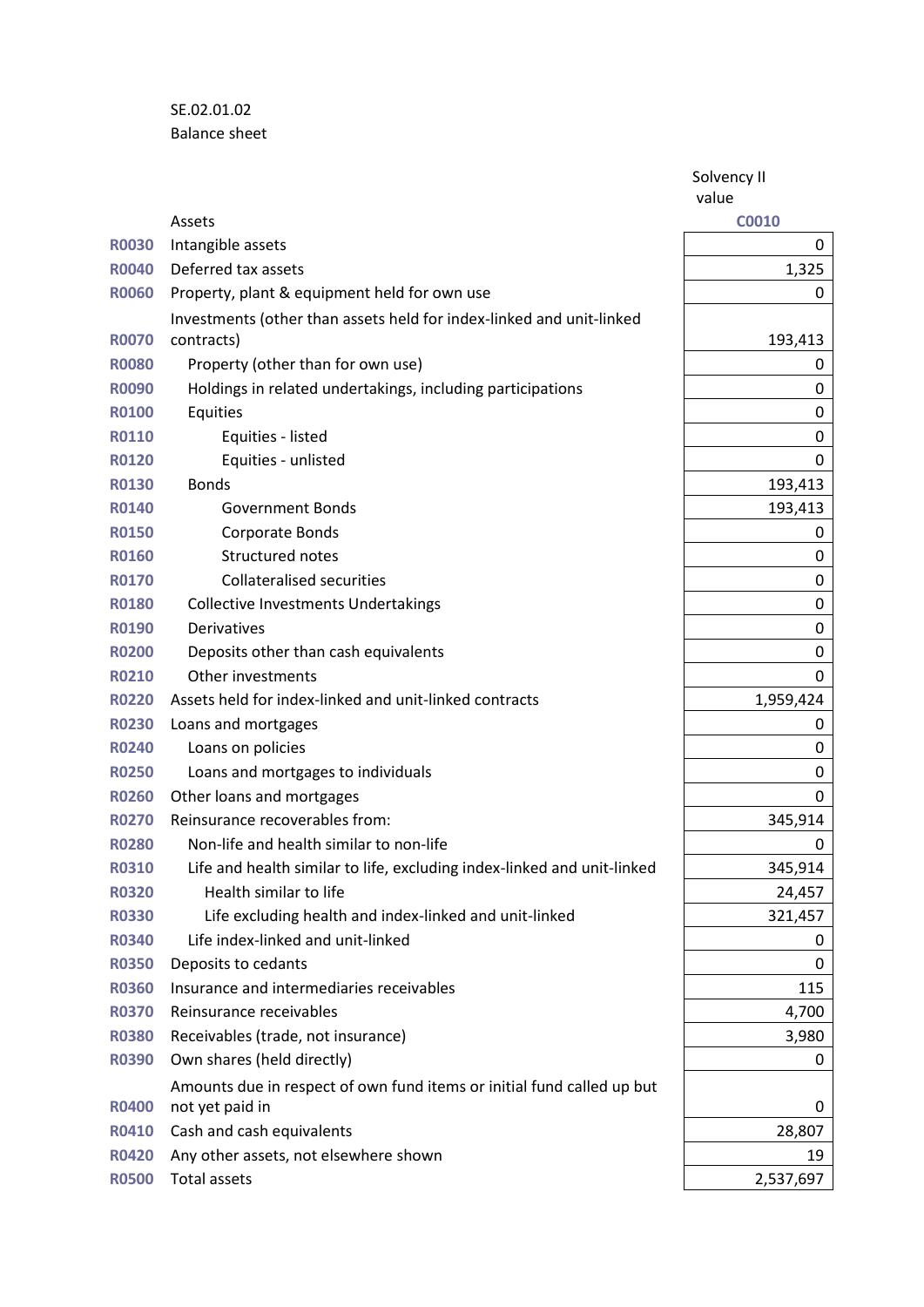SE.02.01.02

Balance sheet

| | Assets | Solvency II value |
|---|---|---|
| | | C0010 |
| R0030 | Intangible assets | 0 |
| R0040 | Deferred tax assets | 1,325 |
| R0060 | Property, plant & equipment held for own use | 0 |
| R0070 | Investments (other than assets held for index-linked and unit-linked contracts) | 193,413 |
| R0080 | Property (other than for own use) | 0 |
| R0090 | Holdings in related undertakings, including participations | 0 |
| R0100 | Equities | 0 |
| R0110 | Equities - listed | 0 |
| R0120 | Equities - unlisted | 0 |
| R0130 | Bonds | 193,413 |
| R0140 | Government Bonds | 193,413 |
| R0150 | Corporate Bonds | 0 |
| R0160 | Structured notes | 0 |
| R0170 | Collateralised securities | 0 |
| R0180 | Collective Investments Undertakings | 0 |
| R0190 | Derivatives | 0 |
| R0200 | Deposits other than cash equivalents | 0 |
| R0210 | Other investments | 0 |
| R0220 | Assets held for index-linked and unit-linked contracts | 1,959,424 |
| R0230 | Loans and mortgages | 0 |
| R0240 | Loans on policies | 0 |
| R0250 | Loans and mortgages to individuals | 0 |
| R0260 | Other loans and mortgages | 0 |
| R0270 | Reinsurance recoverables from: | 345,914 |
| R0280 | Non-life and health similar to non-life | 0 |
| R0310 | Life and health similar to life, excluding index-linked and unit-linked | 345,914 |
| R0320 | Health similar to life | 24,457 |
| R0330 | Life excluding health and index-linked and unit-linked | 321,457 |
| R0340 | Life index-linked and unit-linked | 0 |
| R0350 | Deposits to cedants | 0 |
| R0360 | Insurance and intermediaries receivables | 115 |
| R0370 | Reinsurance receivables | 4,700 |
| R0380 | Receivables (trade, not insurance) | 3,980 |
| R0390 | Own shares (held directly) | 0 |
| R0400 | Amounts due in respect of own fund items or initial fund called up but not yet paid in | 0 |
| R0410 | Cash and cash equivalents | 28,807 |
| R0420 | Any other assets, not elsewhere shown | 19 |
| R0500 | Total assets | 2,537,697 |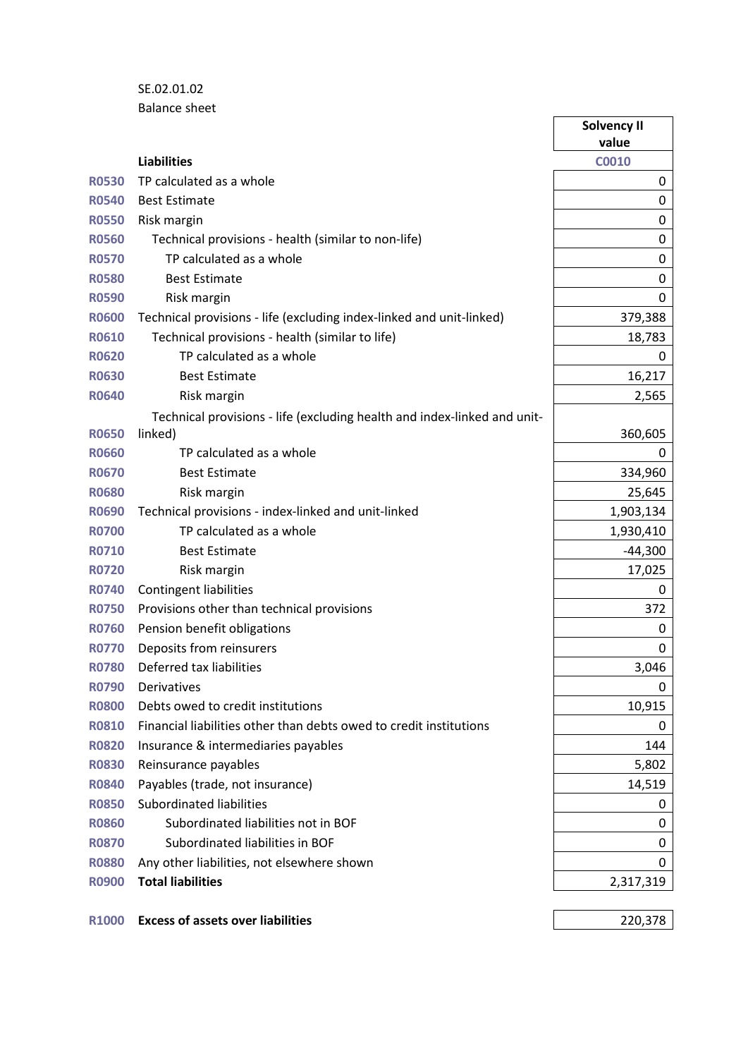SE.02.01.02

Balance sheet

| | | Solvency II value |
|---|---|---|
| | **Liabilities** | C0010 |
| R0530 | TP calculated as a whole | 0 |
| R0540 | Best Estimate | 0 |
| R0550 | Risk margin | 0 |
| R0560 | Technical provisions - health (similar to non-life) | 0 |
| R0570 | TP calculated as a whole | 0 |
| R0580 | Best Estimate | 0 |
| R0590 | Risk margin | 0 |
| R0600 | Technical provisions - life (excluding index-linked and unit-linked) | 379,388 |
| R0610 | Technical provisions - health (similar to life) | 18,783 |
| R0620 | TP calculated as a whole | 0 |
| R0630 | Best Estimate | 16,217 |
| R0640 | Risk margin | 2,565 |
| R0650 | Technical provisions - life (excluding health and index-linked and unit-linked) | 360,605 |
| R0660 | TP calculated as a whole | 0 |
| R0670 | Best Estimate | 334,960 |
| R0680 | Risk margin | 25,645 |
| R0690 | Technical provisions - index-linked and unit-linked | 1,903,134 |
| R0700 | TP calculated as a whole | 1,930,410 |
| R0710 | Best Estimate | -44,300 |
| R0720 | Risk margin | 17,025 |
| R0740 | Contingent liabilities | 0 |
| R0750 | Provisions other than technical provisions | 372 |
| R0760 | Pension benefit obligations | 0 |
| R0770 | Deposits from reinsurers | 0 |
| R0780 | Deferred tax liabilities | 3,046 |
| R0790 | Derivatives | 0 |
| R0800 | Debts owed to credit institutions | 10,915 |
| R0810 | Financial liabilities other than debts owed to credit institutions | 0 |
| R0820 | Insurance & intermediaries payables | 144 |
| R0830 | Reinsurance payables | 5,802 |
| R0840 | Payables (trade, not insurance) | 14,519 |
| R0850 | Subordinated liabilities | 0 |
| R0860 | Subordinated liabilities not in BOF | 0 |
| R0870 | Subordinated liabilities in BOF | 0 |
| R0880 | Any other liabilities, not elsewhere shown | 0 |
| R0900 | **Total liabilities** | 2,317,319 |
| | | |
| R1000 | **Excess of assets over liabilities** | 220,378 |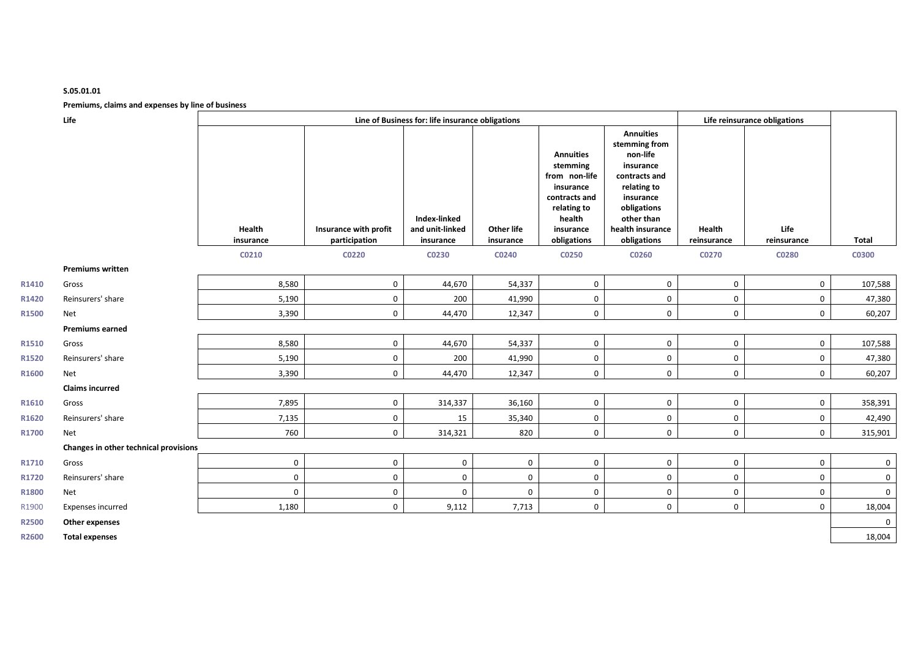**S.05.01.01**

**Premiums, claims and expenses by line of business**

| | **Life** | **Line of Business for: life insurance obligations** | | | | | | **Life reinsurance obligations** | | |
|---|---|---|---|---|---|---|---|---|---|---|
| | | **Health insurance** | **Insurance with profit participation** | **Index-linked and unit-linked insurance** | **Other life insurance** | **Annuities stemming from non-life insurance contracts and relating to health insurance obligations** | **Annuities stemming from non-life insurance contracts and relating to insurance obligations other than health insurance obligations** | **Health reinsurance** | **Life reinsurance** | **Total** |
| | | C0210 | C0220 | C0230 | C0240 | C0250 | C0260 | C0270 | C0280 | C0300 |
| | **Premiums written** | | | | | | | | | |
| R1410 | Gross | 8,580 | 0 | 44,670 | 54,337 | 0 | 0 | 0 | 0 | 107,588 |
| R1420 | Reinsurers' share | 5,190 | 0 | 200 | 41,990 | 0 | 0 | 0 | 0 | 47,380 |
| R1500 | Net | 3,390 | 0 | 44,470 | 12,347 | 0 | 0 | 0 | 0 | 60,207 |
| | **Premiums earned** | | | | | | | | | |
| R1510 | Gross | 8,580 | 0 | 44,670 | 54,337 | 0 | 0 | 0 | 0 | 107,588 |
| R1520 | Reinsurers' share | 5,190 | 0 | 200 | 41,990 | 0 | 0 | 0 | 0 | 47,380 |
| R1600 | Net | 3,390 | 0 | 44,470 | 12,347 | 0 | 0 | 0 | 0 | 60,207 |
| | **Claims incurred** | | | | | | | | | |
| R1610 | Gross | 7,895 | 0 | 314,337 | 36,160 | 0 | 0 | 0 | 0 | 358,391 |
| R1620 | Reinsurers' share | 7,135 | 0 | 15 | 35,340 | 0 | 0 | 0 | 0 | 42,490 |
| R1700 | Net | 760 | 0 | 314,321 | 820 | 0 | 0 | 0 | 0 | 315,901 |
| | **Changes in other technical provisions** | | | | | | | | | |
| R1710 | Gross | 0 | 0 | 0 | 0 | 0 | 0 | 0 | 0 | 0 |
| R1720 | Reinsurers' share | 0 | 0 | 0 | 0 | 0 | 0 | 0 | 0 | 0 |
| R1800 | Net | 0 | 0 | 0 | 0 | 0 | 0 | 0 | 0 | 0 |
| R1900 | Expenses incurred | 1,180 | 0 | 9,112 | 7,713 | 0 | 0 | 0 | 0 | 18,004 |
| R2500 | **Other expenses** | | | | | | | | | 0 |
| R2600 | **Total expenses** | | | | | | | | | 18,004 |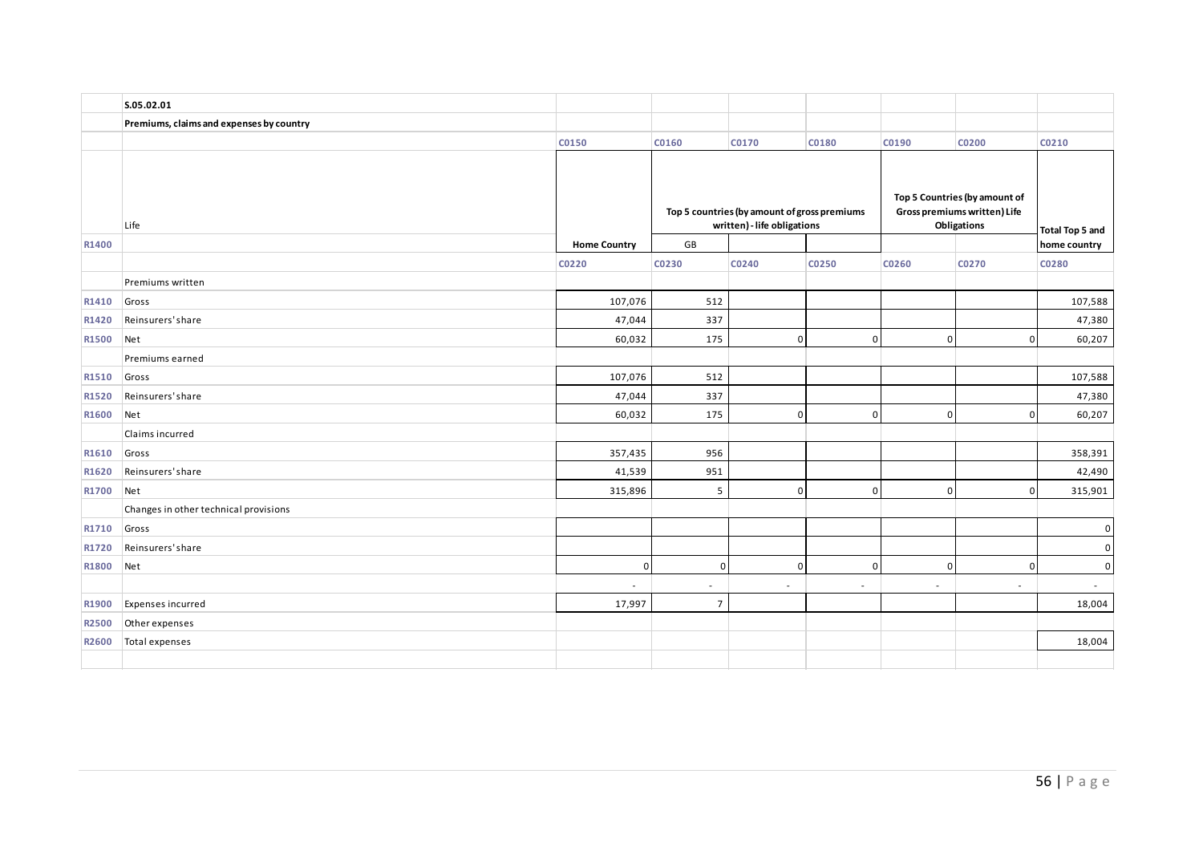| | S.05.02.01 | | | | | | | |
|---|---|---|---|---|---|---|---|---|
| | Premiums, claims and expenses by country | | | | | | | |
| | | C0150 | C0160 | C0170 | C0180 | C0190 | C0200 | C0210 |
| | Life | | Top 5 countries (by amount of gross premiums written) - life obligations | | | Top 5 Countries (by amount of Gross premiums written) Life Obligations | | Total Top 5 and home country |
| R1400 | | Home Country | GB | | | | | |
| | | C0220 | C0230 | C0240 | C0250 | C0260 | C0270 | C0280 |
| | Premiums written | | | | | | | |
| R1410 | Gross | 107,076 | 512 | | | | | 107,588 |
| R1420 | Reinsurers' share | 47,044 | 337 | | | | | 47,380 |
| R1500 | Net | 60,032 | 175 | 0 | 0 | 0 | 0 | 60,207 |
| | Premiums earned | | | | | | | |
| R1510 | Gross | 107,076 | 512 | | | | | 107,588 |
| R1520 | Reinsurers' share | 47,044 | 337 | | | | | 47,380 |
| R1600 | Net | 60,032 | 175 | 0 | 0 | 0 | 0 | 60,207 |
| | Claims incurred | | | | | | | |
| R1610 | Gross | 357,435 | 956 | | | | | 358,391 |
| R1620 | Reinsurers' share | 41,539 | 951 | | | | | 42,490 |
| R1700 | Net | 315,896 | 5 | 0 | 0 | 0 | 0 | 315,901 |
| | Changes in other technical provisions | | | | | | | |
| R1710 | Gross | | | | | | | 0 |
| R1720 | Reinsurers' share | | | | | | | 0 |
| R1800 | Net | 0 | 0 | 0 | 0 | 0 | 0 | 0 |
| | | - | - | - | - | - | - | - |
| R1900 | Expenses incurred | 17,997 | 7 | | | | | 18,004 |
| R2500 | Other expenses | | | | | | | |
| R2600 | Total expenses | | | | | | | 18,004 |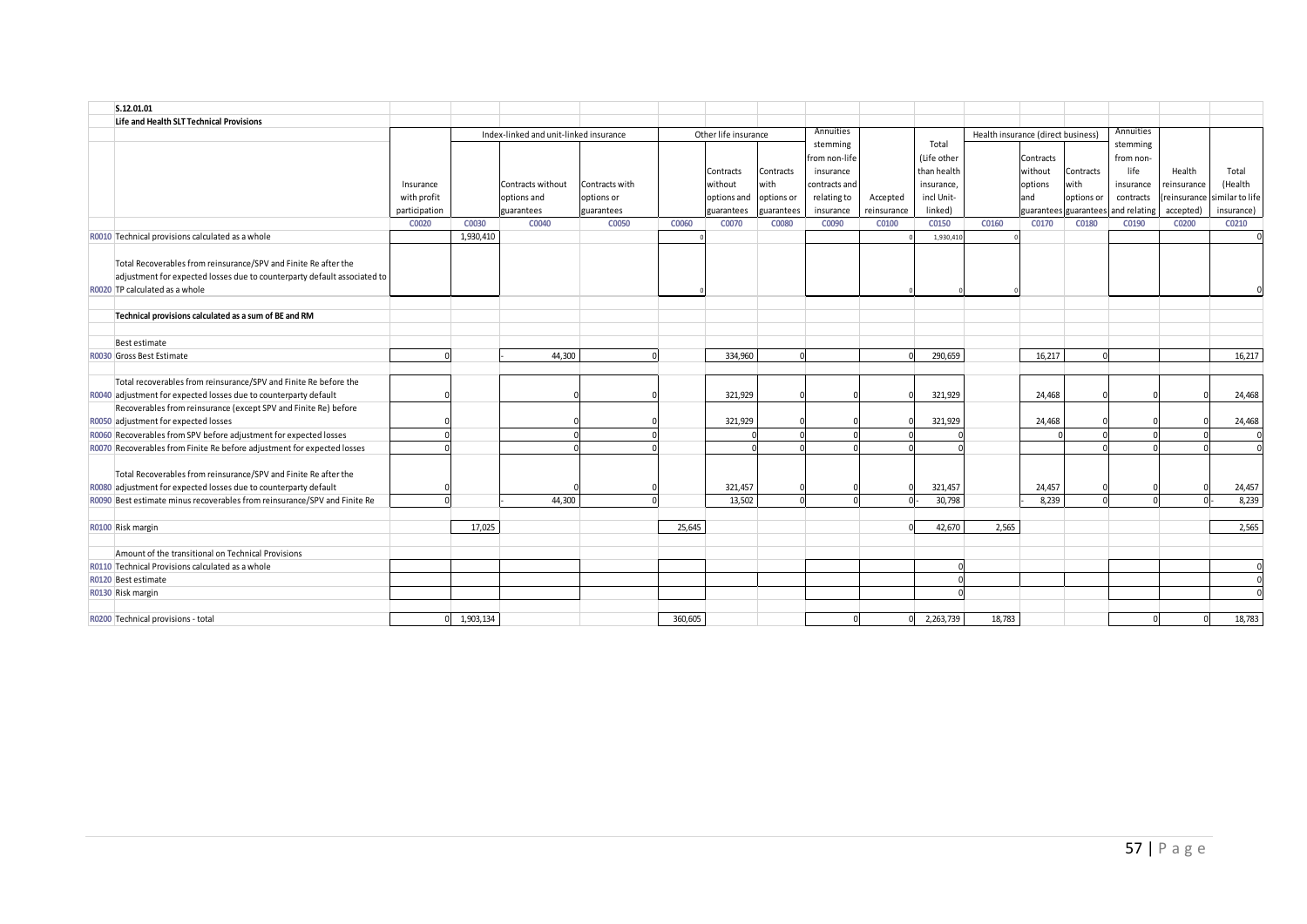**S.12.01.01**

**Life and Health SLT Technical Provisions**

| | | Insurance with profit participation | Index-linked and unit-linked insurance | | | Other life insurance | | | Annuities stemming from non-life insurance contracts and relating to insurance obligation other than health insurance obligations | Accepted reinsurance | Total (Life other than health insurance, incl Unit-linked) | Health insurance (direct business) | | | Annuities stemming from non-life insurance contracts and relating to health insurance obligations | Health reinsurance (reinsurance accepted) | Total (Health similar to life insurance) |
|---|---|---|---|---|---|---|---|---|---|---|---|---|---|---|---|---|---|
| | | | | Contracts without options and guarantees | Contracts with options or guarantees | | Contracts without options and guarantees | Contracts with options or guarantees | | | | | Contracts without options and guarantees | Contracts with options or guarantees | | | |
| | | C0020 | C0030 | C0040 | C0050 | C0060 | C0070 | C0080 | C0090 | C0100 | C0150 | C0160 | C0170 | C0180 | C0190 | C0200 | C0210 |
| R0010 | Technical provisions calculated as a whole | | 1,930,410 | | | 0 | | | | 0 | 1,930,410 | 0 | | | | | 0 |
| R0020 | Total Recoverables from reinsurance/SPV and Finite Re after the adjustment for expected losses due to counterparty default associated to TP calculated as a whole | | | | | 0 | | | | 0 | 0 | 0 | | | | | 0 |
| | **Technical provisions calculated as a sum of BE and RM** | | | | | | | | | | | | | | | | |
| | Best estimate | | | | | | | | | | | | | | | | |
| R0030 | Gross Best Estimate | 0 | | -44,300 | 0 | | 334,960 | 0 | | 0 | 290,659 | | 16,217 | 0 | | | 16,217 |
| R0040 | Total recoverables from reinsurance/SPV and Finite Re before the adjustment for expected losses due to counterparty default | 0 | | 0 | 0 | | 321,929 | 0 | 0 | 0 | 321,929 | | 24,468 | 0 | 0 | 0 | 24,468 |
| R0050 | Recoverables from reinsurance (except SPV and Finite Re) before adjustment for expected losses | 0 | | 0 | 0 | | 321,929 | 0 | 0 | 0 | 321,929 | | 24,468 | 0 | 0 | 0 | 24,468 |
| R0060 | Recoverables from SPV before adjustment for expected losses | 0 | | 0 | 0 | | 0 | 0 | 0 | 0 | 0 | | 0 | 0 | 0 | 0 | 0 |
| R0070 | Recoverables from Finite Re before adjustment for expected losses | 0 | | 0 | 0 | | 0 | 0 | 0 | 0 | 0 | | | 0 | 0 | 0 | 0 |
| R0080 | Total Recoverables from reinsurance/SPV and Finite Re after the adjustment for expected losses due to counterparty default | 0 | | 0 | 0 | | 321,457 | 0 | 0 | 0 | 321,457 | | 24,457 | 0 | 0 | 0 | 24,457 |
| R0090 | Best estimate minus recoverables from reinsurance/SPV and Finite Re | 0 | | -44,300 | 0 | | 13,502 | 0 | 0 | 0 | -30,798 | | -8,239 | 0 | 0 | 0 | -8,239 |
| R0100 | Risk margin | | 17,025 | | | 25,645 | | | | 0 | 42,670 | 2,565 | | | | | 2,565 |
| | Amount of the transitional on Technical Provisions | | | | | | | | | | | | | | | | |
| R0110 | Technical Provisions calculated as a whole | | | | | | | | | | 0 | | | | | | 0 |
| R0120 | Best estimate | | | | | | | | | | 0 | | | | | | 0 |
| R0130 | Risk margin | | | | | | | | | | 0 | | | | | | 0 |
| R0200 | Technical provisions - total | 0 | 1,903,134 | | | 360,605 | | | 0 | 0 | 2,263,739 | 18,783 | | | 0 | 0 | 18,783 |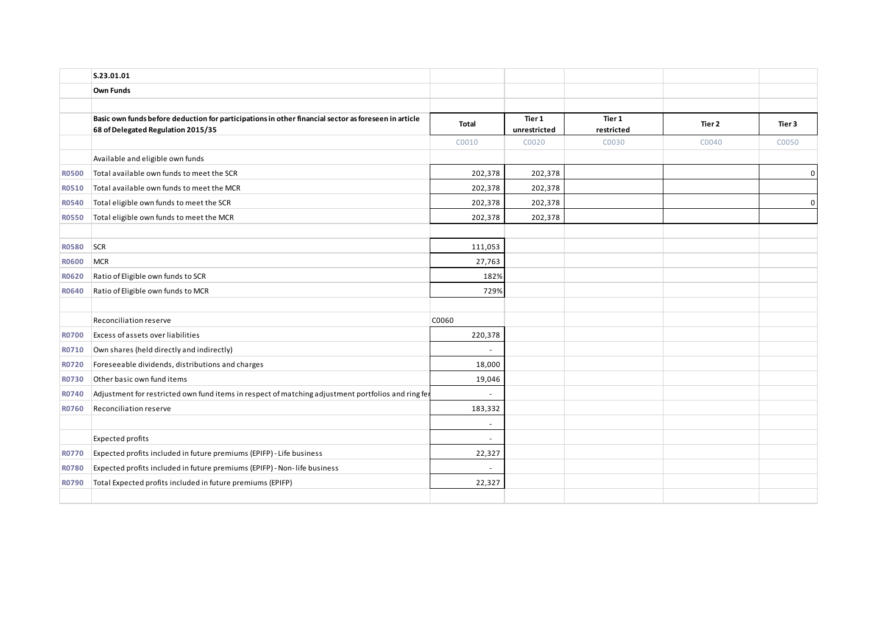| | S.23.01.01 | | | | | |
|---|---|---|---|---|---|---|
| | **Own Funds** | | | | | |
| | | | | | | |
| | **Basic own funds before deduction for participations in other financial sector as foreseen in article 68 of Delegated Regulation 2015/35** | **Total** | **Tier 1 unrestricted** | **Tier 1 restricted** | **Tier 2** | **Tier 3** |
| | | C0010 | C0020 | C0030 | C0040 | C0050 |
| | Available and eligible own funds | | | | | |
| R0500 | Total available own funds to meet the SCR | 202,378 | 202,378 | | | 0 |
| R0510 | Total available own funds to meet the MCR | 202,378 | 202,378 | | | |
| R0540 | Total eligible own funds to meet the SCR | 202,378 | 202,378 | | | 0 |
| R0550 | Total eligible own funds to meet the MCR | 202,378 | 202,378 | | | |
| | | | | | | |
| R0580 | SCR | 111,053 | | | | |
| R0600 | MCR | 27,763 | | | | |
| R0620 | Ratio of Eligible own funds to SCR | 182% | | | | |
| R0640 | Ratio of Eligible own funds to MCR | 729% | | | | |
| | | | | | | |
| | Reconciliation reserve | C0060 | | | | |
| R0700 | Excess of assets over liabilities | 220,378 | | | | |
| R0710 | Own shares (held directly and indirectly) | - | | | | |
| R0720 | Foreseeable dividends, distributions and charges | 18,000 | | | | |
| R0730 | Other basic own fund items | 19,046 | | | | |
| R0740 | Adjustment for restricted own fund items in respect of matching adjustment portfolios and ring fe | - | | | | |
| R0760 | Reconciliation reserve | 183,332 | | | | |
| | | - | | | | |
| | Expected profits | - | | | | |
| R0770 | Expected profits included in future premiums (EPIFP) - Life business | 22,327 | | | | |
| R0780 | Expected profits included in future premiums (EPIFP) - Non- life business | - | | | | |
| R0790 | Total Expected profits included in future premiums (EPIFP) | 22,327 | | | | |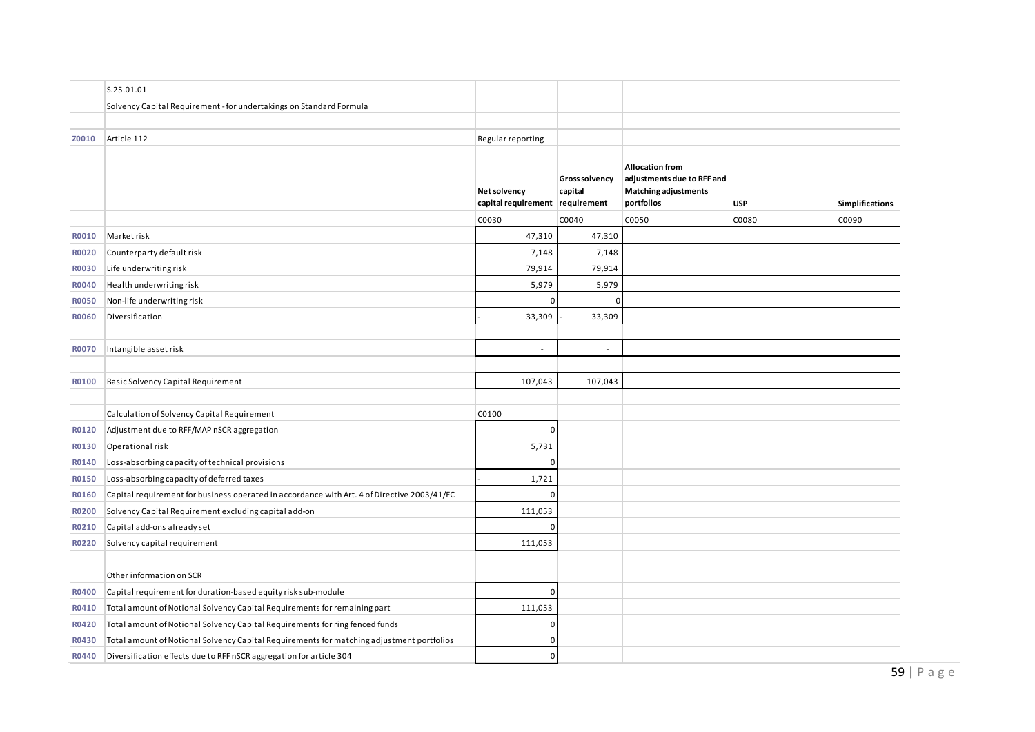S.25.01.01

Solvency Capital Requirement - for undertakings on Standard Formula

| | | | | | | |
|---|---|---|---|---|---|---|
| Z0010 | Article 112 | Regular reporting | | | | |
| | | **Net solvency capital requirement** | **Gross solvency capital requirement** | **Allocation from adjustments due to RFF and Matching adjustments portfolios** | **USP** | **Simplifications** |
| | | C0030 | C0040 | C0050 | C0080 | C0090 |
| R0010 | Market risk | 47,310 | 47,310 | | | |
| R0020 | Counterparty default risk | 7,148 | 7,148 | | | |
| R0030 | Life underwriting risk | 79,914 | 79,914 | | | |
| R0040 | Health underwriting risk | 5,979 | 5,979 | | | |
| R0050 | Non-life underwriting risk | 0 | 0 | | | |
| R0060 | Diversification | - 33,309 | - 33,309 | | | |
| R0070 | Intangible asset risk | - | - | | | |
| R0100 | Basic Solvency Capital Requirement | 107,043 | 107,043 | | | |

| | Calculation of Solvency Capital Requirement | C0100 |
|---|---|---|
| R0120 | Adjustment due to RFF/MAP nSCR aggregation | 0 |
| R0130 | Operational risk | 5,731 |
| R0140 | Loss-absorbing capacity of technical provisions | 0 |
| R0150 | Loss-absorbing capacity of deferred taxes | - 1,721 |
| R0160 | Capital requirement for business operated in accordance with Art. 4 of Directive 2003/41/EC | 0 |
| R0200 | Solvency Capital Requirement excluding capital add-on | 111,053 |
| R0210 | Capital add-ons already set | 0 |
| R0220 | Solvency capital requirement | 111,053 |
| | **Other information on SCR** | |
| R0400 | Capital requirement for duration-based equity risk sub-module | 0 |
| R0410 | Total amount of Notional Solvency Capital Requirements for remaining part | 111,053 |
| R0420 | Total amount of Notional Solvency Capital Requirements for ring fenced funds | 0 |
| R0430 | Total amount of Notional Solvency Capital Requirements for matching adjustment portfolios | 0 |
| R0440 | Diversification effects due to RFF nSCR aggregation for article 304 | 0 |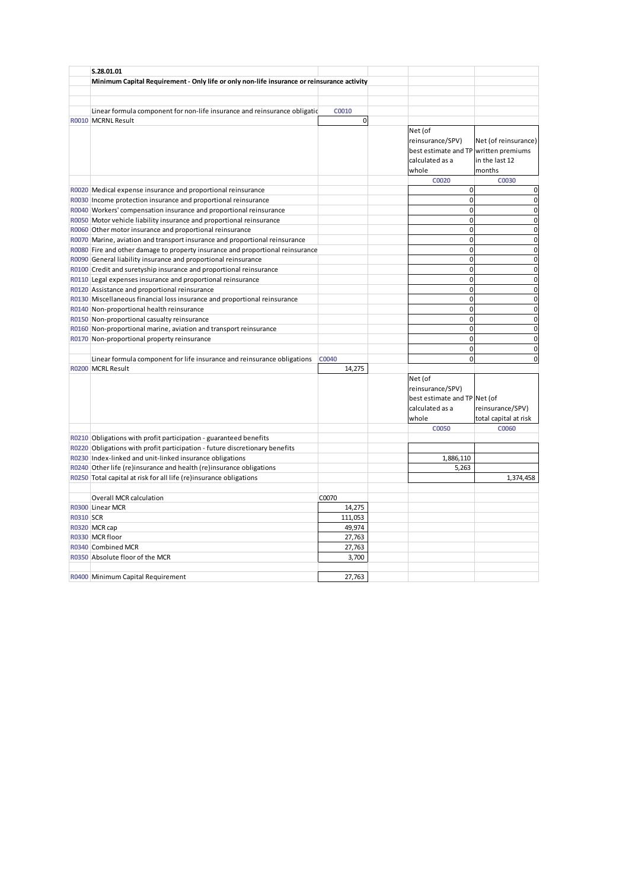**S.28.01.01**

**Minimum Capital Requirement - Only life or only non-life insurance or reinsurance activity**

| | | | | |
|---|---|---|---|---|
| | Linear formula component for non-life insurance and reinsurance obligatio | C0010 | | |
| R0010 | MCRNL Result | 0 | | |
| | | | Net (of reinsurance/SPV) best estimate and TP calculated as a whole | Net (of reinsurance) written premiums in the last 12 months |
| | | | C0020 | C0030 |
| R0020 | Medical expense insurance and proportional reinsurance | | 0 | 0 |
| R0030 | Income protection insurance and proportional reinsurance | | 0 | 0 |
| R0040 | Workers' compensation insurance and proportional reinsurance | | 0 | 0 |
| R0050 | Motor vehicle liability insurance and proportional reinsurance | | 0 | 0 |
| R0060 | Other motor insurance and proportional reinsurance | | 0 | 0 |
| R0070 | Marine, aviation and transport insurance and proportional reinsurance | | 0 | 0 |
| R0080 | Fire and other damage to property insurance and proportional reinsurance | | 0 | 0 |
| R0090 | General liability insurance and proportional reinsurance | | 0 | 0 |
| R0100 | Credit and suretyship insurance and proportional reinsurance | | 0 | 0 |
| R0110 | Legal expenses insurance and proportional reinsurance | | 0 | 0 |
| R0120 | Assistance and proportional reinsurance | | 0 | 0 |
| R0130 | Miscellaneous financial loss insurance and proportional reinsurance | | 0 | 0 |
| R0140 | Non-proportional health reinsurance | | 0 | 0 |
| R0150 | Non-proportional casualty reinsurance | | 0 | 0 |
| R0160 | Non-proportional marine, aviation and transport reinsurance | | 0 | 0 |
| R0170 | Non-proportional property reinsurance | | 0 | 0 |
| | | | 0 | 0 |
| | Linear formula component for life insurance and reinsurance obligations | C0040 | 0 | 0 |
| R0200 | MCRL Result | 14,275 | | |
| | | | Net (of reinsurance/SPV) best estimate and TP calculated as a whole | Net (of reinsurance/SPV) total capital at risk |
| | | | C0050 | C0060 |
| R0210 | Obligations with profit participation - guaranteed benefits | | | |
| R0220 | Obligations with profit participation - future discretionary benefits | | | |
| R0230 | Index-linked and unit-linked insurance obligations | | 1,886,110 | |
| R0240 | Other life (re)insurance and health (re)insurance obligations | | 5,263 | |
| R0250 | Total capital at risk for all life (re)insurance obligations | | | 1,374,458 |
| | | | | |
| | Overall MCR calculation | C0070 | | |
| R0300 | Linear MCR | 14,275 | | |
| R0310 | SCR | 111,053 | | |
| R0320 | MCR cap | 49,974 | | |
| R0330 | MCR floor | 27,763 | | |
| R0340 | Combined MCR | 27,763 | | |
| R0350 | Absolute floor of the MCR | 3,700 | | |
| | | | | |
| R0400 | Minimum Capital Requirement | 27,763 | | |